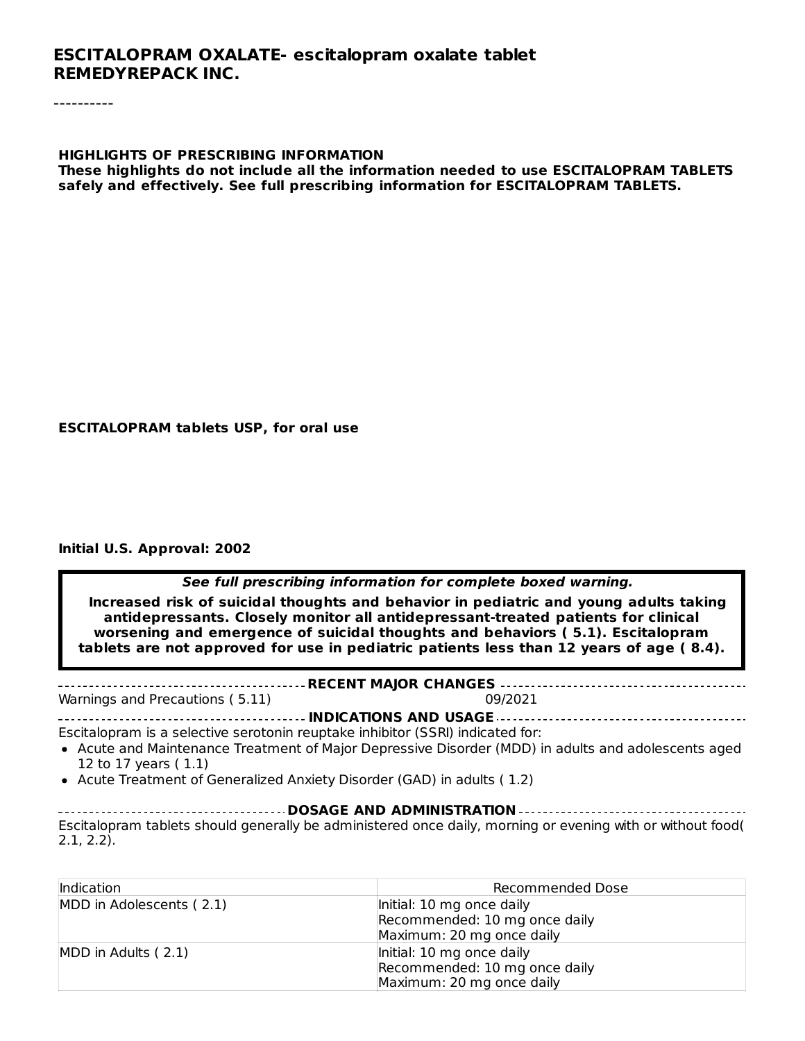# ESCITALOPRAM OXALATE- escitalopram oxalate tablet
## REMEDYREPACK INC.

----------

**HIGHLIGHTS OF PRESCRIBING INFORMATION**
**These highlights do not include all the information needed to use ESCITALOPRAM TABLETS safely and effectively. See full prescribing information for ESCITALOPRAM TABLETS.**

**ESCITALOPRAM tablets USP, for oral use**

**Initial U.S. Approval: 2002**

> ***See full prescribing information for complete boxed warning.***
>
> **Increased risk of suicidal thoughts and behavior in pediatric and young adults taking antidepressants. Closely monitor all antidepressant-treated patients for clinical worsening and emergence of suicidal thoughts and behaviors ( 5.1). Escitalopram tablets are not approved for use in pediatric patients less than 12 years of age ( 8.4).**

**RECENT MAJOR CHANGES**

Warnings and Precautions ( 5.11) 09/2021

**INDICATIONS AND USAGE**

Escitalopram is a selective serotonin reuptake inhibitor (SSRI) indicated for:

- Acute and Maintenance Treatment of Major Depressive Disorder (MDD) in adults and adolescents aged 12 to 17 years ( 1.1)
- Acute Treatment of Generalized Anxiety Disorder (GAD) in adults ( 1.2)

**DOSAGE AND ADMINISTRATION**

Escitalopram tablets should generally be administered once daily, morning or evening with or without food( 2.1, 2.2).

| Indication | Recommended Dose |
| --- | --- |
| MDD in Adolescents ( 2.1) | Initial: 10 mg once daily<br>Recommended: 10 mg once daily<br>Maximum: 20 mg once daily |
| MDD in Adults ( 2.1) | Initial: 10 mg once daily<br>Recommended: 10 mg once daily<br>Maximum: 20 mg once daily |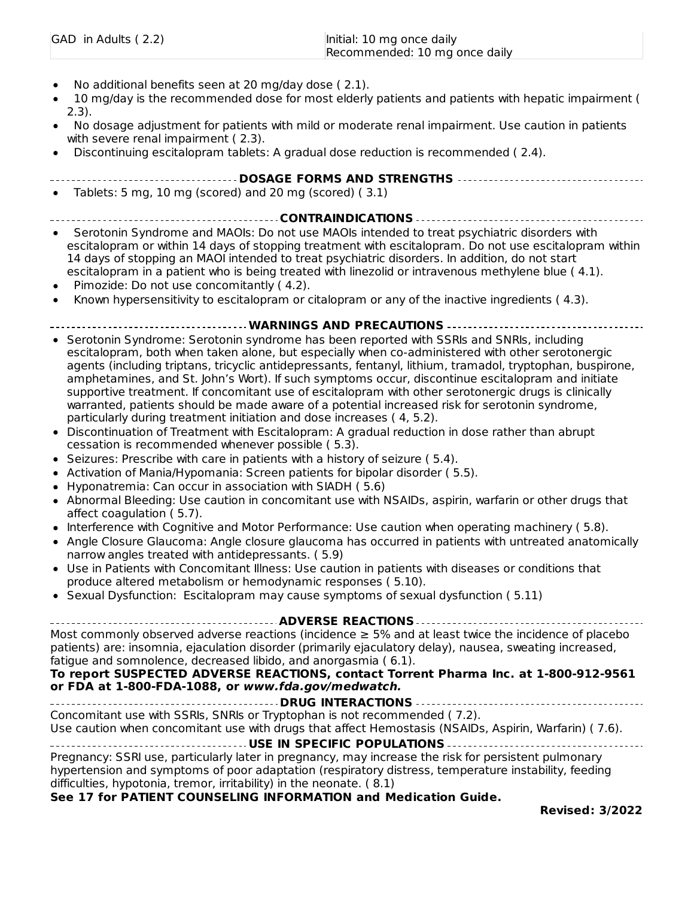| GAD in Adults ( 2.2) | Initial: 10 mg once daily<br>Recommended: 10 mg once daily |
|---|---|

- No additional benefits seen at 20 mg/day dose ( 2.1).
- 10 mg/day is the recommended dose for most elderly patients and patients with hepatic impairment ( 2.3).
- No dosage adjustment for patients with mild or moderate renal impairment. Use caution in patients with severe renal impairment ( 2.3).
- Discontinuing escitalopram tablets: A gradual dose reduction is recommended ( 2.4).

## DOSAGE FORMS AND STRENGTHS

- Tablets: 5 mg, 10 mg (scored) and 20 mg (scored) ( 3.1)

## CONTRAINDICATIONS

- Serotonin Syndrome and MAOIs: Do not use MAOIs intended to treat psychiatric disorders with escitalopram or within 14 days of stopping treatment with escitalopram. Do not use escitalopram within 14 days of stopping an MAOI intended to treat psychiatric disorders. In addition, do not start escitalopram in a patient who is being treated with linezolid or intravenous methylene blue ( 4.1).
- Pimozide: Do not use concomitantly ( 4.2).
- Known hypersensitivity to escitalopram or citalopram or any of the inactive ingredients ( 4.3).

## WARNINGS AND PRECAUTIONS

- Serotonin Syndrome: Serotonin syndrome has been reported with SSRIs and SNRIs, including escitalopram, both when taken alone, but especially when co-administered with other serotonergic agents (including triptans, tricyclic antidepressants, fentanyl, lithium, tramadol, tryptophan, buspirone, amphetamines, and St. John's Wort). If such symptoms occur, discontinue escitalopram and initiate supportive treatment. If concomitant use of escitalopram with other serotonergic drugs is clinically warranted, patients should be made aware of a potential increased risk for serotonin syndrome, particularly during treatment initiation and dose increases ( 4, 5.2).
- Discontinuation of Treatment with Escitalopram: A gradual reduction in dose rather than abrupt cessation is recommended whenever possible ( 5.3).
- Seizures: Prescribe with care in patients with a history of seizure ( 5.4).
- Activation of Mania/Hypomania: Screen patients for bipolar disorder ( 5.5).
- Hyponatremia: Can occur in association with SIADH ( 5.6)
- Abnormal Bleeding: Use caution in concomitant use with NSAIDs, aspirin, warfarin or other drugs that affect coagulation ( 5.7).
- Interference with Cognitive and Motor Performance: Use caution when operating machinery ( 5.8).
- Angle Closure Glaucoma: Angle closure glaucoma has occurred in patients with untreated anatomically narrow angles treated with antidepressants. ( 5.9)
- Use in Patients with Concomitant Illness: Use caution in patients with diseases or conditions that produce altered metabolism or hemodynamic responses ( 5.10).
- Sexual Dysfunction: Escitalopram may cause symptoms of sexual dysfunction ( 5.11)

## ADVERSE REACTIONS

Most commonly observed adverse reactions (incidence ≥ 5% and at least twice the incidence of placebo patients) are: insomnia, ejaculation disorder (primarily ejaculatory delay), nausea, sweating increased, fatigue and somnolence, decreased libido, and anorgasmia ( 6.1).

**To report SUSPECTED ADVERSE REACTIONS, contact Torrent Pharma Inc. at 1-800-912-9561 or FDA at 1-800-FDA-1088, or *www.fda.gov/medwatch.***

## DRUG INTERACTIONS

Concomitant use with SSRIs, SNRIs or Tryptophan is not recommended ( 7.2).
Use caution when concomitant use with drugs that affect Hemostasis (NSAIDs, Aspirin, Warfarin) ( 7.6).

## USE IN SPECIFIC POPULATIONS

Pregnancy: SSRI use, particularly later in pregnancy, may increase the risk for persistent pulmonary hypertension and symptoms of poor adaptation (respiratory distress, temperature instability, feeding difficulties, hypotonia, tremor, irritability) in the neonate. ( 8.1)

**See 17 for PATIENT COUNSELING INFORMATION and Medication Guide.**

**Revised: 3/2022**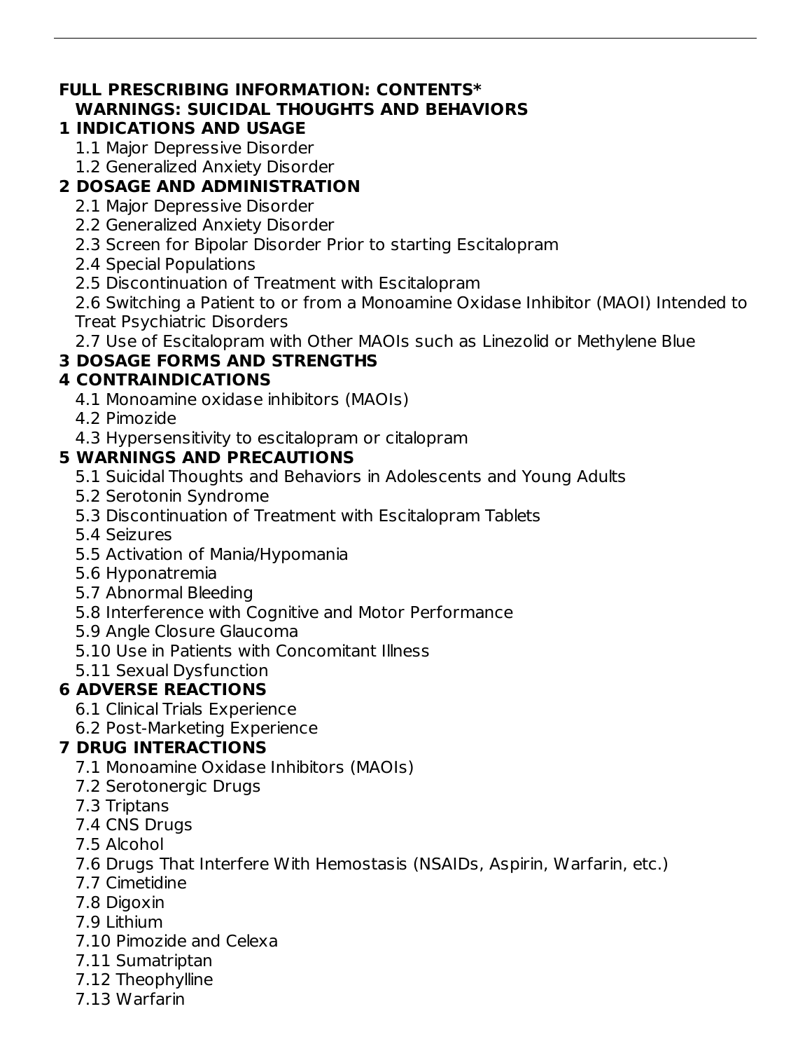**FULL PRESCRIBING INFORMATION: CONTENTS***

**WARNINGS: SUICIDAL THOUGHTS AND BEHAVIORS**

**1 INDICATIONS AND USAGE**

- 1.1 Major Depressive Disorder
- 1.2 Generalized Anxiety Disorder

**2 DOSAGE AND ADMINISTRATION**

- 2.1 Major Depressive Disorder
- 2.2 Generalized Anxiety Disorder
- 2.3 Screen for Bipolar Disorder Prior to starting Escitalopram
- 2.4 Special Populations
- 2.5 Discontinuation of Treatment with Escitalopram
- 2.6 Switching a Patient to or from a Monoamine Oxidase Inhibitor (MAOI) Intended to Treat Psychiatric Disorders
- 2.7 Use of Escitalopram with Other MAOIs such as Linezolid or Methylene Blue

**3 DOSAGE FORMS AND STRENGTHS**

**4 CONTRAINDICATIONS**

- 4.1 Monoamine oxidase inhibitors (MAOIs)
- 4.2 Pimozide
- 4.3 Hypersensitivity to escitalopram or citalopram

**5 WARNINGS AND PRECAUTIONS**

- 5.1 Suicidal Thoughts and Behaviors in Adolescents and Young Adults
- 5.2 Serotonin Syndrome
- 5.3 Discontinuation of Treatment with Escitalopram Tablets
- 5.4 Seizures
- 5.5 Activation of Mania/Hypomania
- 5.6 Hyponatremia
- 5.7 Abnormal Bleeding
- 5.8 Interference with Cognitive and Motor Performance
- 5.9 Angle Closure Glaucoma
- 5.10 Use in Patients with Concomitant Illness
- 5.11 Sexual Dysfunction

**6 ADVERSE REACTIONS**

- 6.1 Clinical Trials Experience
- 6.2 Post-Marketing Experience

**7 DRUG INTERACTIONS**

- 7.1 Monoamine Oxidase Inhibitors (MAOIs)
- 7.2 Serotonergic Drugs
- 7.3 Triptans
- 7.4 CNS Drugs
- 7.5 Alcohol
- 7.6 Drugs That Interfere With Hemostasis (NSAIDs, Aspirin, Warfarin, etc.)
- 7.7 Cimetidine
- 7.8 Digoxin
- 7.9 Lithium
- 7.10 Pimozide and Celexa
- 7.11 Sumatriptan
- 7.12 Theophylline
- 7.13 Warfarin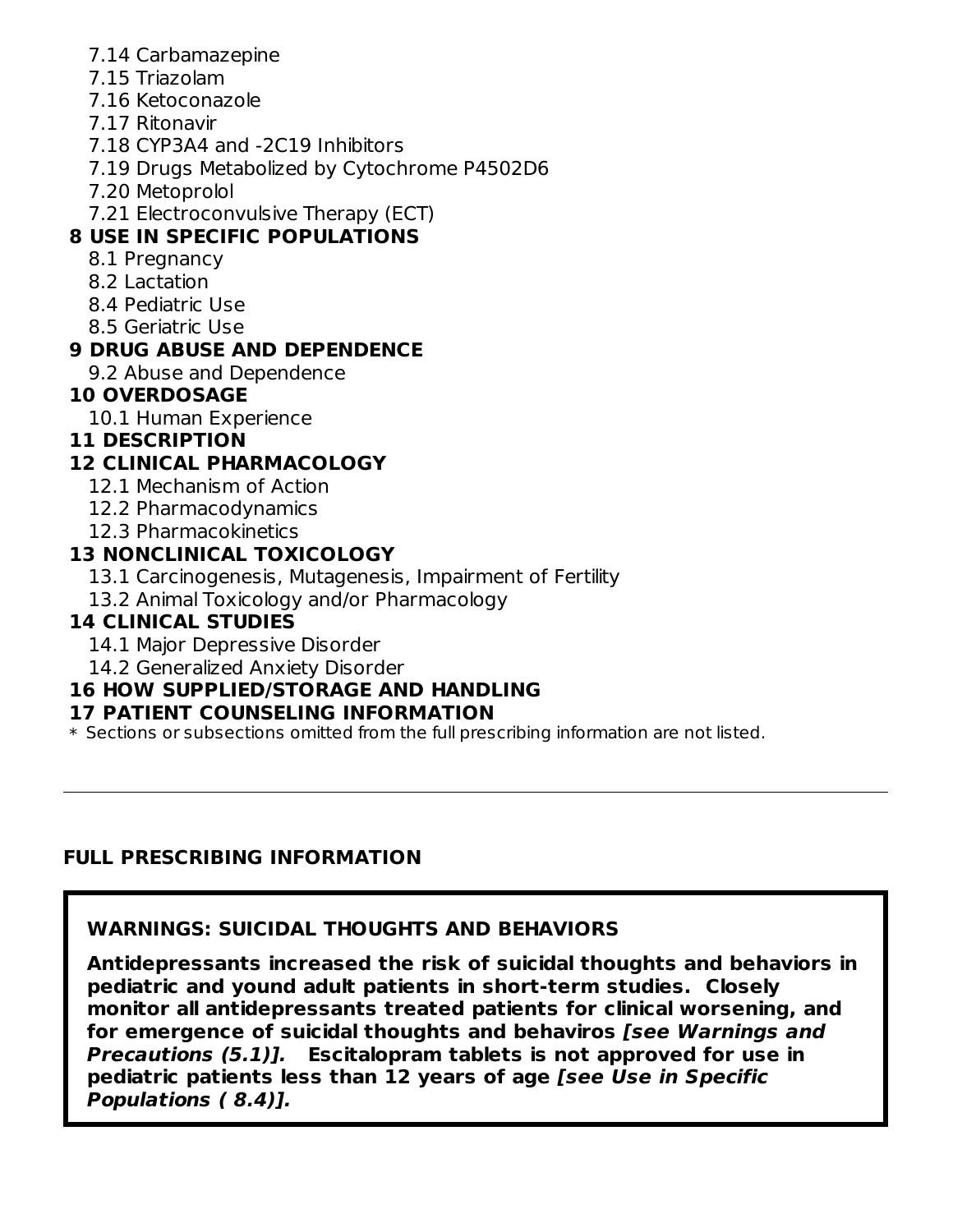7.14 Carbamazepine
7.15 Triazolam
7.16 Ketoconazole
7.17 Ritonavir
7.18 CYP3A4 and -2C19 Inhibitors
7.19 Drugs Metabolized by Cytochrome P4502D6
7.20 Metoprolol
7.21 Electroconvulsive Therapy (ECT)

**8 USE IN SPECIFIC POPULATIONS**

8.1 Pregnancy
8.2 Lactation
8.4 Pediatric Use
8.5 Geriatric Use

**9 DRUG ABUSE AND DEPENDENCE**

9.2 Abuse and Dependence

**10 OVERDOSAGE**

10.1 Human Experience

**11 DESCRIPTION**

**12 CLINICAL PHARMACOLOGY**

12.1 Mechanism of Action
12.2 Pharmacodynamics
12.3 Pharmacokinetics

**13 NONCLINICAL TOXICOLOGY**

13.1 Carcinogenesis, Mutagenesis, Impairment of Fertility
13.2 Animal Toxicology and/or Pharmacology

**14 CLINICAL STUDIES**

14.1 Major Depressive Disorder
14.2 Generalized Anxiety Disorder

**16 HOW SUPPLIED/STORAGE AND HANDLING**

**17 PATIENT COUNSELING INFORMATION**

* Sections or subsections omitted from the full prescribing information are not listed.

---

## FULL PRESCRIBING INFORMATION

**WARNINGS: SUICIDAL THOUGHTS AND BEHAVIORS**

**Antidepressants increased the risk of suicidal thoughts and behaviors in pediatric and yound adult patients in short-term studies. Closely monitor all antidepressants treated patients for clinical worsening, and for emergence of suicidal thoughts and behaviros *[see Warnings and Precautions (5.1)].* Escitalopram tablets is not approved for use in pediatric patients less than 12 years of age *[see Use in Specific Populations ( 8.4)].***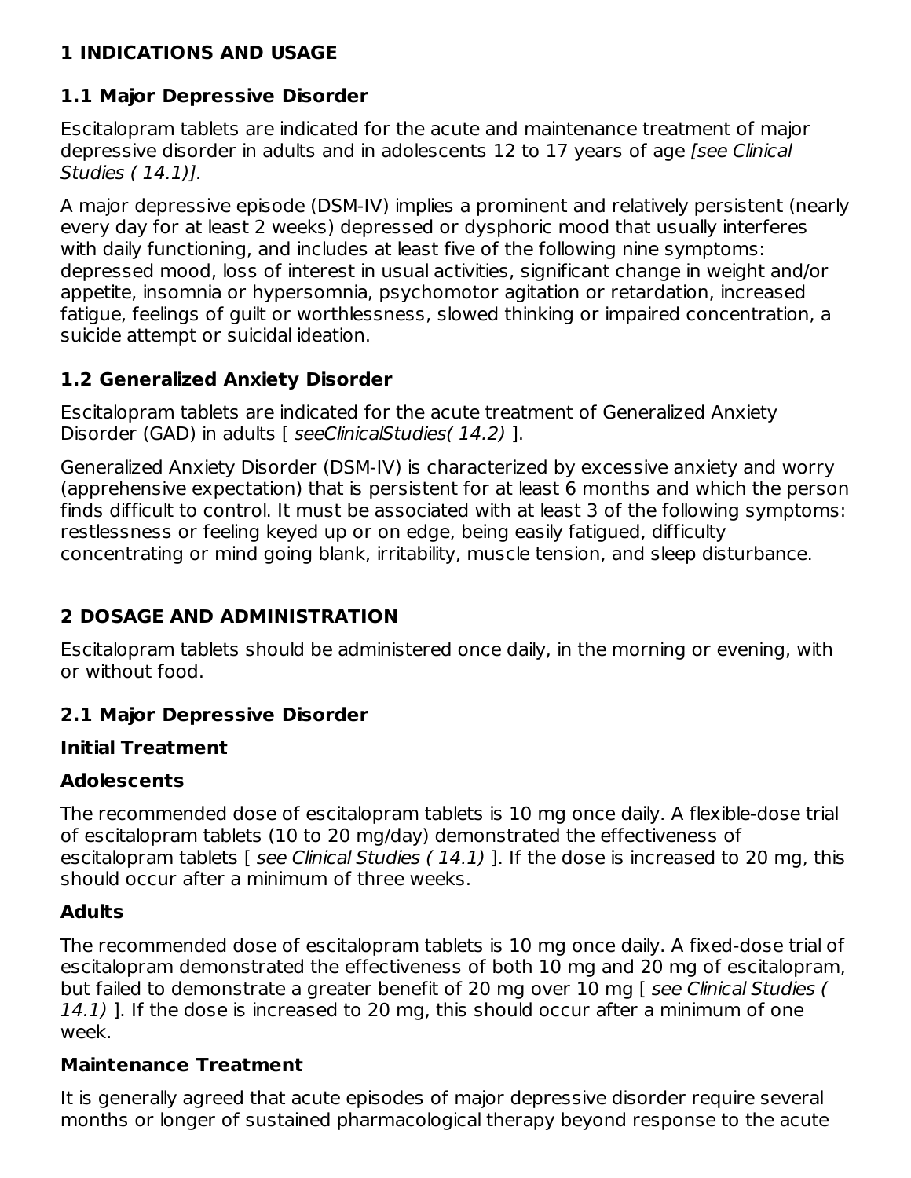# 1 INDICATIONS AND USAGE

## 1.1 Major Depressive Disorder

Escitalopram tablets are indicated for the acute and maintenance treatment of major depressive disorder in adults and in adolescents 12 to 17 years of age *[see Clinical Studies ( 14.1)].*

A major depressive episode (DSM-IV) implies a prominent and relatively persistent (nearly every day for at least 2 weeks) depressed or dysphoric mood that usually interferes with daily functioning, and includes at least five of the following nine symptoms: depressed mood, loss of interest in usual activities, significant change in weight and/or appetite, insomnia or hypersomnia, psychomotor agitation or retardation, increased fatigue, feelings of guilt or worthlessness, slowed thinking or impaired concentration, a suicide attempt or suicidal ideation.

## 1.2 Generalized Anxiety Disorder

Escitalopram tablets are indicated for the acute treatment of Generalized Anxiety Disorder (GAD) in adults [ *seeClinicalStudies( 14.2)* ].

Generalized Anxiety Disorder (DSM-IV) is characterized by excessive anxiety and worry (apprehensive expectation) that is persistent for at least 6 months and which the person finds difficult to control. It must be associated with at least 3 of the following symptoms: restlessness or feeling keyed up or on edge, being easily fatigued, difficulty concentrating or mind going blank, irritability, muscle tension, and sleep disturbance.

# 2 DOSAGE AND ADMINISTRATION

Escitalopram tablets should be administered once daily, in the morning or evening, with or without food.

## 2.1 Major Depressive Disorder

### Initial Treatment

### Adolescents

The recommended dose of escitalopram tablets is 10 mg once daily. A flexible-dose trial of escitalopram tablets (10 to 20 mg/day) demonstrated the effectiveness of escitalopram tablets [ *see Clinical Studies ( 14.1)* ]. If the dose is increased to 20 mg, this should occur after a minimum of three weeks.

### Adults

The recommended dose of escitalopram tablets is 10 mg once daily. A fixed-dose trial of escitalopram demonstrated the effectiveness of both 10 mg and 20 mg of escitalopram, but failed to demonstrate a greater benefit of 20 mg over 10 mg [ *see Clinical Studies ( 14.1)* ]. If the dose is increased to 20 mg, this should occur after a minimum of one week.

### Maintenance Treatment

It is generally agreed that acute episodes of major depressive disorder require several months or longer of sustained pharmacological therapy beyond response to the acute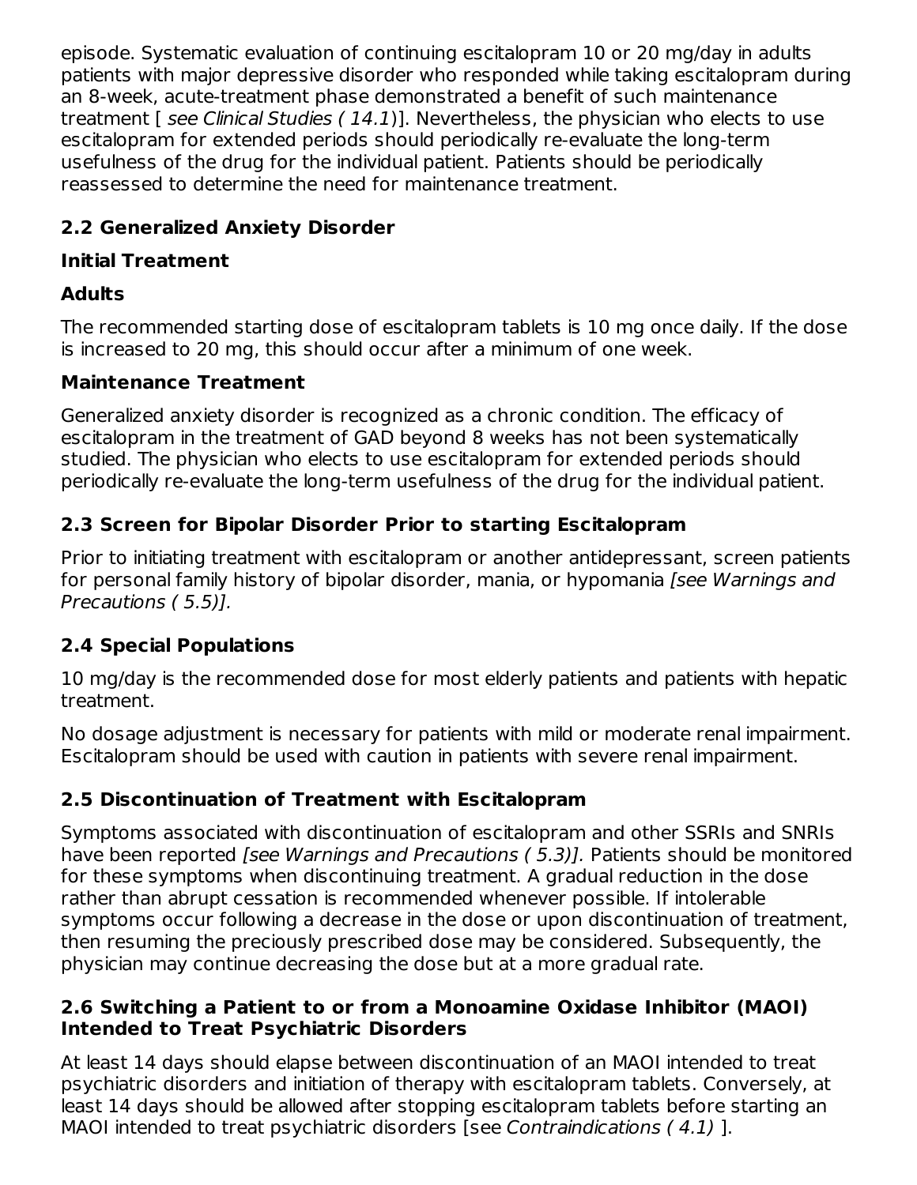episode. Systematic evaluation of continuing escitalopram 10 or 20 mg/day in adults patients with major depressive disorder who responded while taking escitalopram during an 8-week, acute-treatment phase demonstrated a benefit of such maintenance treatment [ *see Clinical Studies ( 14.1*)]. Nevertheless, the physician who elects to use escitalopram for extended periods should periodically re-evaluate the long-term usefulness of the drug for the individual patient. Patients should be periodically reassessed to determine the need for maintenance treatment.

## 2.2 Generalized Anxiety Disorder

### Initial Treatment

### Adults

The recommended starting dose of escitalopram tablets is 10 mg once daily. If the dose is increased to 20 mg, this should occur after a minimum of one week.

### Maintenance Treatment

Generalized anxiety disorder is recognized as a chronic condition. The efficacy of escitalopram in the treatment of GAD beyond 8 weeks has not been systematically studied. The physician who elects to use escitalopram for extended periods should periodically re-evaluate the long-term usefulness of the drug for the individual patient.

## 2.3 Screen for Bipolar Disorder Prior to starting Escitalopram

Prior to initiating treatment with escitalopram or another antidepressant, screen patients for personal family history of bipolar disorder, mania, or hypomania *[see Warnings and Precautions ( 5.5)].*

## 2.4 Special Populations

10 mg/day is the recommended dose for most elderly patients and patients with hepatic treatment.

No dosage adjustment is necessary for patients with mild or moderate renal impairment. Escitalopram should be used with caution in patients with severe renal impairment.

## 2.5 Discontinuation of Treatment with Escitalopram

Symptoms associated with discontinuation of escitalopram and other SSRIs and SNRIs have been reported *[see Warnings and Precautions ( 5.3)].* Patients should be monitored for these symptoms when discontinuing treatment. A gradual reduction in the dose rather than abrupt cessation is recommended whenever possible. If intolerable symptoms occur following a decrease in the dose or upon discontinuation of treatment, then resuming the preciously prescribed dose may be considered. Subsequently, the physician may continue decreasing the dose but at a more gradual rate.

## 2.6 Switching a Patient to or from a Monoamine Oxidase Inhibitor (MAOI) Intended to Treat Psychiatric Disorders

At least 14 days should elapse between discontinuation of an MAOI intended to treat psychiatric disorders and initiation of therapy with escitalopram tablets. Conversely, at least 14 days should be allowed after stopping escitalopram tablets before starting an MAOI intended to treat psychiatric disorders [see *Contraindications ( 4.1)* ].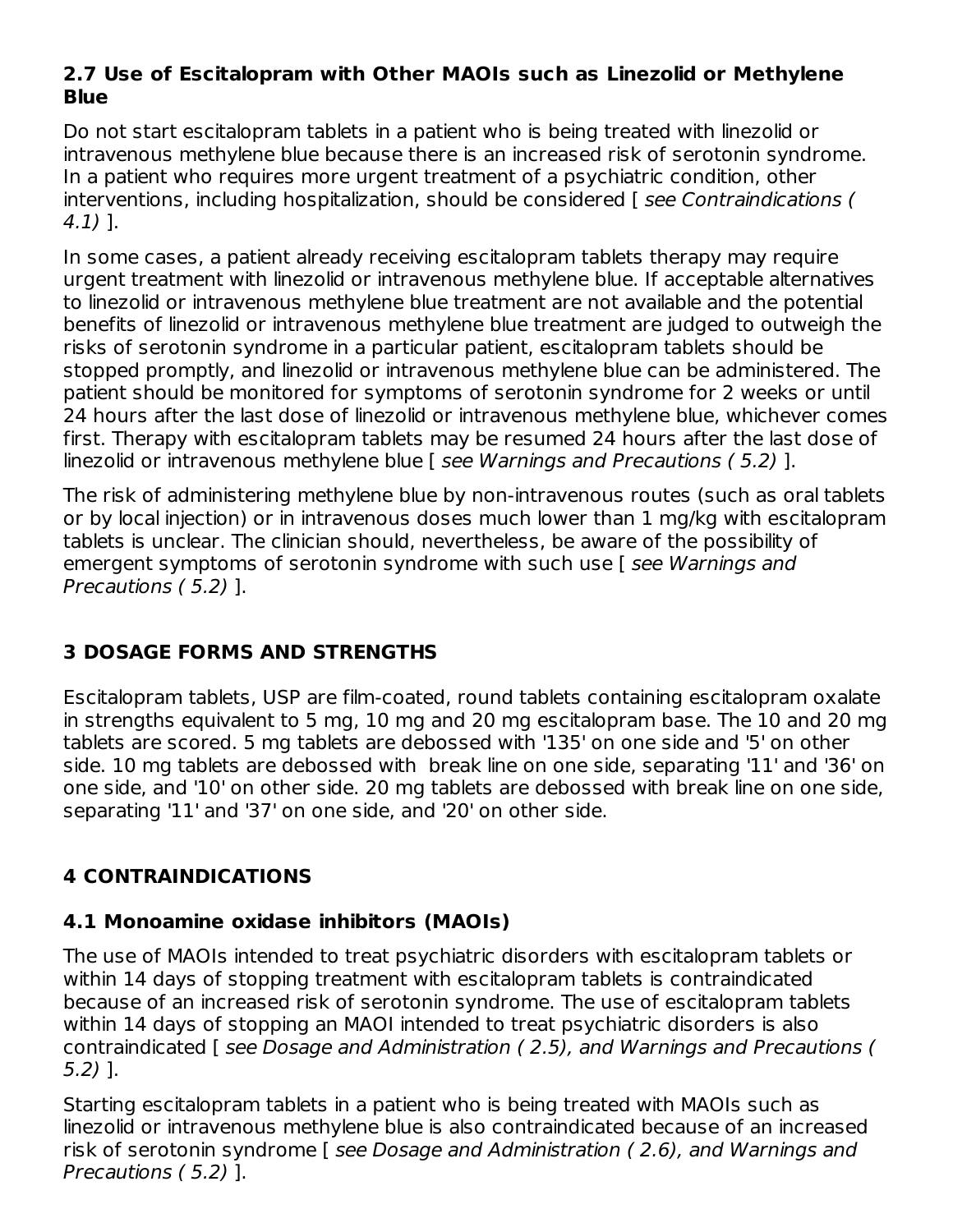### 2.7 Use of Escitalopram with Other MAOIs such as Linezolid or Methylene Blue

Do not start escitalopram tablets in a patient who is being treated with linezolid or intravenous methylene blue because there is an increased risk of serotonin syndrome. In a patient who requires more urgent treatment of a psychiatric condition, other interventions, including hospitalization, should be considered [ *see Contraindications ( 4.1)* ].

In some cases, a patient already receiving escitalopram tablets therapy may require urgent treatment with linezolid or intravenous methylene blue. If acceptable alternatives to linezolid or intravenous methylene blue treatment are not available and the potential benefits of linezolid or intravenous methylene blue treatment are judged to outweigh the risks of serotonin syndrome in a particular patient, escitalopram tablets should be stopped promptly, and linezolid or intravenous methylene blue can be administered. The patient should be monitored for symptoms of serotonin syndrome for 2 weeks or until 24 hours after the last dose of linezolid or intravenous methylene blue, whichever comes first. Therapy with escitalopram tablets may be resumed 24 hours after the last dose of linezolid or intravenous methylene blue [ *see Warnings and Precautions ( 5.2)* ].

The risk of administering methylene blue by non-intravenous routes (such as oral tablets or by local injection) or in intravenous doses much lower than 1 mg/kg with escitalopram tablets is unclear. The clinician should, nevertheless, be aware of the possibility of emergent symptoms of serotonin syndrome with such use [ *see Warnings and Precautions ( 5.2)* ].

## 3 DOSAGE FORMS AND STRENGTHS

Escitalopram tablets, USP are film-coated, round tablets containing escitalopram oxalate in strengths equivalent to 5 mg, 10 mg and 20 mg escitalopram base. The 10 and 20 mg tablets are scored. 5 mg tablets are debossed with '135' on one side and '5' on other side. 10 mg tablets are debossed with break line on one side, separating '11' and '36' on one side, and '10' on other side. 20 mg tablets are debossed with break line on one side, separating '11' and '37' on one side, and '20' on other side.

## 4 CONTRAINDICATIONS

### 4.1 Monoamine oxidase inhibitors (MAOIs)

The use of MAOIs intended to treat psychiatric disorders with escitalopram tablets or within 14 days of stopping treatment with escitalopram tablets is contraindicated because of an increased risk of serotonin syndrome. The use of escitalopram tablets within 14 days of stopping an MAOI intended to treat psychiatric disorders is also contraindicated [ *see Dosage and Administration ( 2.5), and Warnings and Precautions ( 5.2)* ].

Starting escitalopram tablets in a patient who is being treated with MAOIs such as linezolid or intravenous methylene blue is also contraindicated because of an increased risk of serotonin syndrome [ *see Dosage and Administration ( 2.6), and Warnings and Precautions ( 5.2)* ].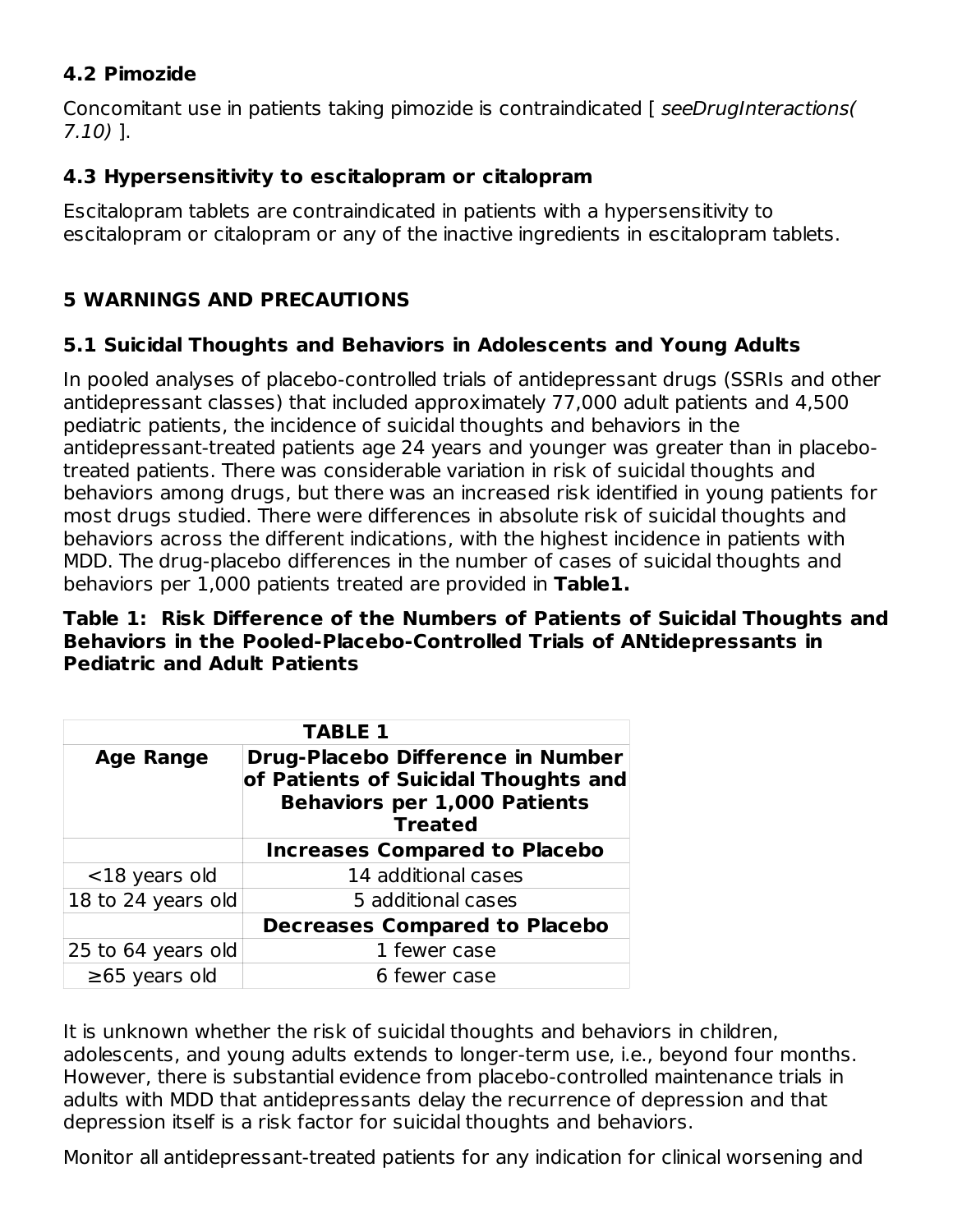### 4.2 Pimozide

Concomitant use in patients taking pimozide is contraindicated [ *seeDrugInteractions( 7.10)* ].

### 4.3 Hypersensitivity to escitalopram or citalopram

Escitalopram tablets are contraindicated in patients with a hypersensitivity to escitalopram or citalopram or any of the inactive ingredients in escitalopram tablets.

## 5 WARNINGS AND PRECAUTIONS

### 5.1 Suicidal Thoughts and Behaviors in Adolescents and Young Adults

In pooled analyses of placebo-controlled trials of antidepressant drugs (SSRIs and other antidepressant classes) that included approximately 77,000 adult patients and 4,500 pediatric patients, the incidence of suicidal thoughts and behaviors in the antidepressant-treated patients age 24 years and younger was greater than in placebo-treated patients. There was considerable variation in risk of suicidal thoughts and behaviors among drugs, but there was an increased risk identified in young patients for most drugs studied. There were differences in absolute risk of suicidal thoughts and behaviors across the different indications, with the highest incidence in patients with MDD. The drug-placebo differences in the number of cases of suicidal thoughts and behaviors per 1,000 patients treated are provided in **Table1.**

**Table 1: Risk Difference of the Numbers of Patients of Suicidal Thoughts and Behaviors in the Pooled-Placebo-Controlled Trials of ANtidepressants in Pediatric and Adult Patients**

| TABLE 1 | |
|---|---|
| **Age Range** | **Drug-Placebo Difference in Number of Patients of Suicidal Thoughts and Behaviors per 1,000 Patients Treated** |
| | **Increases Compared to Placebo** |
| <18 years old | 14 additional cases |
| 18 to 24 years old | 5 additional cases |
| | **Decreases Compared to Placebo** |
| 25 to 64 years old | 1 fewer case |
| ≥65 years old | 6 fewer case |

It is unknown whether the risk of suicidal thoughts and behaviors in children, adolescents, and young adults extends to longer-term use, i.e., beyond four months. However, there is substantial evidence from placebo-controlled maintenance trials in adults with MDD that antidepressants delay the recurrence of depression and that depression itself is a risk factor for suicidal thoughts and behaviors.

Monitor all antidepressant-treated patients for any indication for clinical worsening and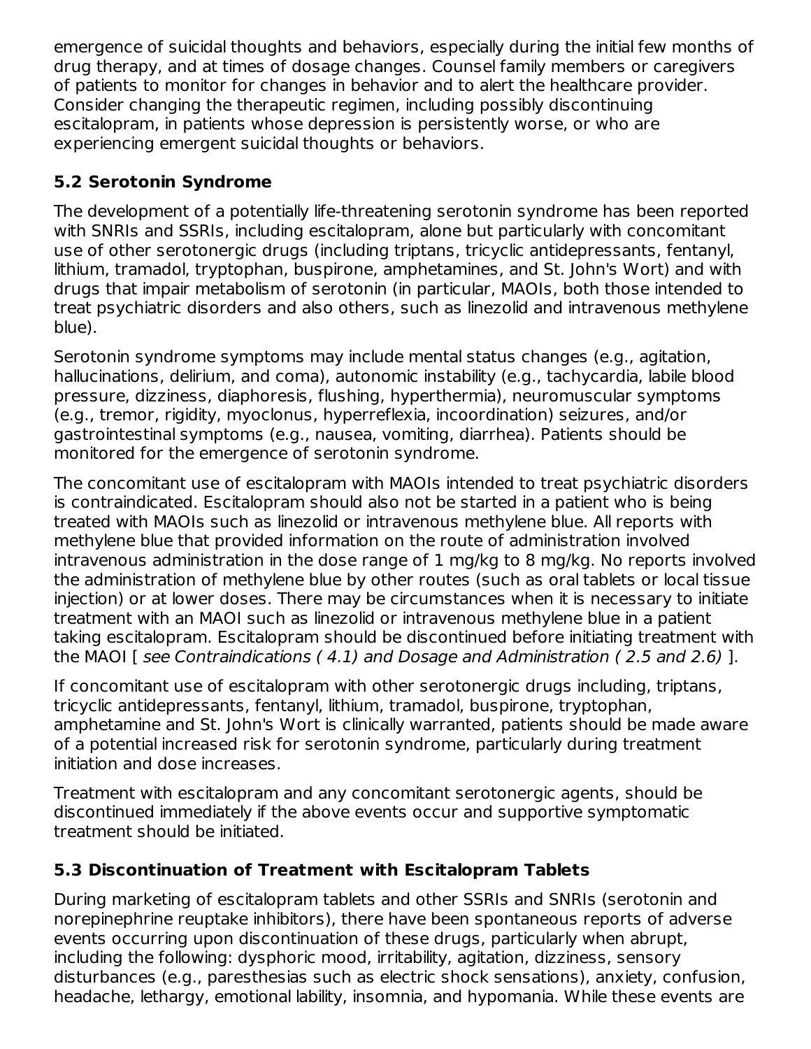emergence of suicidal thoughts and behaviors, especially during the initial few months of drug therapy, and at times of dosage changes. Counsel family members or caregivers of patients to monitor for changes in behavior and to alert the healthcare provider. Consider changing the therapeutic regimen, including possibly discontinuing escitalopram, in patients whose depression is persistently worse, or who are experiencing emergent suicidal thoughts or behaviors.

### 5.2 Serotonin Syndrome

The development of a potentially life-threatening serotonin syndrome has been reported with SNRIs and SSRIs, including escitalopram, alone but particularly with concomitant use of other serotonergic drugs (including triptans, tricyclic antidepressants, fentanyl, lithium, tramadol, tryptophan, buspirone, amphetamines, and St. John's Wort) and with drugs that impair metabolism of serotonin (in particular, MAOIs, both those intended to treat psychiatric disorders and also others, such as linezolid and intravenous methylene blue).

Serotonin syndrome symptoms may include mental status changes (e.g., agitation, hallucinations, delirium, and coma), autonomic instability (e.g., tachycardia, labile blood pressure, dizziness, diaphoresis, flushing, hyperthermia), neuromuscular symptoms (e.g., tremor, rigidity, myoclonus, hyperreflexia, incoordination) seizures, and/or gastrointestinal symptoms (e.g., nausea, vomiting, diarrhea). Patients should be monitored for the emergence of serotonin syndrome.

The concomitant use of escitalopram with MAOIs intended to treat psychiatric disorders is contraindicated. Escitalopram should also not be started in a patient who is being treated with MAOIs such as linezolid or intravenous methylene blue. All reports with methylene blue that provided information on the route of administration involved intravenous administration in the dose range of 1 mg/kg to 8 mg/kg. No reports involved the administration of methylene blue by other routes (such as oral tablets or local tissue injection) or at lower doses. There may be circumstances when it is necessary to initiate treatment with an MAOI such as linezolid or intravenous methylene blue in a patient taking escitalopram. Escitalopram should be discontinued before initiating treatment with the MAOI [ *see Contraindications ( 4.1) and Dosage and Administration ( 2.5 and 2.6)* ].

If concomitant use of escitalopram with other serotonergic drugs including, triptans, tricyclic antidepressants, fentanyl, lithium, tramadol, buspirone, tryptophan, amphetamine and St. John's Wort is clinically warranted, patients should be made aware of a potential increased risk for serotonin syndrome, particularly during treatment initiation and dose increases.

Treatment with escitalopram and any concomitant serotonergic agents, should be discontinued immediately if the above events occur and supportive symptomatic treatment should be initiated.

### 5.3 Discontinuation of Treatment with Escitalopram Tablets

During marketing of escitalopram tablets and other SSRIs and SNRIs (serotonin and norepinephrine reuptake inhibitors), there have been spontaneous reports of adverse events occurring upon discontinuation of these drugs, particularly when abrupt, including the following: dysphoric mood, irritability, agitation, dizziness, sensory disturbances (e.g., paresthesias such as electric shock sensations), anxiety, confusion, headache, lethargy, emotional lability, insomnia, and hypomania. While these events are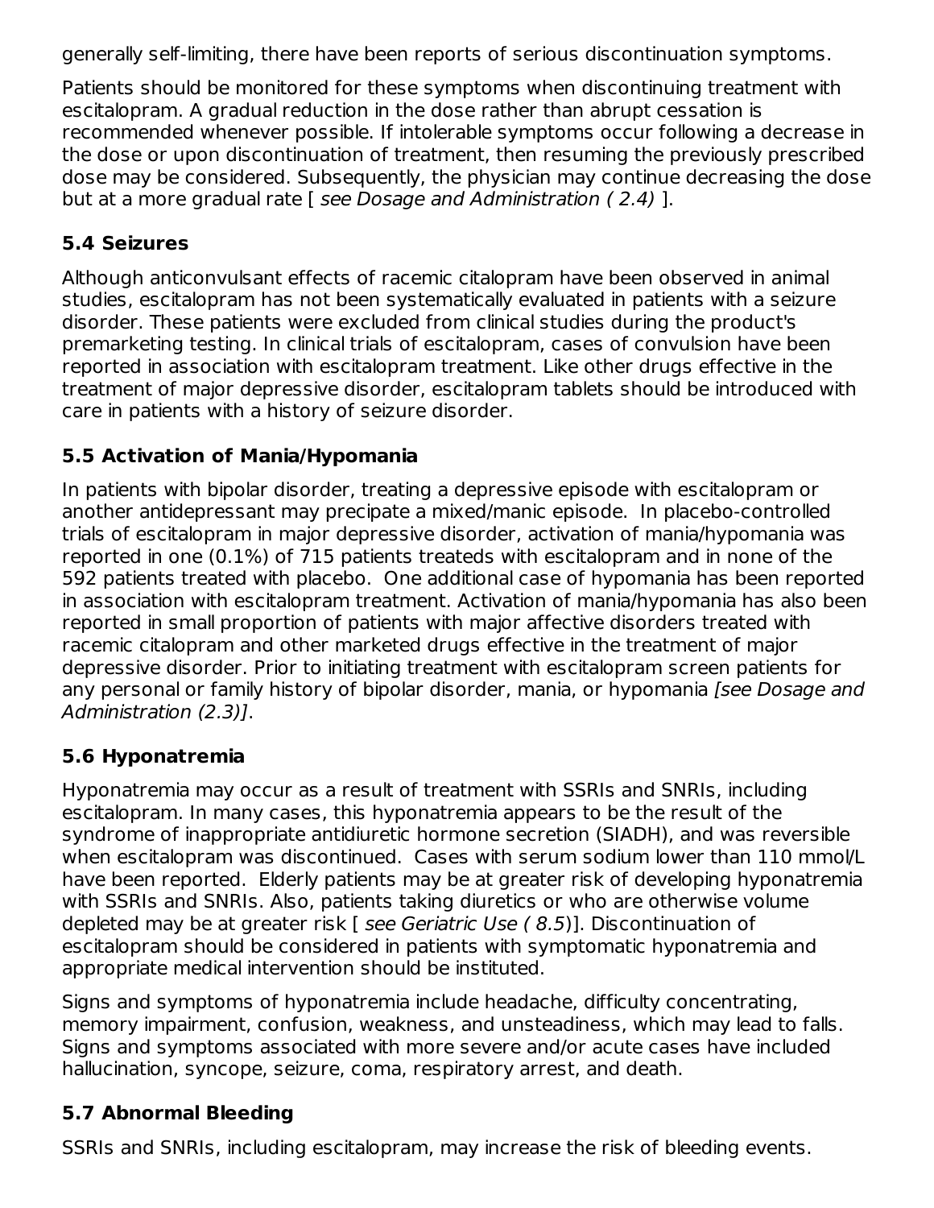generally self-limiting, there have been reports of serious discontinuation symptoms.

Patients should be monitored for these symptoms when discontinuing treatment with escitalopram. A gradual reduction in the dose rather than abrupt cessation is recommended whenever possible. If intolerable symptoms occur following a decrease in the dose or upon discontinuation of treatment, then resuming the previously prescribed dose may be considered. Subsequently, the physician may continue decreasing the dose but at a more gradual rate [ *see Dosage and Administration ( 2.4)* ].

### 5.4 Seizures

Although anticonvulsant effects of racemic citalopram have been observed in animal studies, escitalopram has not been systematically evaluated in patients with a seizure disorder. These patients were excluded from clinical studies during the product's premarketing testing. In clinical trials of escitalopram, cases of convulsion have been reported in association with escitalopram treatment. Like other drugs effective in the treatment of major depressive disorder, escitalopram tablets should be introduced with care in patients with a history of seizure disorder.

### 5.5 Activation of Mania/Hypomania

In patients with bipolar disorder, treating a depressive episode with escitalopram or another antidepressant may precipitate a mixed/manic episode. In placebo-controlled trials of escitalopram in major depressive disorder, activation of mania/hypomania was reported in one (0.1%) of 715 patients treateds with escitalopram and in none of the 592 patients treated with placebo. One additional case of hypomania has been reported in association with escitalopram treatment. Activation of mania/hypomania has also been reported in small proportion of patients with major affective disorders treated with racemic citalopram and other marketed drugs effective in the treatment of major depressive disorder. Prior to initiating treatment with escitalopram screen patients for any personal or family history of bipolar disorder, mania, or hypomania *[see Dosage and Administration (2.3)]*.

### 5.6 Hyponatremia

Hyponatremia may occur as a result of treatment with SSRIs and SNRIs, including escitalopram. In many cases, this hyponatremia appears to be the result of the syndrome of inappropriate antidiuretic hormone secretion (SIADH), and was reversible when escitalopram was discontinued. Cases with serum sodium lower than 110 mmol/L have been reported. Elderly patients may be at greater risk of developing hyponatremia with SSRIs and SNRIs. Also, patients taking diuretics or who are otherwise volume depleted may be at greater risk [ *see Geriatric Use ( 8.5*)]. Discontinuation of escitalopram should be considered in patients with symptomatic hyponatremia and appropriate medical intervention should be instituted.

Signs and symptoms of hyponatremia include headache, difficulty concentrating, memory impairment, confusion, weakness, and unsteadiness, which may lead to falls. Signs and symptoms associated with more severe and/or acute cases have included hallucination, syncope, seizure, coma, respiratory arrest, and death.

### 5.7 Abnormal Bleeding

SSRIs and SNRIs, including escitalopram, may increase the risk of bleeding events.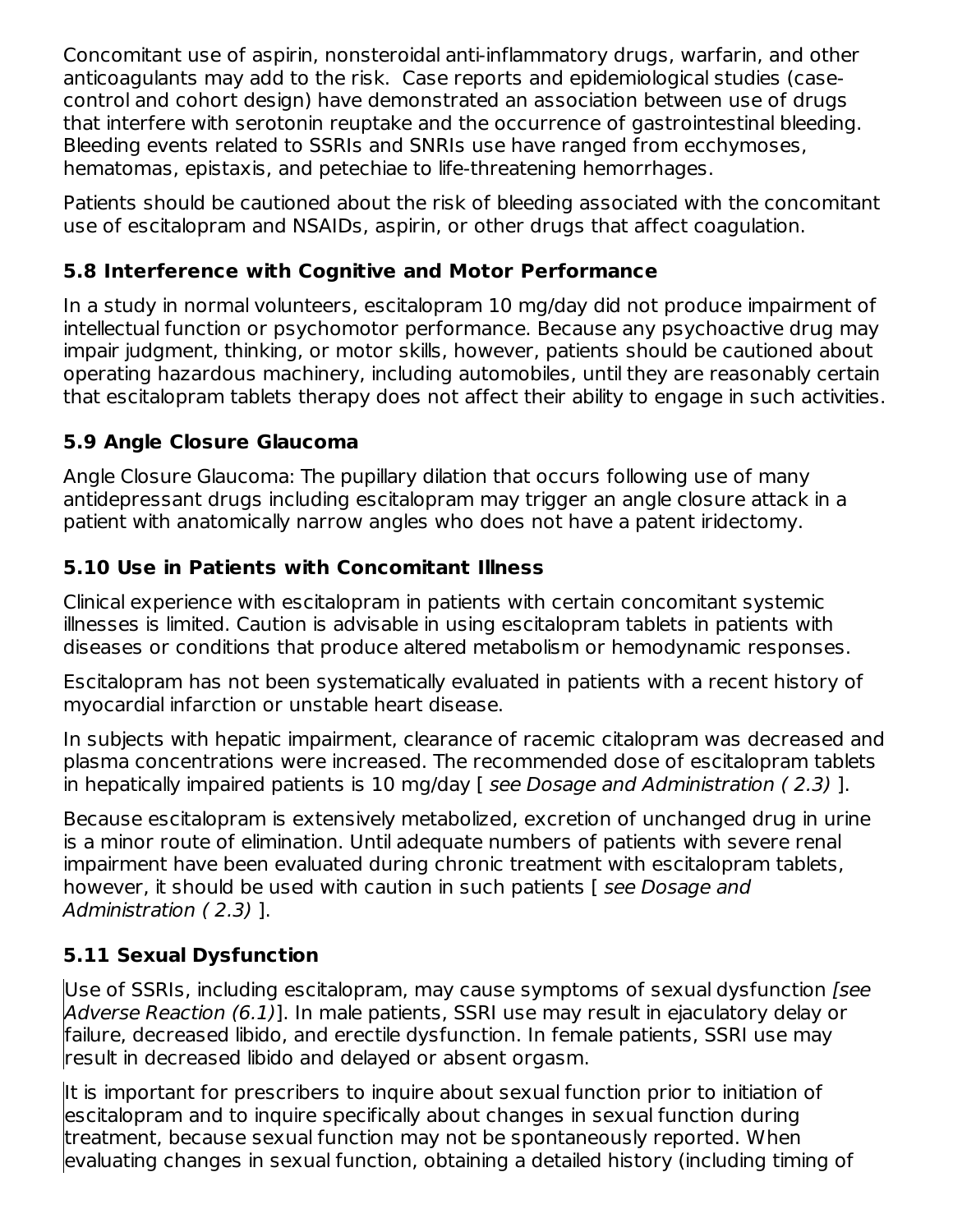Concomitant use of aspirin, nonsteroidal anti-inflammatory drugs, warfarin, and other anticoagulants may add to the risk. Case reports and epidemiological studies (case-control and cohort design) have demonstrated an association between use of drugs that interfere with serotonin reuptake and the occurrence of gastrointestinal bleeding. Bleeding events related to SSRIs and SNRIs use have ranged from ecchymoses, hematomas, epistaxis, and petechiae to life-threatening hemorrhages.

Patients should be cautioned about the risk of bleeding associated with the concomitant use of escitalopram and NSAIDs, aspirin, or other drugs that affect coagulation.

### 5.8 Interference with Cognitive and Motor Performance

In a study in normal volunteers, escitalopram 10 mg/day did not produce impairment of intellectual function or psychomotor performance. Because any psychoactive drug may impair judgment, thinking, or motor skills, however, patients should be cautioned about operating hazardous machinery, including automobiles, until they are reasonably certain that escitalopram tablets therapy does not affect their ability to engage in such activities.

### 5.9 Angle Closure Glaucoma

Angle Closure Glaucoma: The pupillary dilation that occurs following use of many antidepressant drugs including escitalopram may trigger an angle closure attack in a patient with anatomically narrow angles who does not have a patent iridectomy.

### 5.10 Use in Patients with Concomitant Illness

Clinical experience with escitalopram in patients with certain concomitant systemic illnesses is limited. Caution is advisable in using escitalopram tablets in patients with diseases or conditions that produce altered metabolism or hemodynamic responses.

Escitalopram has not been systematically evaluated in patients with a recent history of myocardial infarction or unstable heart disease.

In subjects with hepatic impairment, clearance of racemic citalopram was decreased and plasma concentrations were increased. The recommended dose of escitalopram tablets in hepatically impaired patients is 10 mg/day [ *see Dosage and Administration ( 2.3)* ].

Because escitalopram is extensively metabolized, excretion of unchanged drug in urine is a minor route of elimination. Until adequate numbers of patients with severe renal impairment have been evaluated during chronic treatment with escitalopram tablets, however, it should be used with caution in such patients [ *see Dosage and Administration ( 2.3)* ].

### 5.11 Sexual Dysfunction

Use of SSRIs, including escitalopram, may cause symptoms of sexual dysfunction *[see Adverse Reaction (6.1)*]. In male patients, SSRI use may result in ejaculatory delay or failure, decreased libido, and erectile dysfunction. In female patients, SSRI use may result in decreased libido and delayed or absent orgasm.

It is important for prescribers to inquire about sexual function prior to initiation of escitalopram and to inquire specifically about changes in sexual function during treatment, because sexual function may not be spontaneously reported. When evaluating changes in sexual function, obtaining a detailed history (including timing of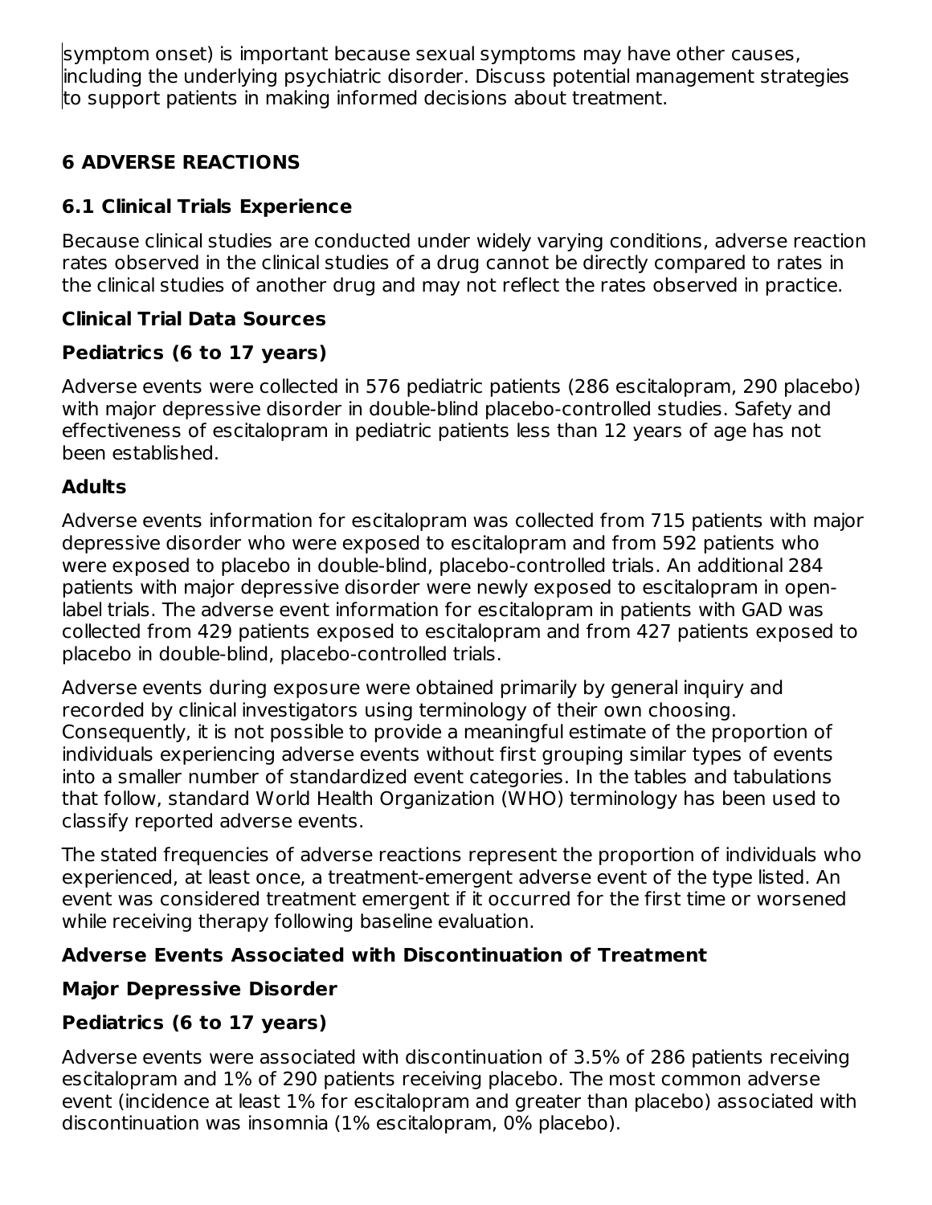symptom onset) is important because sexual symptoms may have other causes, including the underlying psychiatric disorder. Discuss potential management strategies to support patients in making informed decisions about treatment.

## 6 ADVERSE REACTIONS

### 6.1 Clinical Trials Experience

Because clinical studies are conducted under widely varying conditions, adverse reaction rates observed in the clinical studies of a drug cannot be directly compared to rates in the clinical studies of another drug and may not reflect the rates observed in practice.

**Clinical Trial Data Sources**

**Pediatrics (6 to 17 years)**

Adverse events were collected in 576 pediatric patients (286 escitalopram, 290 placebo) with major depressive disorder in double-blind placebo-controlled studies. Safety and effectiveness of escitalopram in pediatric patients less than 12 years of age has not been established.

**Adults**

Adverse events information for escitalopram was collected from 715 patients with major depressive disorder who were exposed to escitalopram and from 592 patients who were exposed to placebo in double-blind, placebo-controlled trials. An additional 284 patients with major depressive disorder were newly exposed to escitalopram in open-label trials. The adverse event information for escitalopram in patients with GAD was collected from 429 patients exposed to escitalopram and from 427 patients exposed to placebo in double-blind, placebo-controlled trials.

Adverse events during exposure were obtained primarily by general inquiry and recorded by clinical investigators using terminology of their own choosing. Consequently, it is not possible to provide a meaningful estimate of the proportion of individuals experiencing adverse events without first grouping similar types of events into a smaller number of standardized event categories. In the tables and tabulations that follow, standard World Health Organization (WHO) terminology has been used to classify reported adverse events.

The stated frequencies of adverse reactions represent the proportion of individuals who experienced, at least once, a treatment-emergent adverse event of the type listed. An event was considered treatment emergent if it occurred for the first time or worsened while receiving therapy following baseline evaluation.

**Adverse Events Associated with Discontinuation of Treatment**

**Major Depressive Disorder**

**Pediatrics (6 to 17 years)**

Adverse events were associated with discontinuation of 3.5% of 286 patients receiving escitalopram and 1% of 290 patients receiving placebo. The most common adverse event (incidence at least 1% for escitalopram and greater than placebo) associated with discontinuation was insomnia (1% escitalopram, 0% placebo).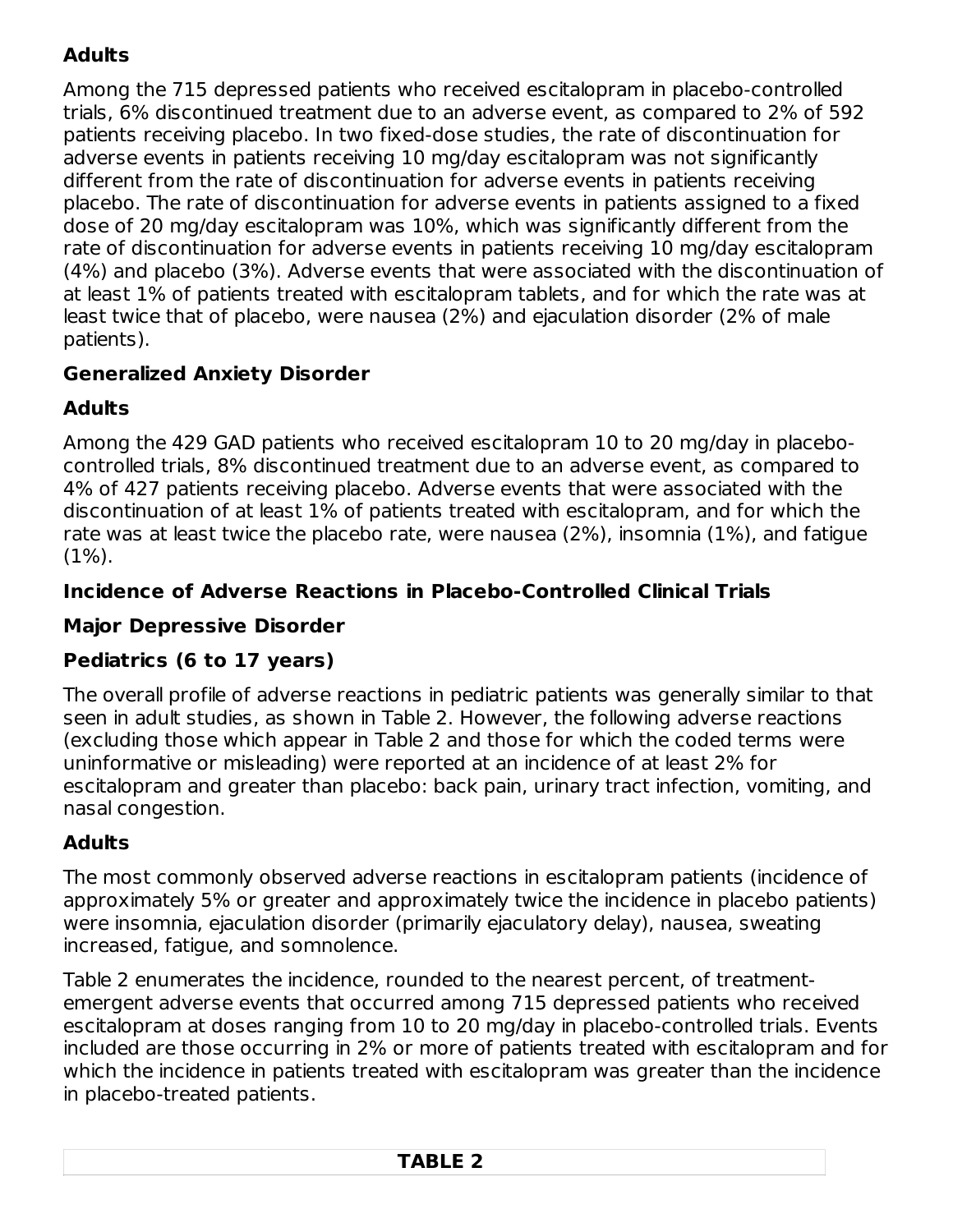**Adults**

Among the 715 depressed patients who received escitalopram in placebo-controlled trials, 6% discontinued treatment due to an adverse event, as compared to 2% of 592 patients receiving placebo. In two fixed-dose studies, the rate of discontinuation for adverse events in patients receiving 10 mg/day escitalopram was not significantly different from the rate of discontinuation for adverse events in patients receiving placebo. The rate of discontinuation for adverse events in patients assigned to a fixed dose of 20 mg/day escitalopram was 10%, which was significantly different from the rate of discontinuation for adverse events in patients receiving 10 mg/day escitalopram (4%) and placebo (3%). Adverse events that were associated with the discontinuation of at least 1% of patients treated with escitalopram tablets, and for which the rate was at least twice that of placebo, were nausea (2%) and ejaculation disorder (2% of male patients).

**Generalized Anxiety Disorder**

**Adults**

Among the 429 GAD patients who received escitalopram 10 to 20 mg/day in placebo-controlled trials, 8% discontinued treatment due to an adverse event, as compared to 4% of 427 patients receiving placebo. Adverse events that were associated with the discontinuation of at least 1% of patients treated with escitalopram, and for which the rate was at least twice the placebo rate, were nausea (2%), insomnia (1%), and fatigue (1%).

**Incidence of Adverse Reactions in Placebo-Controlled Clinical Trials**

**Major Depressive Disorder**

**Pediatrics (6 to 17 years)**

The overall profile of adverse reactions in pediatric patients was generally similar to that seen in adult studies, as shown in Table 2. However, the following adverse reactions (excluding those which appear in Table 2 and those for which the coded terms were uninformative or misleading) were reported at an incidence of at least 2% for escitalopram and greater than placebo: back pain, urinary tract infection, vomiting, and nasal congestion.

**Adults**

The most commonly observed adverse reactions in escitalopram patients (incidence of approximately 5% or greater and approximately twice the incidence in placebo patients) were insomnia, ejaculation disorder (primarily ejaculatory delay), nausea, sweating increased, fatigue, and somnolence.

Table 2 enumerates the incidence, rounded to the nearest percent, of treatment-emergent adverse events that occurred among 715 depressed patients who received escitalopram at doses ranging from 10 to 20 mg/day in placebo-controlled trials. Events included are those occurring in 2% or more of patients treated with escitalopram and for which the incidence in patients treated with escitalopram was greater than the incidence in placebo-treated patients.

**TABLE 2**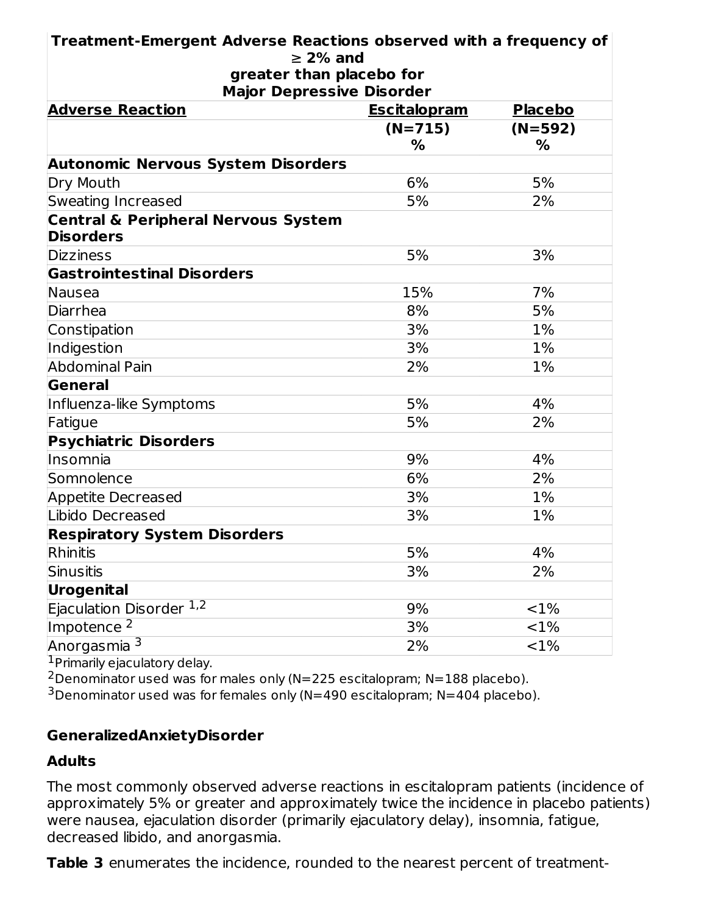| Treatment-Emergent Adverse Reactions observed with a frequency of ≥ 2% and greater than placebo for Major Depressive Disorder | | |
|---|---|---|
| **Adverse Reaction** | **Escitalopram** | **Placebo** |
| | **(N=715) %** | **(N=592) %** |
| **Autonomic Nervous System Disorders** | | |
| Dry Mouth | 6% | 5% |
| Sweating Increased | 5% | 2% |
| **Central & Peripheral Nervous System Disorders** | | |
| Dizziness | 5% | 3% |
| **Gastrointestinal Disorders** | | |
| Nausea | 15% | 7% |
| Diarrhea | 8% | 5% |
| Constipation | 3% | 1% |
| Indigestion | 3% | 1% |
| Abdominal Pain | 2% | 1% |
| **General** | | |
| Influenza-like Symptoms | 5% | 4% |
| Fatigue | 5% | 2% |
| **Psychiatric Disorders** | | |
| Insomnia | 9% | 4% |
| Somnolence | 6% | 2% |
| Appetite Decreased | 3% | 1% |
| Libido Decreased | 3% | 1% |
| **Respiratory System Disorders** | | |
| Rhinitis | 5% | 4% |
| Sinusitis | 3% | 2% |
| **Urogenital** | | |
| Ejaculation Disorder [1,2] | 9% | <1% |
| Impotence [2] | 3% | <1% |
| Anorgasmia [3] | 2% | <1% |

[1]Primarily ejaculatory delay.
[2]Denominator used was for males only (N=225 escitalopram; N=188 placebo).
[3]Denominator used was for females only (N=490 escitalopram; N=404 placebo).

**GeneralizedAnxietyDisorder**

**Adults**

The most commonly observed adverse reactions in escitalopram patients (incidence of approximately 5% or greater and approximately twice the incidence in placebo patients) were nausea, ejaculation disorder (primarily ejaculatory delay), insomnia, fatigue, decreased libido, and anorgasmia.

**Table 3** enumerates the incidence, rounded to the nearest percent of treatment-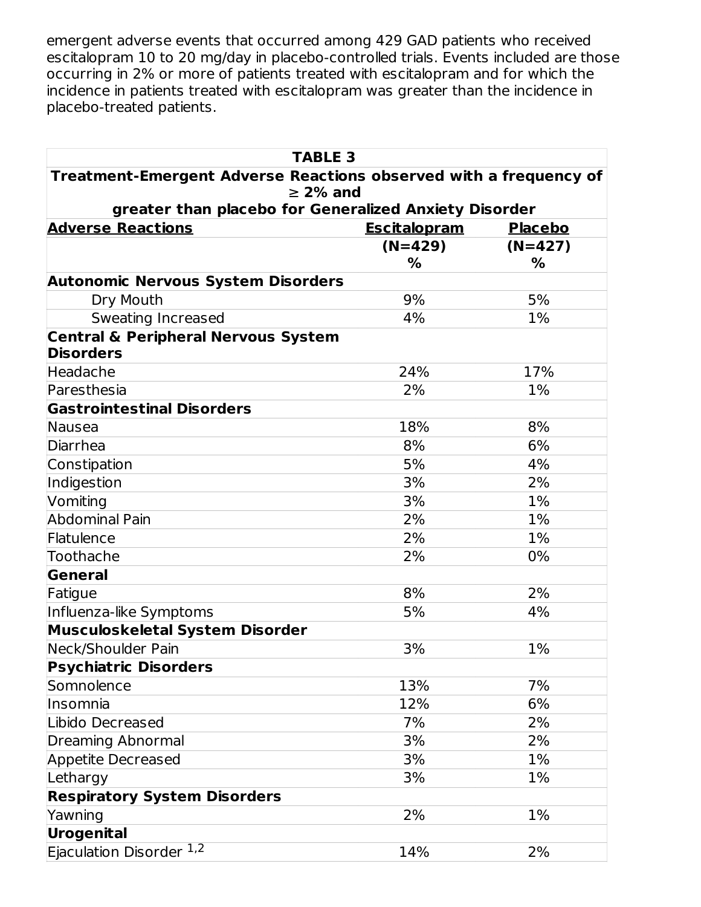emergent adverse events that occurred among 429 GAD patients who received escitalopram 10 to 20 mg/day in placebo-controlled trials. Events included are those occurring in 2% or more of patients treated with escitalopram and for which the incidence in patients treated with escitalopram was greater than the incidence in placebo-treated patients.

| TABLE 3 | | |
|---|---|---|
| **Treatment-Emergent Adverse Reactions observed with a frequency of ≥ 2% and greater than placebo for Generalized Anxiety Disorder** | | |
| **Adverse Reactions** | **Escitalopram (N=429) %** | **Placebo (N=427) %** |
| **Autonomic Nervous System Disorders** | | |
| Dry Mouth | 9% | 5% |
| Sweating Increased | 4% | 1% |
| **Central & Peripheral Nervous System Disorders** | | |
| Headache | 24% | 17% |
| Paresthesia | 2% | 1% |
| **Gastrointestinal Disorders** | | |
| Nausea | 18% | 8% |
| Diarrhea | 8% | 6% |
| Constipation | 5% | 4% |
| Indigestion | 3% | 2% |
| Vomiting | 3% | 1% |
| Abdominal Pain | 2% | 1% |
| Flatulence | 2% | 1% |
| Toothache | 2% | 0% |
| **General** | | |
| Fatigue | 8% | 2% |
| Influenza-like Symptoms | 5% | 4% |
| **Musculoskeletal System Disorder** | | |
| Neck/Shoulder Pain | 3% | 1% |
| **Psychiatric Disorders** | | |
| Somnolence | 13% | 7% |
| Insomnia | 12% | 6% |
| Libido Decreased | 7% | 2% |
| Dreaming Abnormal | 3% | 2% |
| Appetite Decreased | 3% | 1% |
| Lethargy | 3% | 1% |
| **Respiratory System Disorders** | | |
| Yawning | 2% | 1% |
| **Urogenital** | | |
| Ejaculation Disorder [1,2] | 14% | 2% |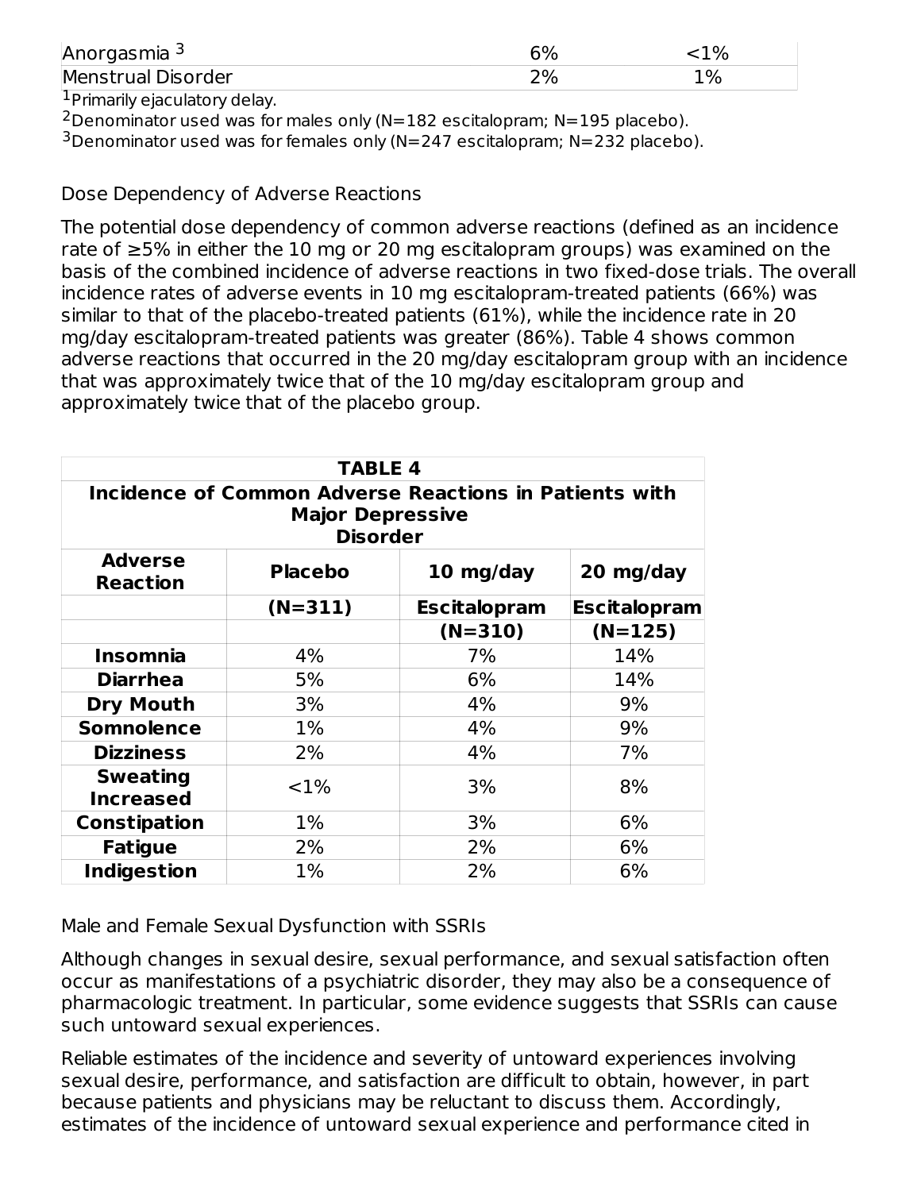| Anorgasmia [3] | 6% | <1% |
|---|---|---|
| Menstrual Disorder | 2% | 1% |

[1]Primarily ejaculatory delay.
[2]Denominator used was for males only (N=182 escitalopram; N=195 placebo).
[3]Denominator used was for females only (N=247 escitalopram; N=232 placebo).

Dose Dependency of Adverse Reactions

The potential dose dependency of common adverse reactions (defined as an incidence rate of ≥5% in either the 10 mg or 20 mg escitalopram groups) was examined on the basis of the combined incidence of adverse reactions in two fixed-dose trials. The overall incidence rates of adverse events in 10 mg escitalopram-treated patients (66%) was similar to that of the placebo-treated patients (61%), while the incidence rate in 20 mg/day escitalopram-treated patients was greater (86%). Table 4 shows common adverse reactions that occurred in the 20 mg/day escitalopram group with an incidence that was approximately twice that of the 10 mg/day escitalopram group and approximately twice that of the placebo group.

**TABLE 4**
**Incidence of Common Adverse Reactions in Patients with Major Depressive Disorder**

| Adverse Reaction | Placebo | 10 mg/day | 20 mg/day |
|---|---|---|---|
| | (N=311) | Escitalopram | Escitalopram |
| | | (N=310) | (N=125) |
| Insomnia | 4% | 7% | 14% |
| Diarrhea | 5% | 6% | 14% |
| Dry Mouth | 3% | 4% | 9% |
| Somnolence | 1% | 4% | 9% |
| Dizziness | 2% | 4% | 7% |
| Sweating Increased | <1% | 3% | 8% |
| Constipation | 1% | 3% | 6% |
| Fatigue | 2% | 2% | 6% |
| Indigestion | 1% | 2% | 6% |

Male and Female Sexual Dysfunction with SSRIs

Although changes in sexual desire, sexual performance, and sexual satisfaction often occur as manifestations of a psychiatric disorder, they may also be a consequence of pharmacologic treatment. In particular, some evidence suggests that SSRIs can cause such untoward sexual experiences.

Reliable estimates of the incidence and severity of untoward experiences involving sexual desire, performance, and satisfaction are difficult to obtain, however, in part because patients and physicians may be reluctant to discuss them. Accordingly, estimates of the incidence of untoward sexual experience and performance cited in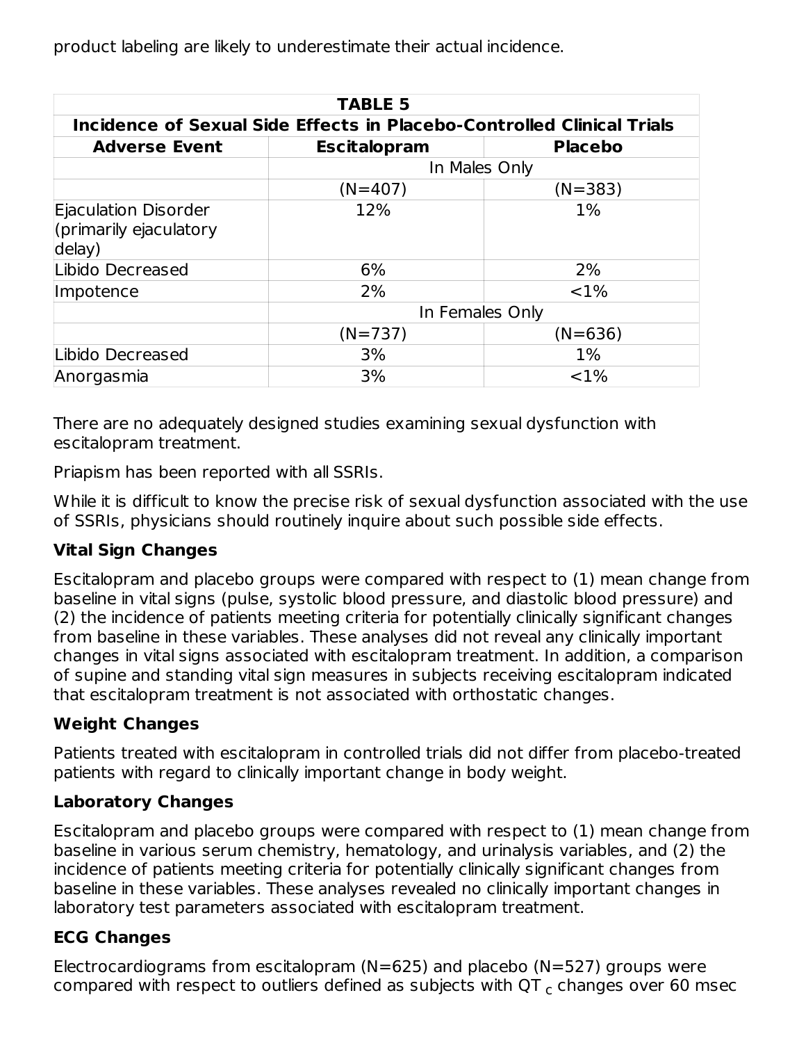product labeling are likely to underestimate their actual incidence.

| TABLE 5 | | |
|---|---|---|
| **Incidence of Sexual Side Effects in Placebo-Controlled Clinical Trials** | | |
| **Adverse Event** | **Escitalopram** | **Placebo** |
| | In Males Only | |
| | (N=407) | (N=383) |
| Ejaculation Disorder (primarily ejaculatory delay) | 12% | 1% |
| Libido Decreased | 6% | 2% |
| Impotence | 2% | <1% |
| | In Females Only | |
| | (N=737) | (N=636) |
| Libido Decreased | 3% | 1% |
| Anorgasmia | 3% | <1% |

There are no adequately designed studies examining sexual dysfunction with escitalopram treatment.

Priapism has been reported with all SSRIs.

While it is difficult to know the precise risk of sexual dysfunction associated with the use of SSRIs, physicians should routinely inquire about such possible side effects.

**Vital Sign Changes**

Escitalopram and placebo groups were compared with respect to (1) mean change from baseline in vital signs (pulse, systolic blood pressure, and diastolic blood pressure) and (2) the incidence of patients meeting criteria for potentially clinically significant changes from baseline in these variables. These analyses did not reveal any clinically important changes in vital signs associated with escitalopram treatment. In addition, a comparison of supine and standing vital sign measures in subjects receiving escitalopram indicated that escitalopram treatment is not associated with orthostatic changes.

**Weight Changes**

Patients treated with escitalopram in controlled trials did not differ from placebo-treated patients with regard to clinically important change in body weight.

**Laboratory Changes**

Escitalopram and placebo groups were compared with respect to (1) mean change from baseline in various serum chemistry, hematology, and urinalysis variables, and (2) the incidence of patients meeting criteria for potentially clinically significant changes from baseline in these variables. These analyses revealed no clinically important changes in laboratory test parameters associated with escitalopram treatment.

**ECG Changes**

Electrocardiograms from escitalopram (N=625) and placebo (N=527) groups were compared with respect to outliers defined as subjects with $QT_c$ changes over 60 msec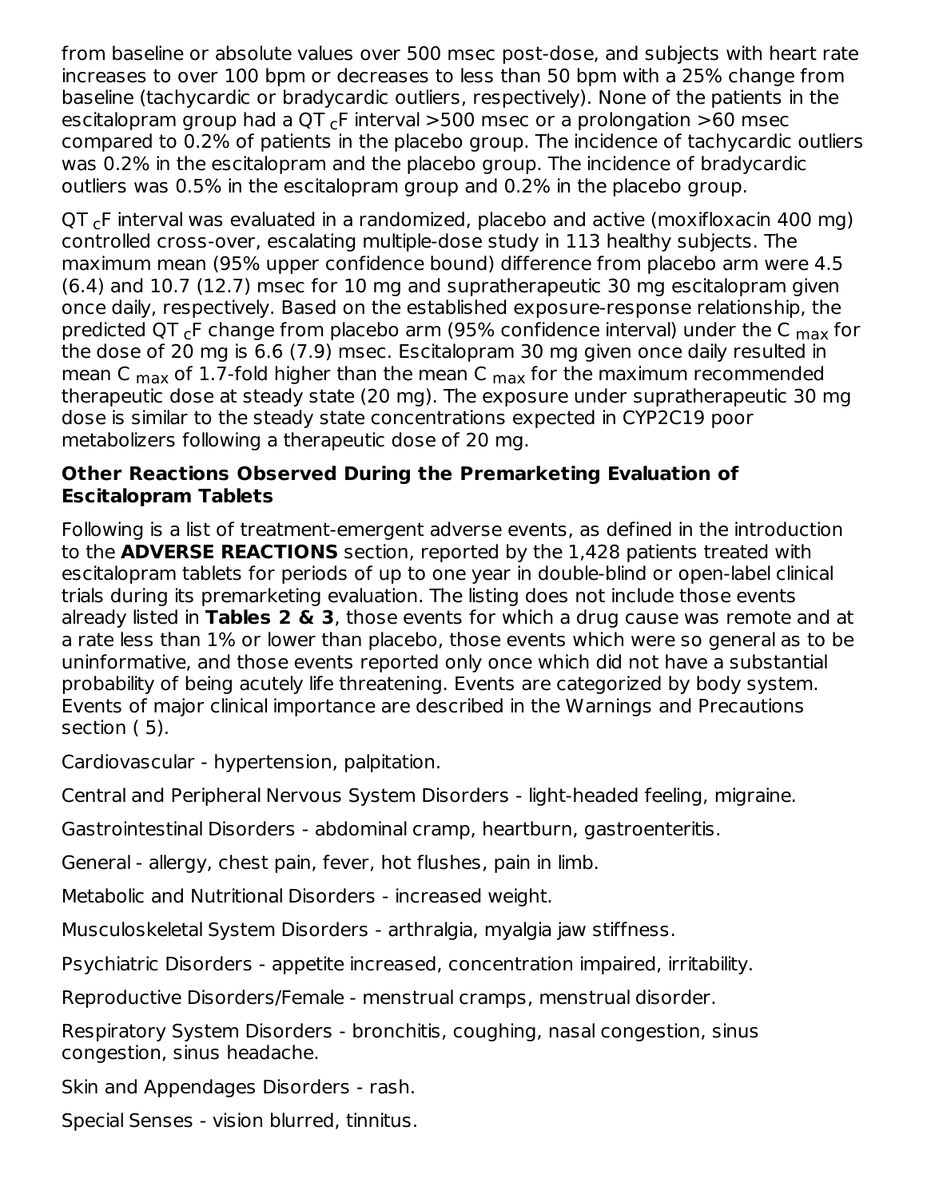from baseline or absolute values over 500 msec post-dose, and subjects with heart rate increases to over 100 bpm or decreases to less than 50 bpm with a 25% change from baseline (tachycardic or bradycardic outliers, respectively). None of the patients in the escitalopram group had a $QT_cF$ interval >500 msec or a prolongation >60 msec compared to 0.2% of patients in the placebo group. The incidence of tachycardic outliers was 0.2% in the escitalopram and the placebo group. The incidence of bradycardic outliers was 0.5% in the escitalopram group and 0.2% in the placebo group.

$QT_cF$ interval was evaluated in a randomized, placebo and active (moxifloxacin 400 mg) controlled cross-over, escalating multiple-dose study in 113 healthy subjects. The maximum mean (95% upper confidence bound) difference from placebo arm were 4.5 (6.4) and 10.7 (12.7) msec for 10 mg and supratherapeutic 30 mg escitalopram given once daily, respectively. Based on the established exposure-response relationship, the predicted $QT_cF$ change from placebo arm (95% confidence interval) under the $C_{max}$ for the dose of 20 mg is 6.6 (7.9) msec. Escitalopram 30 mg given once daily resulted in mean $C_{max}$ of 1.7-fold higher than the mean $C_{max}$ for the maximum recommended therapeutic dose at steady state (20 mg). The exposure under supratherapeutic 30 mg dose is similar to the steady state concentrations expected in CYP2C19 poor metabolizers following a therapeutic dose of 20 mg.

**Other Reactions Observed During the Premarketing Evaluation of Escitalopram Tablets**

Following is a list of treatment-emergent adverse events, as defined in the introduction to the **ADVERSE REACTIONS** section, reported by the 1,428 patients treated with escitalopram tablets for periods of up to one year in double-blind or open-label clinical trials during its premarketing evaluation. The listing does not include those events already listed in **Tables 2 & 3**, those events for which a drug cause was remote and at a rate less than 1% or lower than placebo, those events which were so general as to be uninformative, and those events reported only once which did not have a substantial probability of being acutely life threatening. Events are categorized by body system. Events of major clinical importance are described in the Warnings and Precautions section ( 5).

Cardiovascular - hypertension, palpitation.

Central and Peripheral Nervous System Disorders - light-headed feeling, migraine.

Gastrointestinal Disorders - abdominal cramp, heartburn, gastroenteritis.

General - allergy, chest pain, fever, hot flushes, pain in limb.

Metabolic and Nutritional Disorders - increased weight.

Musculoskeletal System Disorders - arthralgia, myalgia jaw stiffness.

Psychiatric Disorders - appetite increased, concentration impaired, irritability.

Reproductive Disorders/Female - menstrual cramps, menstrual disorder.

Respiratory System Disorders - bronchitis, coughing, nasal congestion, sinus congestion, sinus headache.

Skin and Appendages Disorders - rash.

Special Senses - vision blurred, tinnitus.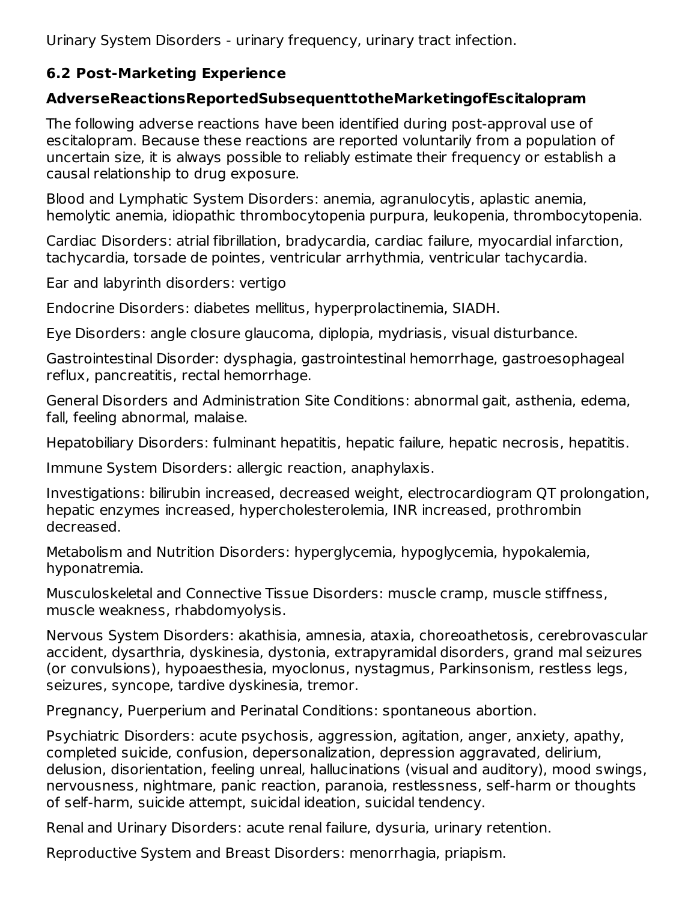Urinary System Disorders - urinary frequency, urinary tract infection.

### 6.2 Post-Marketing Experience

**AdverseReactionsReportedSubsequenttotheMarketingofEscitalopram**

The following adverse reactions have been identified during post-approval use of escitalopram. Because these reactions are reported voluntarily from a population of uncertain size, it is always possible to reliably estimate their frequency or establish a causal relationship to drug exposure.

Blood and Lymphatic System Disorders: anemia, agranulocytis, aplastic anemia, hemolytic anemia, idiopathic thrombocytopenia purpura, leukopenia, thrombocytopenia.

Cardiac Disorders: atrial fibrillation, bradycardia, cardiac failure, myocardial infarction, tachycardia, torsade de pointes, ventricular arrhythmia, ventricular tachycardia.

Ear and labyrinth disorders: vertigo

Endocrine Disorders: diabetes mellitus, hyperprolactinemia, SIADH.

Eye Disorders: angle closure glaucoma, diplopia, mydriasis, visual disturbance.

Gastrointestinal Disorder: dysphagia, gastrointestinal hemorrhage, gastroesophageal reflux, pancreatitis, rectal hemorrhage.

General Disorders and Administration Site Conditions: abnormal gait, asthenia, edema, fall, feeling abnormal, malaise.

Hepatobiliary Disorders: fulminant hepatitis, hepatic failure, hepatic necrosis, hepatitis.

Immune System Disorders: allergic reaction, anaphylaxis.

Investigations: bilirubin increased, decreased weight, electrocardiogram QT prolongation, hepatic enzymes increased, hypercholesterolemia, INR increased, prothrombin decreased.

Metabolism and Nutrition Disorders: hyperglycemia, hypoglycemia, hypokalemia, hyponatremia.

Musculoskeletal and Connective Tissue Disorders: muscle cramp, muscle stiffness, muscle weakness, rhabdomyolysis.

Nervous System Disorders: akathisia, amnesia, ataxia, choreoathetosis, cerebrovascular accident, dysarthria, dyskinesia, dystonia, extrapyramidal disorders, grand mal seizures (or convulsions), hypoaesthesia, myoclonus, nystagmus, Parkinsonism, restless legs, seizures, syncope, tardive dyskinesia, tremor.

Pregnancy, Puerperium and Perinatal Conditions: spontaneous abortion.

Psychiatric Disorders: acute psychosis, aggression, agitation, anger, anxiety, apathy, completed suicide, confusion, depersonalization, depression aggravated, delirium, delusion, disorientation, feeling unreal, hallucinations (visual and auditory), mood swings, nervousness, nightmare, panic reaction, paranoia, restlessness, self-harm or thoughts of self-harm, suicide attempt, suicidal ideation, suicidal tendency.

Renal and Urinary Disorders: acute renal failure, dysuria, urinary retention.

Reproductive System and Breast Disorders: menorrhagia, priapism.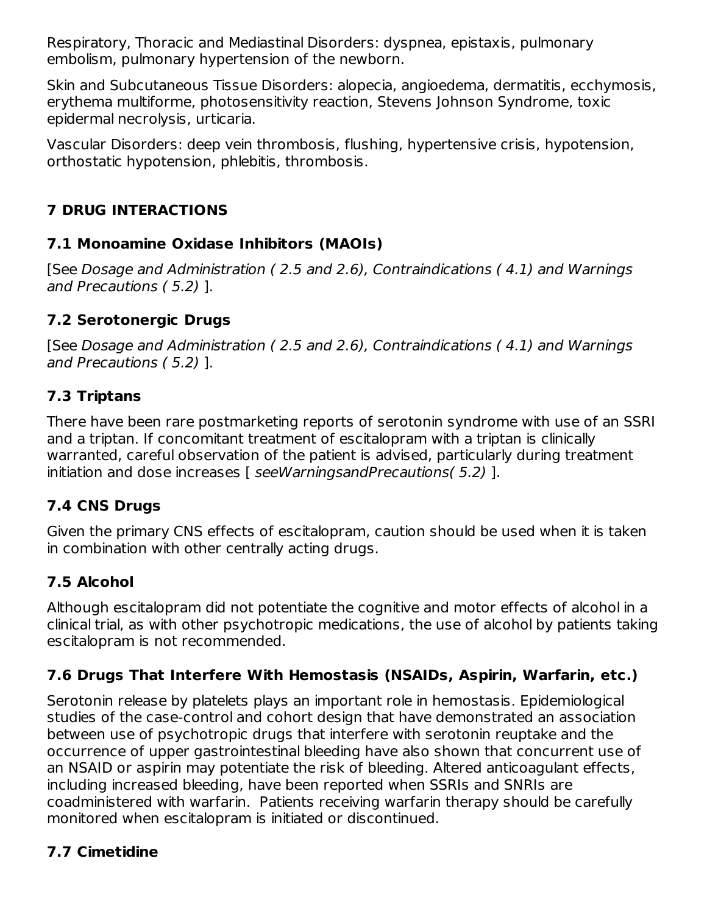Respiratory, Thoracic and Mediastinal Disorders: dyspnea, epistaxis, pulmonary embolism, pulmonary hypertension of the newborn.

Skin and Subcutaneous Tissue Disorders: alopecia, angioedema, dermatitis, ecchymosis, erythema multiforme, photosensitivity reaction, Stevens Johnson Syndrome, toxic epidermal necrolysis, urticaria.

Vascular Disorders: deep vein thrombosis, flushing, hypertensive crisis, hypotension, orthostatic hypotension, phlebitis, thrombosis.

## 7 DRUG INTERACTIONS

### 7.1 Monoamine Oxidase Inhibitors (MAOIs)

[See *Dosage and Administration ( 2.5 and 2.6), Contraindications ( 4.1) and Warnings and Precautions ( 5.2)* ].

### 7.2 Serotonergic Drugs

[See *Dosage and Administration ( 2.5 and 2.6), Contraindications ( 4.1) and Warnings and Precautions ( 5.2)* ].

### 7.3 Triptans

There have been rare postmarketing reports of serotonin syndrome with use of an SSRI and a triptan. If concomitant treatment of escitalopram with a triptan is clinically warranted, careful observation of the patient is advised, particularly during treatment initiation and dose increases [ *seeWarningsandPrecautions( 5.2)* ].

### 7.4 CNS Drugs

Given the primary CNS effects of escitalopram, caution should be used when it is taken in combination with other centrally acting drugs.

### 7.5 Alcohol

Although escitalopram did not potentiate the cognitive and motor effects of alcohol in a clinical trial, as with other psychotropic medications, the use of alcohol by patients taking escitalopram is not recommended.

### 7.6 Drugs That Interfere With Hemostasis (NSAIDs, Aspirin, Warfarin, etc.)

Serotonin release by platelets plays an important role in hemostasis. Epidemiological studies of the case-control and cohort design that have demonstrated an association between use of psychotropic drugs that interfere with serotonin reuptake and the occurrence of upper gastrointestinal bleeding have also shown that concurrent use of an NSAID or aspirin may potentiate the risk of bleeding. Altered anticoagulant effects, including increased bleeding, have been reported when SSRIs and SNRIs are coadministered with warfarin. Patients receiving warfarin therapy should be carefully monitored when escitalopram is initiated or discontinued.

### 7.7 Cimetidine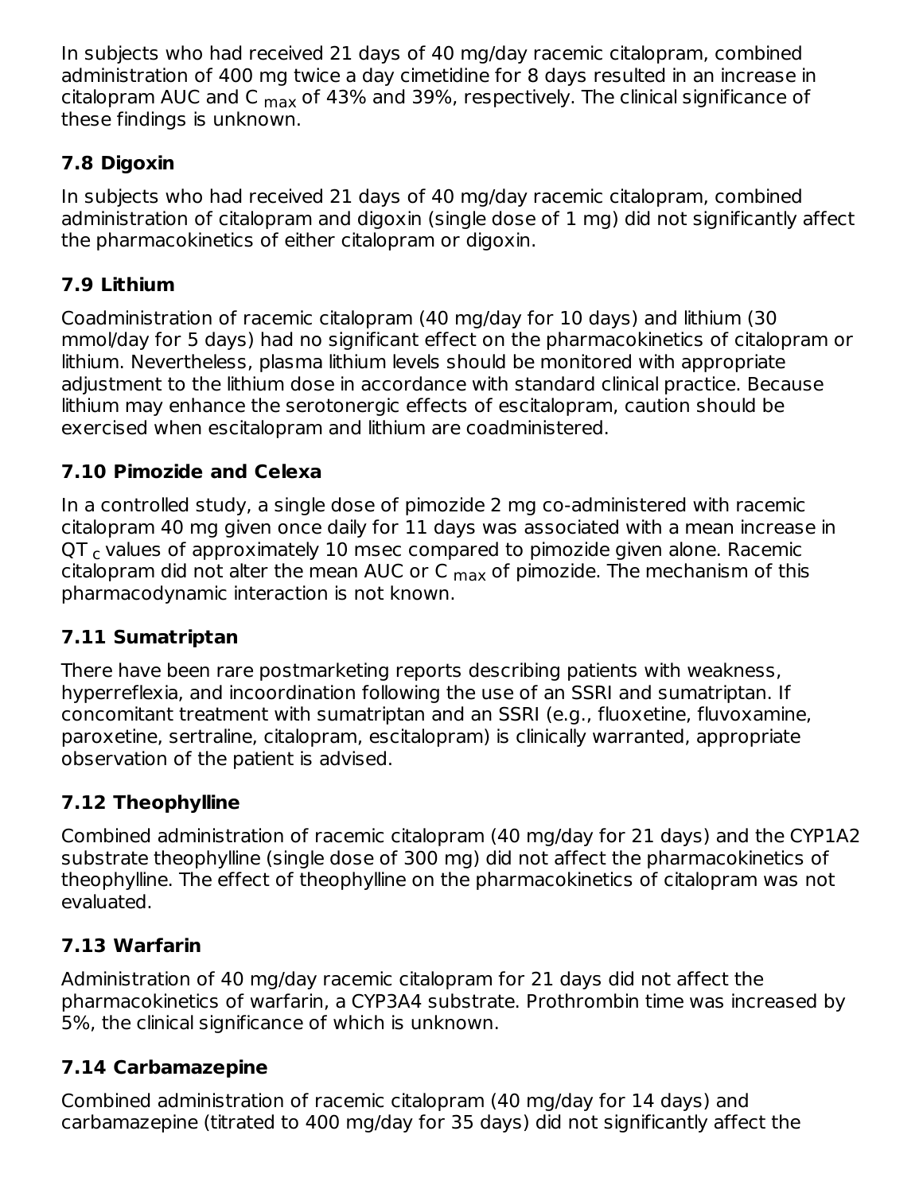In subjects who had received 21 days of 40 mg/day racemic citalopram, combined administration of 400 mg twice a day cimetidine for 8 days resulted in an increase in citalopram AUC and $C_{max}$ of 43% and 39%, respectively. The clinical significance of these findings is unknown.

### 7.8 Digoxin

In subjects who had received 21 days of 40 mg/day racemic citalopram, combined administration of citalopram and digoxin (single dose of 1 mg) did not significantly affect the pharmacokinetics of either citalopram or digoxin.

### 7.9 Lithium

Coadministration of racemic citalopram (40 mg/day for 10 days) and lithium (30 mmol/day for 5 days) had no significant effect on the pharmacokinetics of citalopram or lithium. Nevertheless, plasma lithium levels should be monitored with appropriate adjustment to the lithium dose in accordance with standard clinical practice. Because lithium may enhance the serotonergic effects of escitalopram, caution should be exercised when escitalopram and lithium are coadministered.

### 7.10 Pimozide and Celexa

In a controlled study, a single dose of pimozide 2 mg co-administered with racemic citalopram 40 mg given once daily for 11 days was associated with a mean increase in $QT_c$ values of approximately 10 msec compared to pimozide given alone. Racemic citalopram did not alter the mean AUC or $C_{max}$ of pimozide. The mechanism of this pharmacodynamic interaction is not known.

### 7.11 Sumatriptan

There have been rare postmarketing reports describing patients with weakness, hyperreflexia, and incoordination following the use of an SSRI and sumatriptan. If concomitant treatment with sumatriptan and an SSRI (e.g., fluoxetine, fluvoxamine, paroxetine, sertraline, citalopram, escitalopram) is clinically warranted, appropriate observation of the patient is advised.

### 7.12 Theophylline

Combined administration of racemic citalopram (40 mg/day for 21 days) and the CYP1A2 substrate theophylline (single dose of 300 mg) did not affect the pharmacokinetics of theophylline. The effect of theophylline on the pharmacokinetics of citalopram was not evaluated.

### 7.13 Warfarin

Administration of 40 mg/day racemic citalopram for 21 days did not affect the pharmacokinetics of warfarin, a CYP3A4 substrate. Prothrombin time was increased by 5%, the clinical significance of which is unknown.

### 7.14 Carbamazepine

Combined administration of racemic citalopram (40 mg/day for 14 days) and carbamazepine (titrated to 400 mg/day for 35 days) did not significantly affect the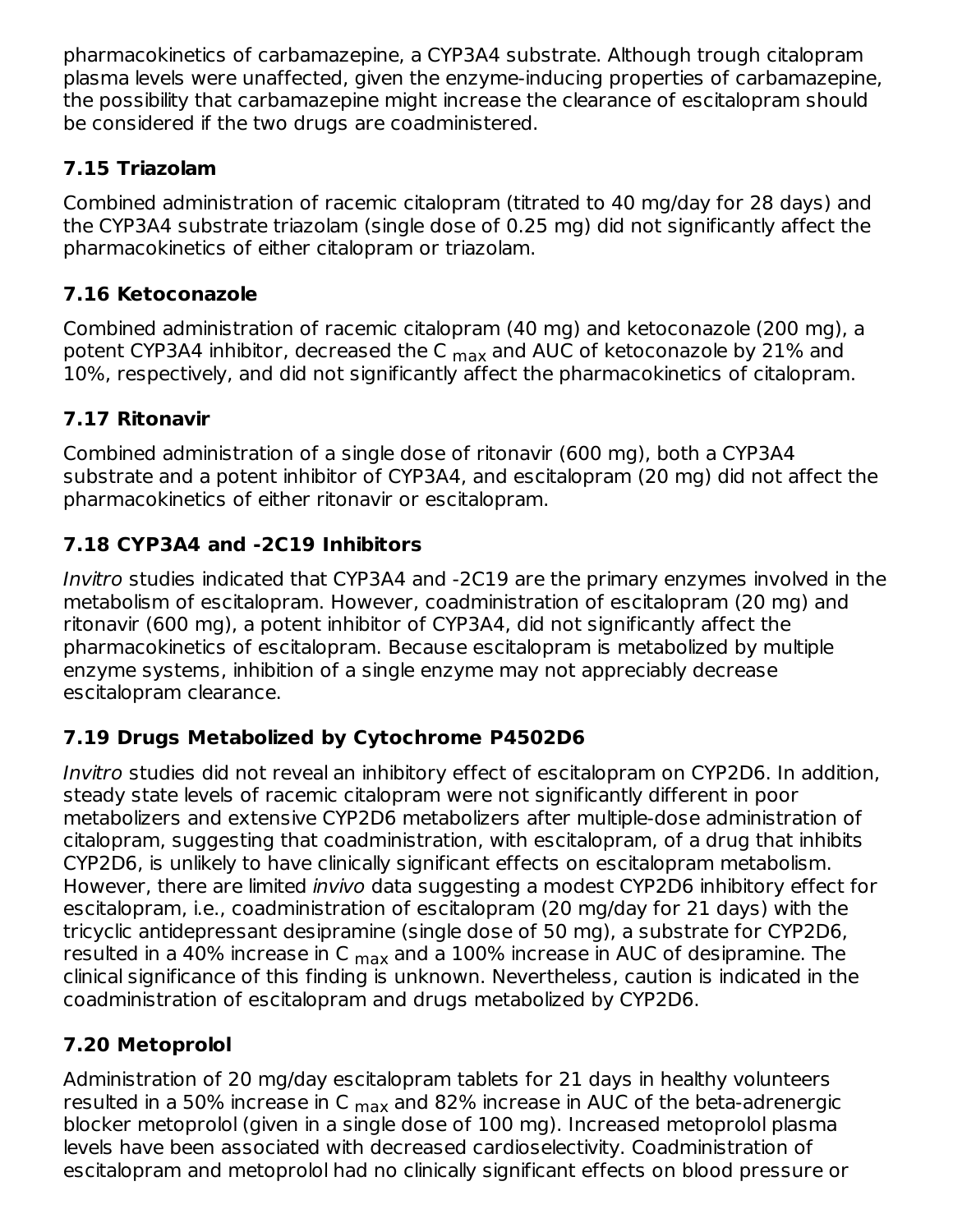pharmacokinetics of carbamazepine, a CYP3A4 substrate. Although trough citalopram plasma levels were unaffected, given the enzyme-inducing properties of carbamazepine, the possibility that carbamazepine might increase the clearance of escitalopram should be considered if the two drugs are coadministered.

### 7.15 Triazolam

Combined administration of racemic citalopram (titrated to 40 mg/day for 28 days) and the CYP3A4 substrate triazolam (single dose of 0.25 mg) did not significantly affect the pharmacokinetics of either citalopram or triazolam.

### 7.16 Ketoconazole

Combined administration of racemic citalopram (40 mg) and ketoconazole (200 mg), a potent CYP3A4 inhibitor, decreased the $C_{max}$ and AUC of ketoconazole by 21% and 10%, respectively, and did not significantly affect the pharmacokinetics of citalopram.

### 7.17 Ritonavir

Combined administration of a single dose of ritonavir (600 mg), both a CYP3A4 substrate and a potent inhibitor of CYP3A4, and escitalopram (20 mg) did not affect the pharmacokinetics of either ritonavir or escitalopram.

### 7.18 CYP3A4 and -2C19 Inhibitors

*Invitro* studies indicated that CYP3A4 and -2C19 are the primary enzymes involved in the metabolism of escitalopram. However, coadministration of escitalopram (20 mg) and ritonavir (600 mg), a potent inhibitor of CYP3A4, did not significantly affect the pharmacokinetics of escitalopram. Because escitalopram is metabolized by multiple enzyme systems, inhibition of a single enzyme may not appreciably decrease escitalopram clearance.

### 7.19 Drugs Metabolized by Cytochrome P4502D6

*Invitro* studies did not reveal an inhibitory effect of escitalopram on CYP2D6. In addition, steady state levels of racemic citalopram were not significantly different in poor metabolizers and extensive CYP2D6 metabolizers after multiple-dose administration of citalopram, suggesting that coadministration, with escitalopram, of a drug that inhibits CYP2D6, is unlikely to have clinically significant effects on escitalopram metabolism. However, there are limited *invivo* data suggesting a modest CYP2D6 inhibitory effect for escitalopram, i.e., coadministration of escitalopram (20 mg/day for 21 days) with the tricyclic antidepressant desipramine (single dose of 50 mg), a substrate for CYP2D6, resulted in a 40% increase in $C_{max}$ and a 100% increase in AUC of desipramine. The clinical significance of this finding is unknown. Nevertheless, caution is indicated in the coadministration of escitalopram and drugs metabolized by CYP2D6.

### 7.20 Metoprolol

Administration of 20 mg/day escitalopram tablets for 21 days in healthy volunteers resulted in a 50% increase in $C_{max}$ and 82% increase in AUC of the beta-adrenergic blocker metoprolol (given in a single dose of 100 mg). Increased metoprolol plasma levels have been associated with decreased cardioselectivity. Coadministration of escitalopram and metoprolol had no clinically significant effects on blood pressure or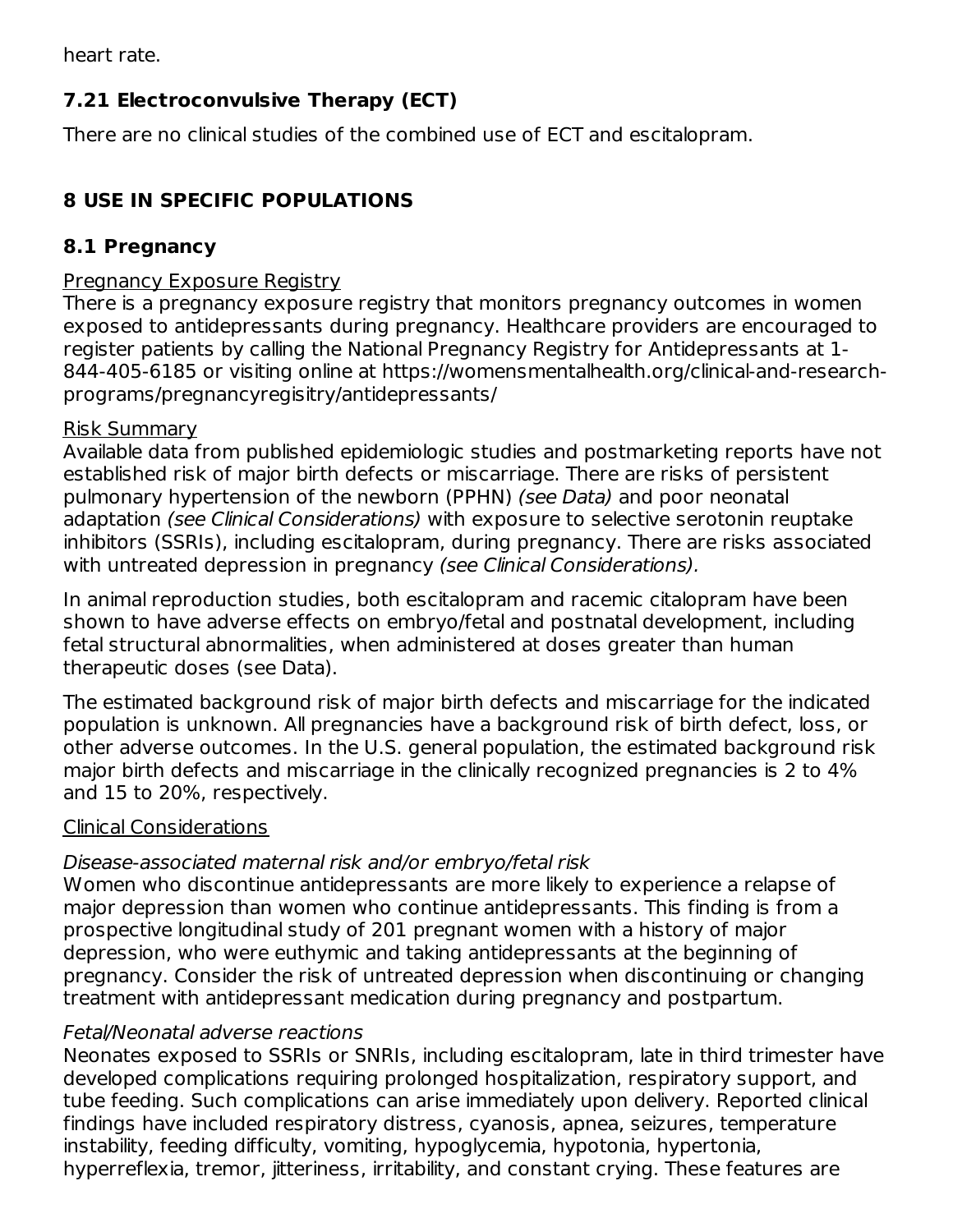heart rate.

### 7.21 Electroconvulsive Therapy (ECT)

There are no clinical studies of the combined use of ECT and escitalopram.

## 8 USE IN SPECIFIC POPULATIONS

### 8.1 Pregnancy

Pregnancy Exposure Registry

There is a pregnancy exposure registry that monitors pregnancy outcomes in women exposed to antidepressants during pregnancy. Healthcare providers are encouraged to register patients by calling the National Pregnancy Registry for Antidepressants at 1-844-405-6185 or visiting online at https://womensmentalhealth.org/clinical-and-research-programs/pregnancyregisitry/antidepressants/

Risk Summary

Available data from published epidemiologic studies and postmarketing reports have not established risk of major birth defects or miscarriage. There are risks of persistent pulmonary hypertension of the newborn (PPHN) *(see Data)* and poor neonatal adaptation *(see Clinical Considerations)* with exposure to selective serotonin reuptake inhibitors (SSRIs), including escitalopram, during pregnancy. There are risks associated with untreated depression in pregnancy *(see Clinical Considerations).*

In animal reproduction studies, both escitalopram and racemic citalopram have been shown to have adverse effects on embryo/fetal and postnatal development, including fetal structural abnormalities, when administered at doses greater than human therapeutic doses (see Data).

The estimated background risk of major birth defects and miscarriage for the indicated population is unknown. All pregnancies have a background risk of birth defect, loss, or other adverse outcomes. In the U.S. general population, the estimated background risk major birth defects and miscarriage in the clinically recognized pregnancies is 2 to 4% and 15 to 20%, respectively.

Clinical Considerations

*Disease-associated maternal risk and/or embryo/fetal risk*

Women who discontinue antidepressants are more likely to experience a relapse of major depression than women who continue antidepressants. This finding is from a prospective longitudinal study of 201 pregnant women with a history of major depression, who were euthymic and taking antidepressants at the beginning of pregnancy. Consider the risk of untreated depression when discontinuing or changing treatment with antidepressant medication during pregnancy and postpartum.

*Fetal/Neonatal adverse reactions*

Neonates exposed to SSRIs or SNRIs, including escitalopram, late in third trimester have developed complications requiring prolonged hospitalization, respiratory support, and tube feeding. Such complications can arise immediately upon delivery. Reported clinical findings have included respiratory distress, cyanosis, apnea, seizures, temperature instability, feeding difficulty, vomiting, hypoglycemia, hypotonia, hypertonia, hyperreflexia, tremor, jitteriness, irritability, and constant crying. These features are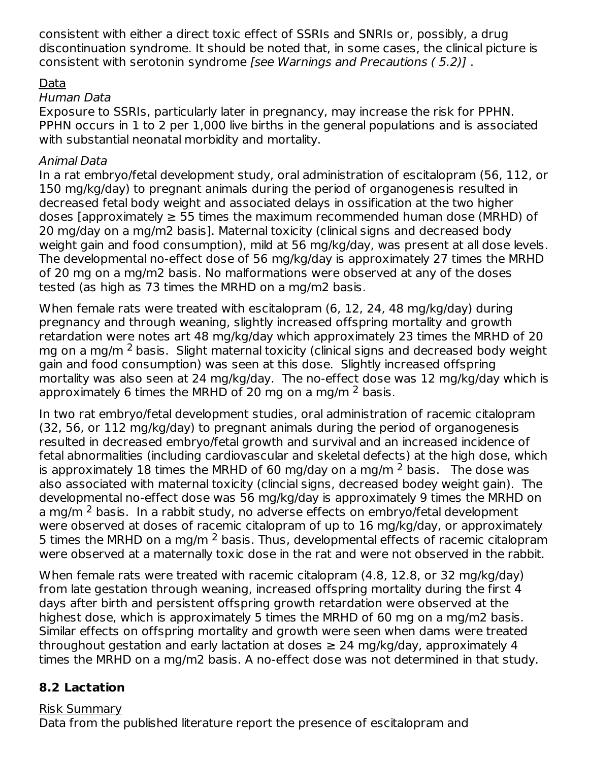consistent with either a direct toxic effect of SSRIs and SNRIs or, possibly, a drug discontinuation syndrome. It should be noted that, in some cases, the clinical picture is consistent with serotonin syndrome *[see Warnings and Precautions ( 5.2)]* .

Data

*Human Data*

Exposure to SSRIs, particularly later in pregnancy, may increase the risk for PPHN. PPHN occurs in 1 to 2 per 1,000 live births in the general populations and is associated with substantial neonatal morbidity and mortality.

*Animal Data*

In a rat embryo/fetal development study, oral administration of escitalopram (56, 112, or 150 mg/kg/day) to pregnant animals during the period of organogenesis resulted in decreased fetal body weight and associated delays in ossification at the two higher doses [approximately ≥ 55 times the maximum recommended human dose (MRHD) of 20 mg/day on a mg/m2 basis]. Maternal toxicity (clinical signs and decreased body weight gain and food consumption), mild at 56 mg/kg/day, was present at all dose levels. The developmental no-effect dose of 56 mg/kg/day is approximately 27 times the MRHD of 20 mg on a mg/m2 basis. No malformations were observed at any of the doses tested (as high as 73 times the MRHD on a mg/m2 basis.

When female rats were treated with escitalopram (6, 12, 24, 48 mg/kg/day) during pregnancy and through weaning, slightly increased offspring mortality and growth retardation were notes art 48 mg/kg/day which approximately 23 times the MRHD of 20 mg on a mg/m $^2$ basis. Slight maternal toxicity (clinical signs and decreased body weight gain and food consumption) was seen at this dose. Slightly increased offspring mortality was also seen at 24 mg/kg/day. The no-effect dose was 12 mg/kg/day which is approximately 6 times the MRHD of 20 mg on a mg/m $^2$ basis.

In two rat embryo/fetal development studies, oral administration of racemic citalopram (32, 56, or 112 mg/kg/day) to pregnant animals during the period of organogenesis resulted in decreased embryo/fetal growth and survival and an increased incidence of fetal abnormalities (including cardiovascular and skeletal defects) at the high dose, which is approximately 18 times the MRHD of 60 mg/day on a mg/m $^2$ basis. The dose was also associated with maternal toxicity (clincial signs, decreased bodey weight gain). The developmental no-effect dose was 56 mg/kg/day is approximately 9 times the MRHD on a mg/m $^2$ basis. In a rabbit study, no adverse effects on embryo/fetal development were observed at doses of racemic citalopram of up to 16 mg/kg/day, or approximately 5 times the MRHD on a mg/m $^2$ basis. Thus, developmental effects of racemic citalopram were observed at a maternally toxic dose in the rat and were not observed in the rabbit.

When female rats were treated with racemic citalopram (4.8, 12.8, or 32 mg/kg/day) from late gestation through weaning, increased offspring mortality during the first 4 days after birth and persistent offspring growth retardation were observed at the highest dose, which is approximately 5 times the MRHD of 60 mg on a mg/m2 basis. Similar effects on offspring mortality and growth were seen when dams were treated throughout gestation and early lactation at doses ≥ 24 mg/kg/day, approximately 4 times the MRHD on a mg/m2 basis. A no-effect dose was not determined in that study.

## 8.2 Lactation

Risk Summary

Data from the published literature report the presence of escitalopram and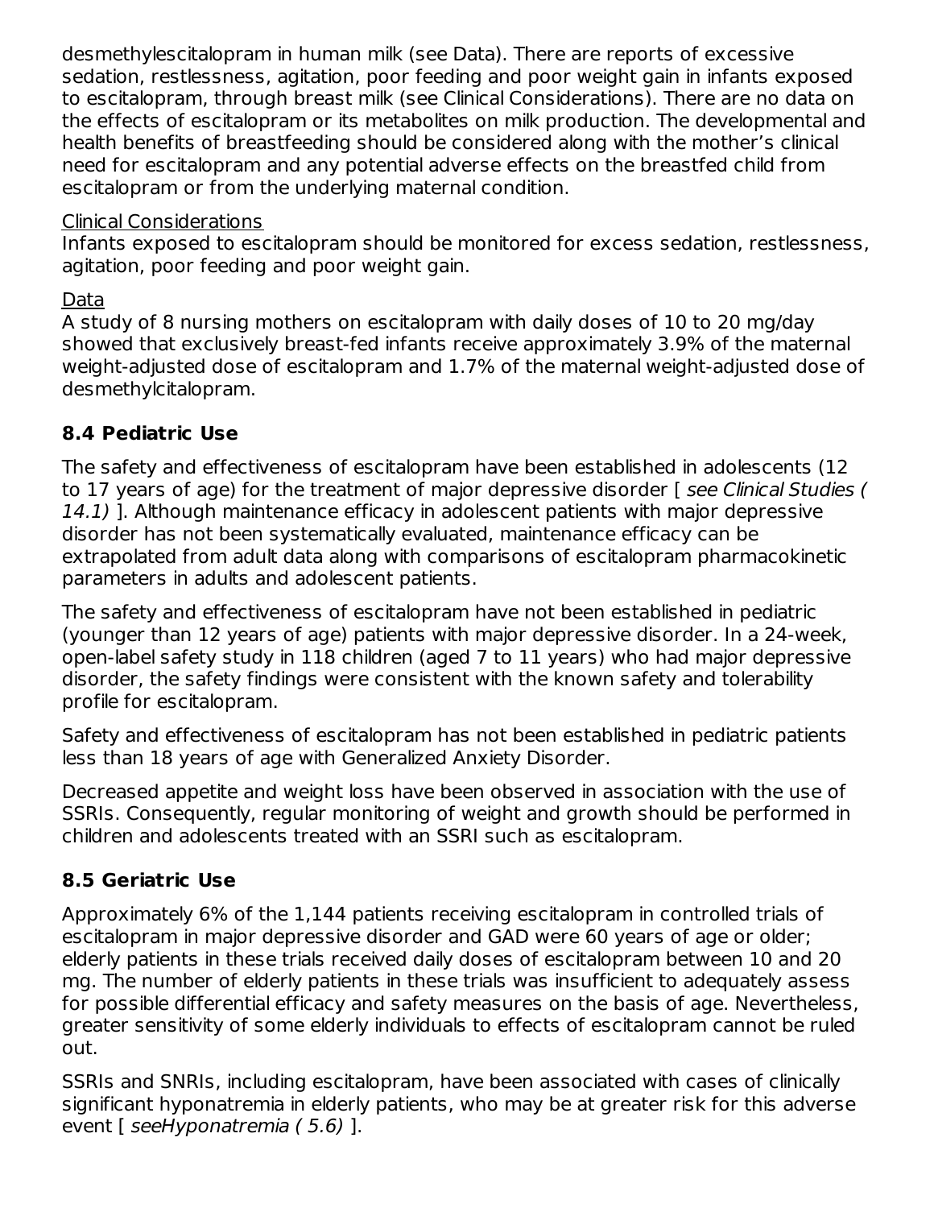desmethylescitalopram in human milk (see Data). There are reports of excessive sedation, restlessness, agitation, poor feeding and poor weight gain in infants exposed to escitalopram, through breast milk (see Clinical Considerations). There are no data on the effects of escitalopram or its metabolites on milk production. The developmental and health benefits of breastfeeding should be considered along with the mother's clinical need for escitalopram and any potential adverse effects on the breastfed child from escitalopram or from the underlying maternal condition.

Clinical Considerations

Infants exposed to escitalopram should be monitored for excess sedation, restlessness, agitation, poor feeding and poor weight gain.

Data

A study of 8 nursing mothers on escitalopram with daily doses of 10 to 20 mg/day showed that exclusively breast-fed infants receive approximately 3.9% of the maternal weight-adjusted dose of escitalopram and 1.7% of the maternal weight-adjusted dose of desmethylcitalopram.

### 8.4 Pediatric Use

The safety and effectiveness of escitalopram have been established in adolescents (12 to 17 years of age) for the treatment of major depressive disorder [ *see Clinical Studies ( 14.1)* ]. Although maintenance efficacy in adolescent patients with major depressive disorder has not been systematically evaluated, maintenance efficacy can be extrapolated from adult data along with comparisons of escitalopram pharmacokinetic parameters in adults and adolescent patients.

The safety and effectiveness of escitalopram have not been established in pediatric (younger than 12 years of age) patients with major depressive disorder. In a 24-week, open-label safety study in 118 children (aged 7 to 11 years) who had major depressive disorder, the safety findings were consistent with the known safety and tolerability profile for escitalopram.

Safety and effectiveness of escitalopram has not been established in pediatric patients less than 18 years of age with Generalized Anxiety Disorder.

Decreased appetite and weight loss have been observed in association with the use of SSRIs. Consequently, regular monitoring of weight and growth should be performed in children and adolescents treated with an SSRI such as escitalopram.

### 8.5 Geriatric Use

Approximately 6% of the 1,144 patients receiving escitalopram in controlled trials of escitalopram in major depressive disorder and GAD were 60 years of age or older; elderly patients in these trials received daily doses of escitalopram between 10 and 20 mg. The number of elderly patients in these trials was insufficient to adequately assess for possible differential efficacy and safety measures on the basis of age. Nevertheless, greater sensitivity of some elderly individuals to effects of escitalopram cannot be ruled out.

SSRIs and SNRIs, including escitalopram, have been associated with cases of clinically significant hyponatremia in elderly patients, who may be at greater risk for this adverse event [ *seeHyponatremia ( 5.6)* ].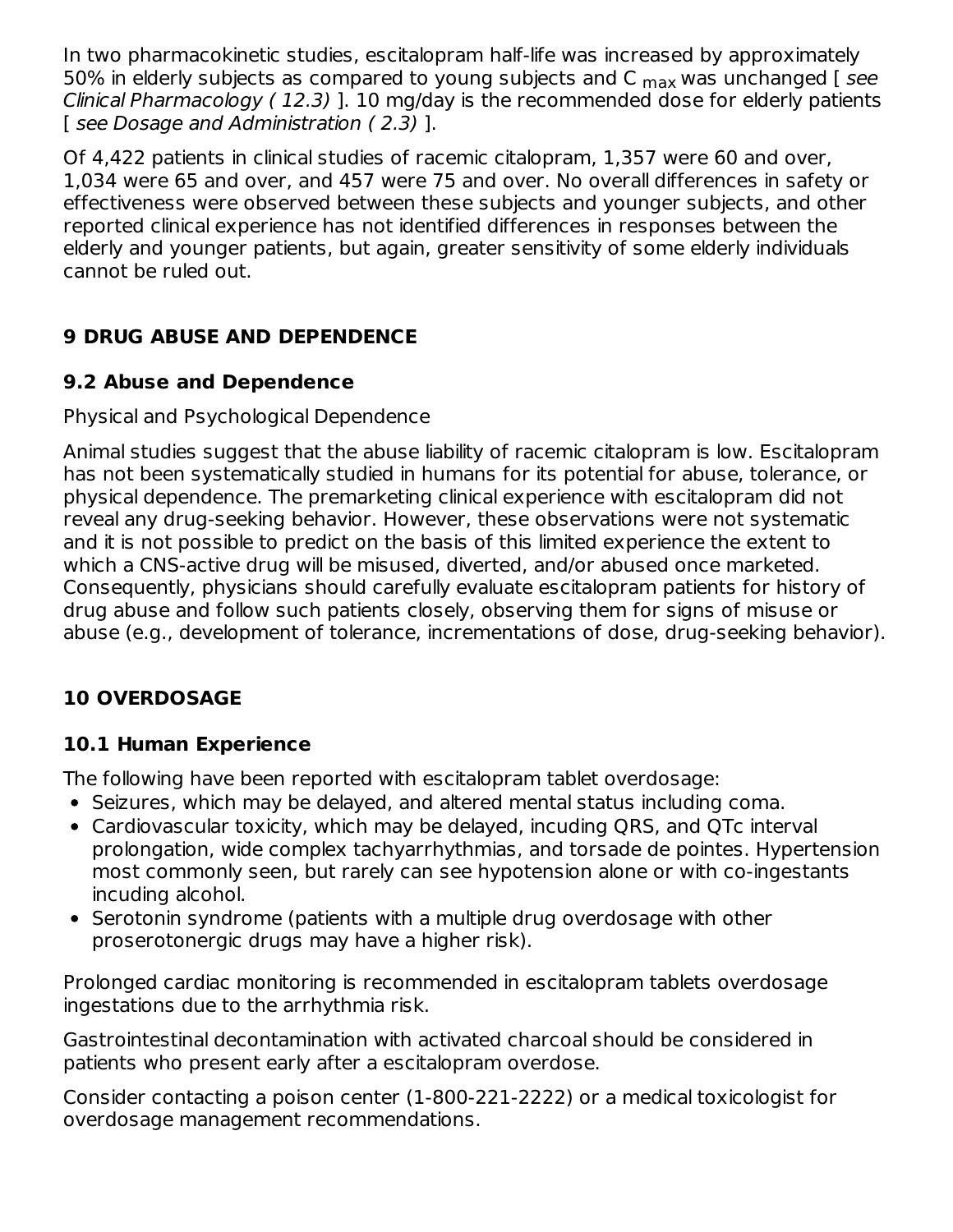In two pharmacokinetic studies, escitalopram half-life was increased by approximately 50% in elderly subjects as compared to young subjects and $C_{max}$ was unchanged [ *see Clinical Pharmacology ( 12.3)* ]. 10 mg/day is the recommended dose for elderly patients [ *see Dosage and Administration ( 2.3)* ].

Of 4,422 patients in clinical studies of racemic citalopram, 1,357 were 60 and over, 1,034 were 65 and over, and 457 were 75 and over. No overall differences in safety or effectiveness were observed between these subjects and younger subjects, and other reported clinical experience has not identified differences in responses between the elderly and younger patients, but again, greater sensitivity of some elderly individuals cannot be ruled out.

# 9 DRUG ABUSE AND DEPENDENCE

## 9.2 Abuse and Dependence

Physical and Psychological Dependence

Animal studies suggest that the abuse liability of racemic citalopram is low. Escitalopram has not been systematically studied in humans for its potential for abuse, tolerance, or physical dependence. The premarketing clinical experience with escitalopram did not reveal any drug-seeking behavior. However, these observations were not systematic and it is not possible to predict on the basis of this limited experience the extent to which a CNS-active drug will be misused, diverted, and/or abused once marketed. Consequently, physicians should carefully evaluate escitalopram patients for history of drug abuse and follow such patients closely, observing them for signs of misuse or abuse (e.g., development of tolerance, incrementations of dose, drug-seeking behavior).

# 10 OVERDOSAGE

## 10.1 Human Experience

The following have been reported with escitalopram tablet overdosage:

- Seizures, which may be delayed, and altered mental status including coma.
- Cardiovascular toxicity, which may be delayed, incuding QRS, and QTc interval prolongation, wide complex tachyarrhythmias, and torsade de pointes. Hypertension most commonly seen, but rarely can see hypotension alone or with co-ingestants incuding alcohol.
- Serotonin syndrome (patients with a multiple drug overdosage with other proserotonergic drugs may have a higher risk).

Prolonged cardiac monitoring is recommended in escitalopram tablets overdosage ingestations due to the arrhythmia risk.

Gastrointestinal decontamination with activated charcoal should be considered in patients who present early after a escitalopram overdose.

Consider contacting a poison center (1-800-221-2222) or a medical toxicologist for overdosage management recommendations.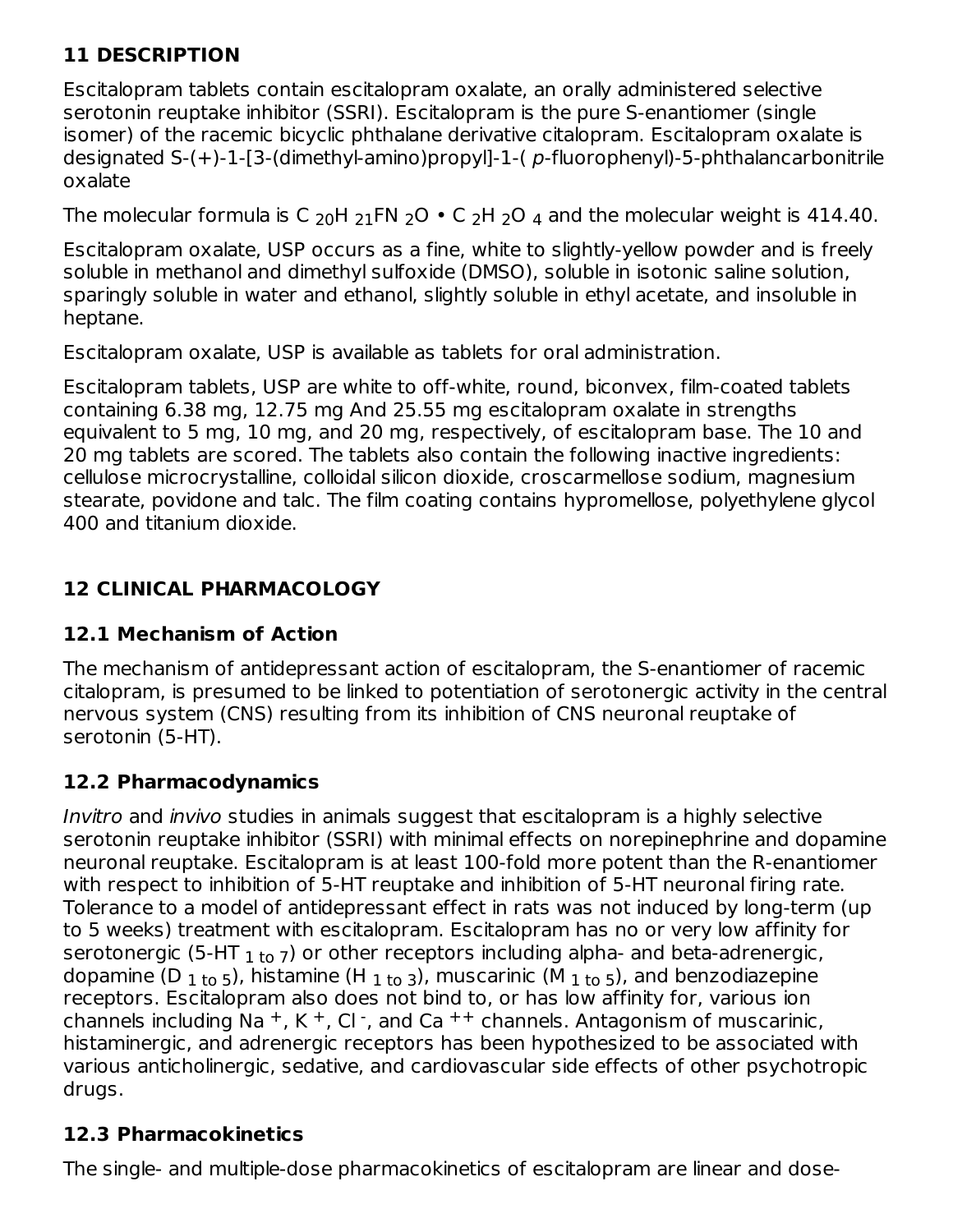## 11 DESCRIPTION

Escitalopram tablets contain escitalopram oxalate, an orally administered selective serotonin reuptake inhibitor (SSRI). Escitalopram is the pure S-enantiomer (single isomer) of the racemic bicyclic phthalane derivative citalopram. Escitalopram oxalate is designated S-(+)-1-[3-(dimethyl-amino)propyl]-1-( *p*-fluorophenyl)-5-phthalancarbonitrile oxalate

The molecular formula is $C_{20}H_{21}FN_2O \cdot C_2H_2O_4$ and the molecular weight is 414.40.

Escitalopram oxalate, USP occurs as a fine, white to slightly-yellow powder and is freely soluble in methanol and dimethyl sulfoxide (DMSO), soluble in isotonic saline solution, sparingly soluble in water and ethanol, slightly soluble in ethyl acetate, and insoluble in heptane.

Escitalopram oxalate, USP is available as tablets for oral administration.

Escitalopram tablets, USP are white to off-white, round, biconvex, film-coated tablets containing 6.38 mg, 12.75 mg And 25.55 mg escitalopram oxalate in strengths equivalent to 5 mg, 10 mg, and 20 mg, respectively, of escitalopram base. The 10 and 20 mg tablets are scored. The tablets also contain the following inactive ingredients: cellulose microcrystalline, colloidal silicon dioxide, croscarmellose sodium, magnesium stearate, povidone and talc. The film coating contains hypromellose, polyethylene glycol 400 and titanium dioxide.

## 12 CLINICAL PHARMACOLOGY

### 12.1 Mechanism of Action

The mechanism of antidepressant action of escitalopram, the S-enantiomer of racemic citalopram, is presumed to be linked to potentiation of serotonergic activity in the central nervous system (CNS) resulting from its inhibition of CNS neuronal reuptake of serotonin (5-HT).

### 12.2 Pharmacodynamics

*Invitro* and *invivo* studies in animals suggest that escitalopram is a highly selective serotonin reuptake inhibitor (SSRI) with minimal effects on norepinephrine and dopamine neuronal reuptake. Escitalopram is at least 100-fold more potent than the R-enantiomer with respect to inhibition of 5-HT reuptake and inhibition of 5-HT neuronal firing rate. Tolerance to a model of antidepressant effect in rats was not induced by long-term (up to 5 weeks) treatment with escitalopram. Escitalopram has no or very low affinity for serotonergic ($5\text{-}HT_{1\ to\ 7}$) or other receptors including alpha- and beta-adrenergic, dopamine ($D_{1\ to\ 5}$), histamine ($H_{1\ to\ 3}$), muscarinic ($M_{1\ to\ 5}$), and benzodiazepine receptors. Escitalopram also does not bind to, or has low affinity for, various ion channels including $Na^+$, $K^+$, $Cl^-$, and $Ca^{++}$ channels. Antagonism of muscarinic, histaminergic, and adrenergic receptors has been hypothesized to be associated with various anticholinergic, sedative, and cardiovascular side effects of other psychotropic drugs.

### 12.3 Pharmacokinetics

The single- and multiple-dose pharmacokinetics of escitalopram are linear and dose-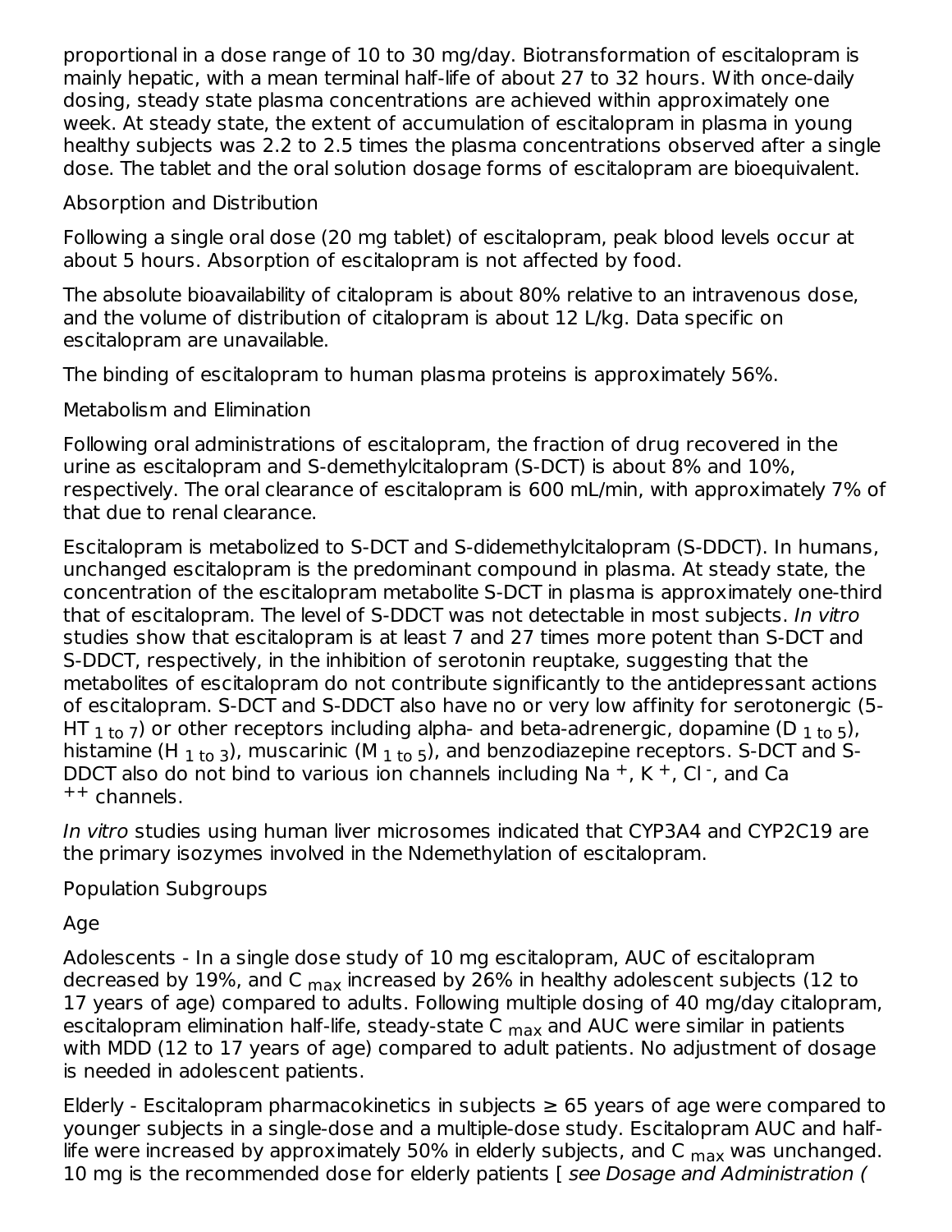proportional in a dose range of 10 to 30 mg/day. Biotransformation of escitalopram is mainly hepatic, with a mean terminal half-life of about 27 to 32 hours. With once-daily dosing, steady state plasma concentrations are achieved within approximately one week. At steady state, the extent of accumulation of escitalopram in plasma in young healthy subjects was 2.2 to 2.5 times the plasma concentrations observed after a single dose. The tablet and the oral solution dosage forms of escitalopram are bioequivalent.

Absorption and Distribution

Following a single oral dose (20 mg tablet) of escitalopram, peak blood levels occur at about 5 hours. Absorption of escitalopram is not affected by food.

The absolute bioavailability of citalopram is about 80% relative to an intravenous dose, and the volume of distribution of citalopram is about 12 L/kg. Data specific on escitalopram are unavailable.

The binding of escitalopram to human plasma proteins is approximately 56%.

Metabolism and Elimination

Following oral administrations of escitalopram, the fraction of drug recovered in the urine as escitalopram and S-demethylcitalopram (S-DCT) is about 8% and 10%, respectively. The oral clearance of escitalopram is 600 mL/min, with approximately 7% of that due to renal clearance.

Escitalopram is metabolized to S-DCT and S-didemethylcitalopram (S-DDCT). In humans, unchanged escitalopram is the predominant compound in plasma. At steady state, the concentration of the escitalopram metabolite S-DCT in plasma is approximately one-third that of escitalopram. The level of S-DDCT was not detectable in most subjects. *In vitro* studies show that escitalopram is at least 7 and 27 times more potent than S-DCT and S-DDCT, respectively, in the inhibition of serotonin reuptake, suggesting that the metabolites of escitalopram do not contribute significantly to the antidepressant actions of escitalopram. S-DCT and S-DDCT also have no or very low affinity for serotonergic ($5\text{-HT}_{1\text{ to }7}$) or other receptors including alpha- and beta-adrenergic, dopamine ($D_{1\text{ to }5}$), histamine ($H_{1\text{ to }3}$), muscarinic ($M_{1\text{ to }5}$), and benzodiazepine receptors. S-DCT and S-DDCT also do not bind to various ion channels including $Na^+$, $K^+$, $Cl^-$, and $Ca^{++}$ channels.

*In vitro* studies using human liver microsomes indicated that CYP3A4 and CYP2C19 are the primary isozymes involved in the Ndemethylation of escitalopram.

Population Subgroups

Age

Adolescents - In a single dose study of 10 mg escitalopram, AUC of escitalopram decreased by 19%, and $C_{max}$ increased by 26% in healthy adolescent subjects (12 to 17 years of age) compared to adults. Following multiple dosing of 40 mg/day citalopram, escitalopram elimination half-life, steady-state $C_{max}$ and AUC were similar in patients with MDD (12 to 17 years of age) compared to adult patients. No adjustment of dosage is needed in adolescent patients.

Elderly - Escitalopram pharmacokinetics in subjects ≥ 65 years of age were compared to younger subjects in a single-dose and a multiple-dose study. Escitalopram AUC and half-life were increased by approximately 50% in elderly subjects, and $C_{max}$ was unchanged. 10 mg is the recommended dose for elderly patients [ *see Dosage and Administration (*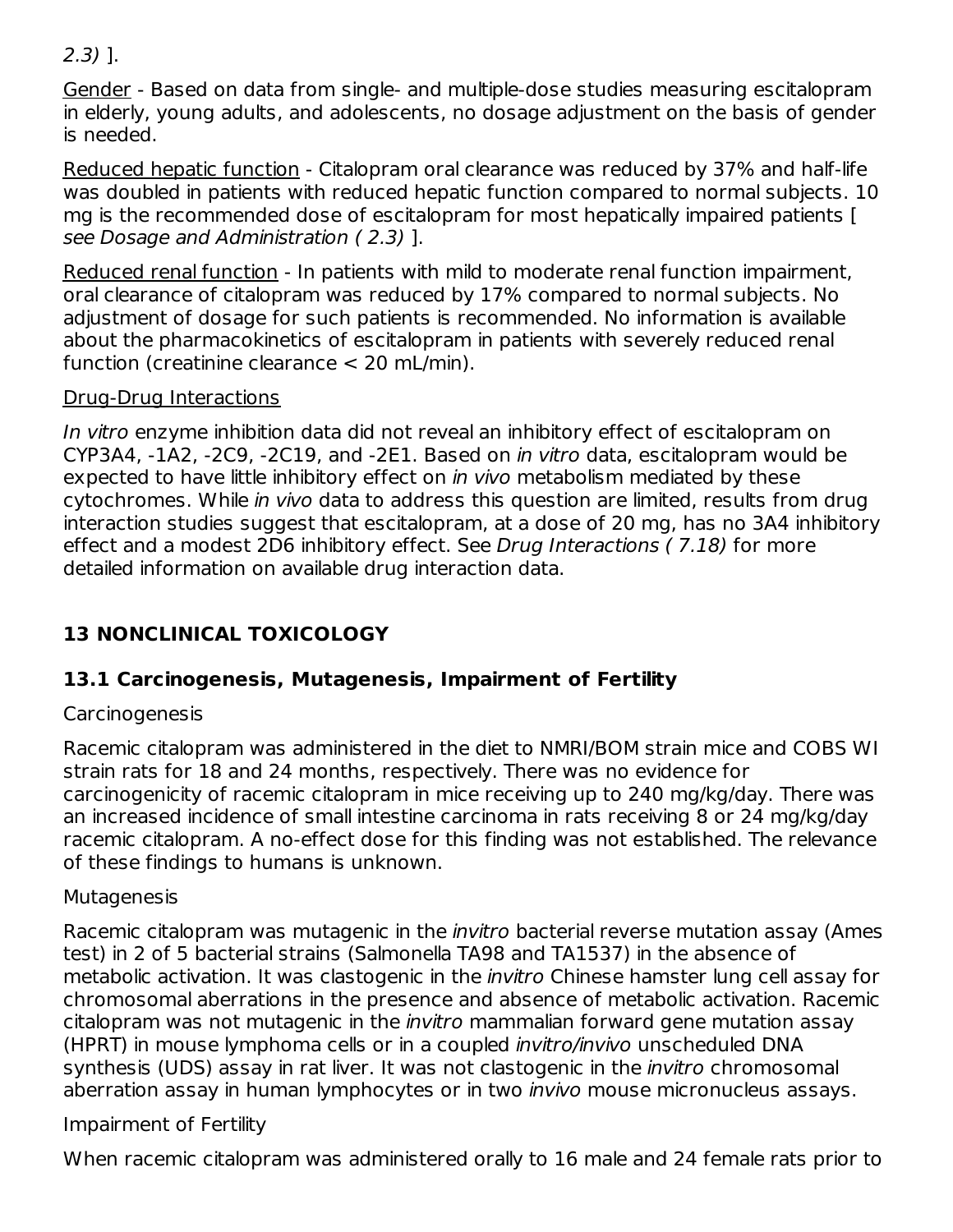2.3) ].

Gender - Based on data from single- and multiple-dose studies measuring escitalopram in elderly, young adults, and adolescents, no dosage adjustment on the basis of gender is needed.

Reduced hepatic function - Citalopram oral clearance was reduced by 37% and half-life was doubled in patients with reduced hepatic function compared to normal subjects. 10 mg is the recommended dose of escitalopram for most hepatically impaired patients [ *see Dosage and Administration ( 2.3)* ].

Reduced renal function - In patients with mild to moderate renal function impairment, oral clearance of citalopram was reduced by 17% compared to normal subjects. No adjustment of dosage for such patients is recommended. No information is available about the pharmacokinetics of escitalopram in patients with severely reduced renal function (creatinine clearance < 20 mL/min).

Drug-Drug Interactions

*In vitro* enzyme inhibition data did not reveal an inhibitory effect of escitalopram on CYP3A4, -1A2, -2C9, -2C19, and -2E1. Based on *in vitro* data, escitalopram would be expected to have little inhibitory effect on *in vivo* metabolism mediated by these cytochromes. While *in vivo* data to address this question are limited, results from drug interaction studies suggest that escitalopram, at a dose of 20 mg, has no 3A4 inhibitory effect and a modest 2D6 inhibitory effect. See *Drug Interactions ( 7.18)* for more detailed information on available drug interaction data.

## 13 NONCLINICAL TOXICOLOGY

### 13.1 Carcinogenesis, Mutagenesis, Impairment of Fertility

Carcinogenesis

Racemic citalopram was administered in the diet to NMRI/BOM strain mice and COBS WI strain rats for 18 and 24 months, respectively. There was no evidence for carcinogenicity of racemic citalopram in mice receiving up to 240 mg/kg/day. There was an increased incidence of small intestine carcinoma in rats receiving 8 or 24 mg/kg/day racemic citalopram. A no-effect dose for this finding was not established. The relevance of these findings to humans is unknown.

Mutagenesis

Racemic citalopram was mutagenic in the *invitro* bacterial reverse mutation assay (Ames test) in 2 of 5 bacterial strains (Salmonella TA98 and TA1537) in the absence of metabolic activation. It was clastogenic in the *invitro* Chinese hamster lung cell assay for chromosomal aberrations in the presence and absence of metabolic activation. Racemic citalopram was not mutagenic in the *invitro* mammalian forward gene mutation assay (HPRT) in mouse lymphoma cells or in a coupled *invitro/invivo* unscheduled DNA synthesis (UDS) assay in rat liver. It was not clastogenic in the *invitro* chromosomal aberration assay in human lymphocytes or in two *invivo* mouse micronucleus assays.

Impairment of Fertility

When racemic citalopram was administered orally to 16 male and 24 female rats prior to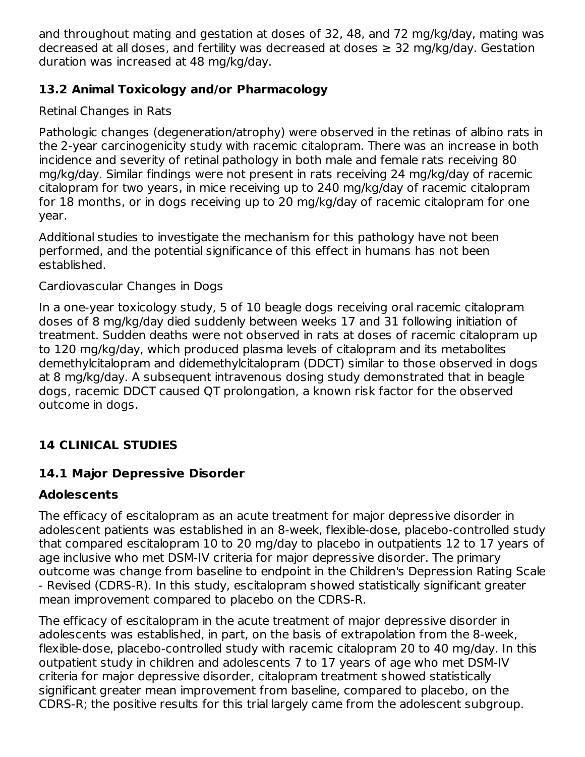and throughout mating and gestation at doses of 32, 48, and 72 mg/kg/day, mating was decreased at all doses, and fertility was decreased at doses ≥ 32 mg/kg/day. Gestation duration was increased at 48 mg/kg/day.

## 13.2 Animal Toxicology and/or Pharmacology

Retinal Changes in Rats

Pathologic changes (degeneration/atrophy) were observed in the retinas of albino rats in the 2-year carcinogenicity study with racemic citalopram. There was an increase in both incidence and severity of retinal pathology in both male and female rats receiving 80 mg/kg/day. Similar findings were not present in rats receiving 24 mg/kg/day of racemic citalopram for two years, in mice receiving up to 240 mg/kg/day of racemic citalopram for 18 months, or in dogs receiving up to 20 mg/kg/day of racemic citalopram for one year.

Additional studies to investigate the mechanism for this pathology have not been performed, and the potential significance of this effect in humans has not been established.

Cardiovascular Changes in Dogs

In a one-year toxicology study, 5 of 10 beagle dogs receiving oral racemic citalopram doses of 8 mg/kg/day died suddenly between weeks 17 and 31 following initiation of treatment. Sudden deaths were not observed in rats at doses of racemic citalopram up to 120 mg/kg/day, which produced plasma levels of citalopram and its metabolites demethylcitalopram and didemethylcitalopram (DDCT) similar to those observed in dogs at 8 mg/kg/day. A subsequent intravenous dosing study demonstrated that in beagle dogs, racemic DDCT caused QT prolongation, a known risk factor for the observed outcome in dogs.

# 14 CLINICAL STUDIES

## 14.1 Major Depressive Disorder

### Adolescents

The efficacy of escitalopram as an acute treatment for major depressive disorder in adolescent patients was established in an 8-week, flexible-dose, placebo-controlled study that compared escitalopram 10 to 20 mg/day to placebo in outpatients 12 to 17 years of age inclusive who met DSM-IV criteria for major depressive disorder. The primary outcome was change from baseline to endpoint in the Children's Depression Rating Scale - Revised (CDRS-R). In this study, escitalopram showed statistically significant greater mean improvement compared to placebo on the CDRS-R.

The efficacy of escitalopram in the acute treatment of major depressive disorder in adolescents was established, in part, on the basis of extrapolation from the 8-week, flexible-dose, placebo-controlled study with racemic citalopram 20 to 40 mg/day. In this outpatient study in children and adolescents 7 to 17 years of age who met DSM-IV criteria for major depressive disorder, citalopram treatment showed statistically significant greater mean improvement from baseline, compared to placebo, on the CDRS-R; the positive results for this trial largely came from the adolescent subgroup.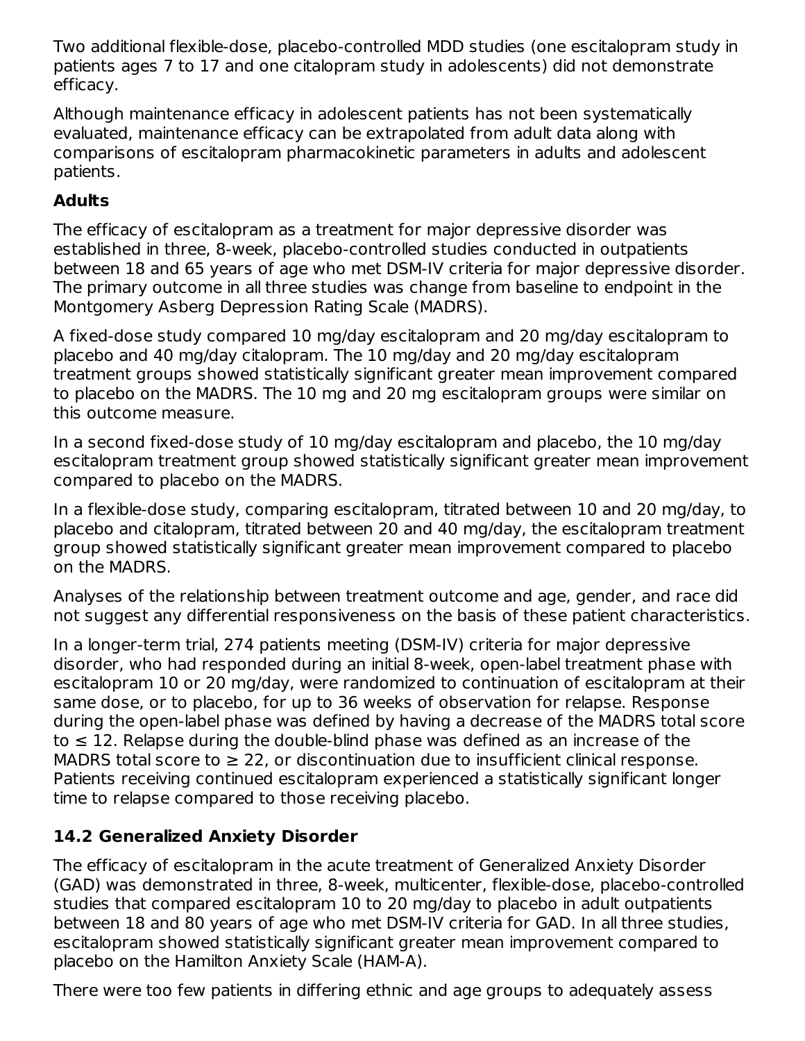Two additional flexible-dose, placebo-controlled MDD studies (one escitalopram study in patients ages 7 to 17 and one citalopram study in adolescents) did not demonstrate efficacy.

Although maintenance efficacy in adolescent patients has not been systematically evaluated, maintenance efficacy can be extrapolated from adult data along with comparisons of escitalopram pharmacokinetic parameters in adults and adolescent patients.

**Adults**

The efficacy of escitalopram as a treatment for major depressive disorder was established in three, 8-week, placebo-controlled studies conducted in outpatients between 18 and 65 years of age who met DSM-IV criteria for major depressive disorder. The primary outcome in all three studies was change from baseline to endpoint in the Montgomery Asberg Depression Rating Scale (MADRS).

A fixed-dose study compared 10 mg/day escitalopram and 20 mg/day escitalopram to placebo and 40 mg/day citalopram. The 10 mg/day and 20 mg/day escitalopram treatment groups showed statistically significant greater mean improvement compared to placebo on the MADRS. The 10 mg and 20 mg escitalopram groups were similar on this outcome measure.

In a second fixed-dose study of 10 mg/day escitalopram and placebo, the 10 mg/day escitalopram treatment group showed statistically significant greater mean improvement compared to placebo on the MADRS.

In a flexible-dose study, comparing escitalopram, titrated between 10 and 20 mg/day, to placebo and citalopram, titrated between 20 and 40 mg/day, the escitalopram treatment group showed statistically significant greater mean improvement compared to placebo on the MADRS.

Analyses of the relationship between treatment outcome and age, gender, and race did not suggest any differential responsiveness on the basis of these patient characteristics.

In a longer-term trial, 274 patients meeting (DSM-IV) criteria for major depressive disorder, who had responded during an initial 8-week, open-label treatment phase with escitalopram 10 or 20 mg/day, were randomized to continuation of escitalopram at their same dose, or to placebo, for up to 36 weeks of observation for relapse. Response during the open-label phase was defined by having a decrease of the MADRS total score to ≤ 12. Relapse during the double-blind phase was defined as an increase of the MADRS total score to ≥ 22, or discontinuation due to insufficient clinical response. Patients receiving continued escitalopram experienced a statistically significant longer time to relapse compared to those receiving placebo.

## 14.2 Generalized Anxiety Disorder

The efficacy of escitalopram in the acute treatment of Generalized Anxiety Disorder (GAD) was demonstrated in three, 8-week, multicenter, flexible-dose, placebo-controlled studies that compared escitalopram 10 to 20 mg/day to placebo in adult outpatients between 18 and 80 years of age who met DSM-IV criteria for GAD. In all three studies, escitalopram showed statistically significant greater mean improvement compared to placebo on the Hamilton Anxiety Scale (HAM-A).

There were too few patients in differing ethnic and age groups to adequately assess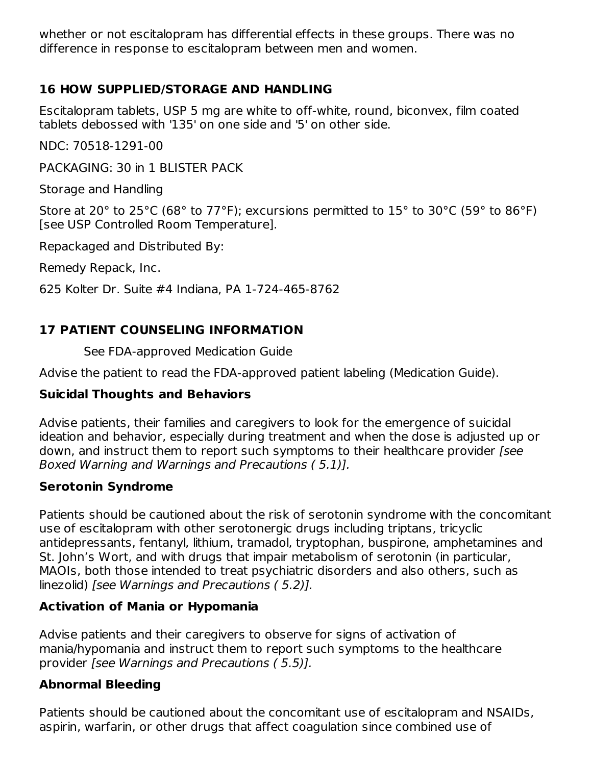whether or not escitalopram has differential effects in these groups. There was no difference in response to escitalopram between men and women.

## 16 HOW SUPPLIED/STORAGE AND HANDLING

Escitalopram tablets, USP 5 mg are white to off-white, round, biconvex, film coated tablets debossed with '135' on one side and '5' on other side.

NDC: 70518-1291-00

PACKAGING: 30 in 1 BLISTER PACK

Storage and Handling

Store at 20° to 25°C (68° to 77°F); excursions permitted to 15° to 30°C (59° to 86°F) [see USP Controlled Room Temperature].

Repackaged and Distributed By:

Remedy Repack, Inc.

625 Kolter Dr. Suite #4 Indiana, PA 1-724-465-8762

## 17 PATIENT COUNSELING INFORMATION

See FDA-approved Medication Guide

Advise the patient to read the FDA-approved patient labeling (Medication Guide).

### Suicidal Thoughts and Behaviors

Advise patients, their families and caregivers to look for the emergence of suicidal ideation and behavior, especially during treatment and when the dose is adjusted up or down, and instruct them to report such symptoms to their healthcare provider *[see Boxed Warning and Warnings and Precautions ( 5.1)].*

### Serotonin Syndrome

Patients should be cautioned about the risk of serotonin syndrome with the concomitant use of escitalopram with other serotonergic drugs including triptans, tricyclic antidepressants, fentanyl, lithium, tramadol, tryptophan, buspirone, amphetamines and St. John's Wort, and with drugs that impair metabolism of serotonin (in particular, MAOIs, both those intended to treat psychiatric disorders and also others, such as linezolid) *[see Warnings and Precautions ( 5.2)].*

### Activation of Mania or Hypomania

Advise patients and their caregivers to observe for signs of activation of mania/hypomania and instruct them to report such symptoms to the healthcare provider *[see Warnings and Precautions ( 5.5)].*

### Abnormal Bleeding

Patients should be cautioned about the concomitant use of escitalopram and NSAIDs, aspirin, warfarin, or other drugs that affect coagulation since combined use of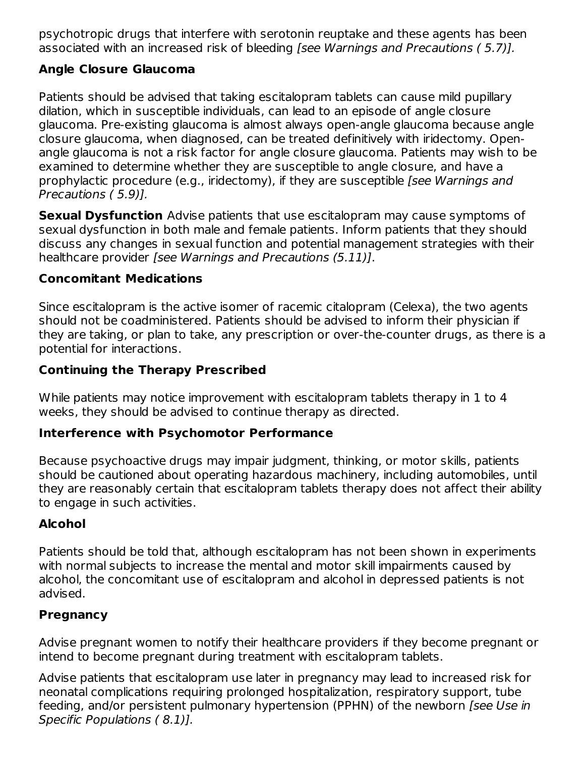psychotropic drugs that interfere with serotonin reuptake and these agents has been associated with an increased risk of bleeding *[see Warnings and Precautions ( 5.7)].*

### Angle Closure Glaucoma

Patients should be advised that taking escitalopram tablets can cause mild pupillary dilation, which in susceptible individuals, can lead to an episode of angle closure glaucoma. Pre-existing glaucoma is almost always open-angle glaucoma because angle closure glaucoma, when diagnosed, can be treated definitively with iridectomy. Open-angle glaucoma is not a risk factor for angle closure glaucoma. Patients may wish to be examined to determine whether they are susceptible to angle closure, and have a prophylactic procedure (e.g., iridectomy), if they are susceptible *[see Warnings and Precautions ( 5.9)].*

**Sexual Dysfunction** Advise patients that use escitalopram may cause symptoms of sexual dysfunction in both male and female patients. Inform patients that they should discuss any changes in sexual function and potential management strategies with their healthcare provider *[see Warnings and Precautions (5.11)]*.

### Concomitant Medications

Since escitalopram is the active isomer of racemic citalopram (Celexa), the two agents should not be coadministered. Patients should be advised to inform their physician if they are taking, or plan to take, any prescription or over-the-counter drugs, as there is a potential for interactions.

### Continuing the Therapy Prescribed

While patients may notice improvement with escitalopram tablets therapy in 1 to 4 weeks, they should be advised to continue therapy as directed.

### Interference with Psychomotor Performance

Because psychoactive drugs may impair judgment, thinking, or motor skills, patients should be cautioned about operating hazardous machinery, including automobiles, until they are reasonably certain that escitalopram tablets therapy does not affect their ability to engage in such activities.

### Alcohol

Patients should be told that, although escitalopram has not been shown in experiments with normal subjects to increase the mental and motor skill impairments caused by alcohol, the concomitant use of escitalopram and alcohol in depressed patients is not advised.

### Pregnancy

Advise pregnant women to notify their healthcare providers if they become pregnant or intend to become pregnant during treatment with escitalopram tablets.

Advise patients that escitalopram use later in pregnancy may lead to increased risk for neonatal complications requiring prolonged hospitalization, respiratory support, tube feeding, and/or persistent pulmonary hypertension (PPHN) of the newborn *[see Use in Specific Populations ( 8.1)].*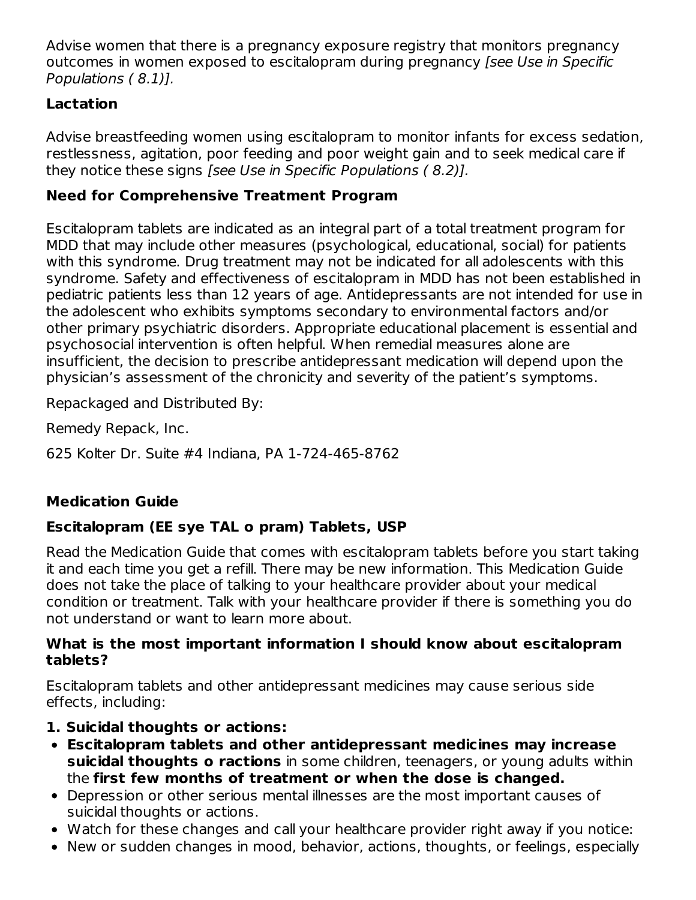Advise women that there is a pregnancy exposure registry that monitors pregnancy outcomes in women exposed to escitalopram during pregnancy *[see Use in Specific Populations ( 8.1)].*

**Lactation**

Advise breastfeeding women using escitalopram to monitor infants for excess sedation, restlessness, agitation, poor feeding and poor weight gain and to seek medical care if they notice these signs *[see Use in Specific Populations ( 8.2)].*

**Need for Comprehensive Treatment Program**

Escitalopram tablets are indicated as an integral part of a total treatment program for MDD that may include other measures (psychological, educational, social) for patients with this syndrome. Drug treatment may not be indicated for all adolescents with this syndrome. Safety and effectiveness of escitalopram in MDD has not been established in pediatric patients less than 12 years of age. Antidepressants are not intended for use in the adolescent who exhibits symptoms secondary to environmental factors and/or other primary psychiatric disorders. Appropriate educational placement is essential and psychosocial intervention is often helpful. When remedial measures alone are insufficient, the decision to prescribe antidepressant medication will depend upon the physician's assessment of the chronicity and severity of the patient's symptoms.

Repackaged and Distributed By:

Remedy Repack, Inc.

625 Kolter Dr. Suite #4 Indiana, PA 1-724-465-8762

## Medication Guide

### Escitalopram (EE sye TAL o pram) Tablets, USP

Read the Medication Guide that comes with escitalopram tablets before you start taking it and each time you get a refill. There may be new information. This Medication Guide does not take the place of talking to your healthcare provider about your medical condition or treatment. Talk with your healthcare provider if there is something you do not understand or want to learn more about.

**What is the most important information I should know about escitalopram tablets?**

Escitalopram tablets and other antidepressant medicines may cause serious side effects, including:

**1. Suicidal thoughts or actions:**

- **Escitalopram tablets and other antidepressant medicines may increase suicidal thoughts o ractions** in some children, teenagers, or young adults within the **first few months of treatment or when the dose is changed.**
- Depression or other serious mental illnesses are the most important causes of suicidal thoughts or actions.
- Watch for these changes and call your healthcare provider right away if you notice:
- New or sudden changes in mood, behavior, actions, thoughts, or feelings, especially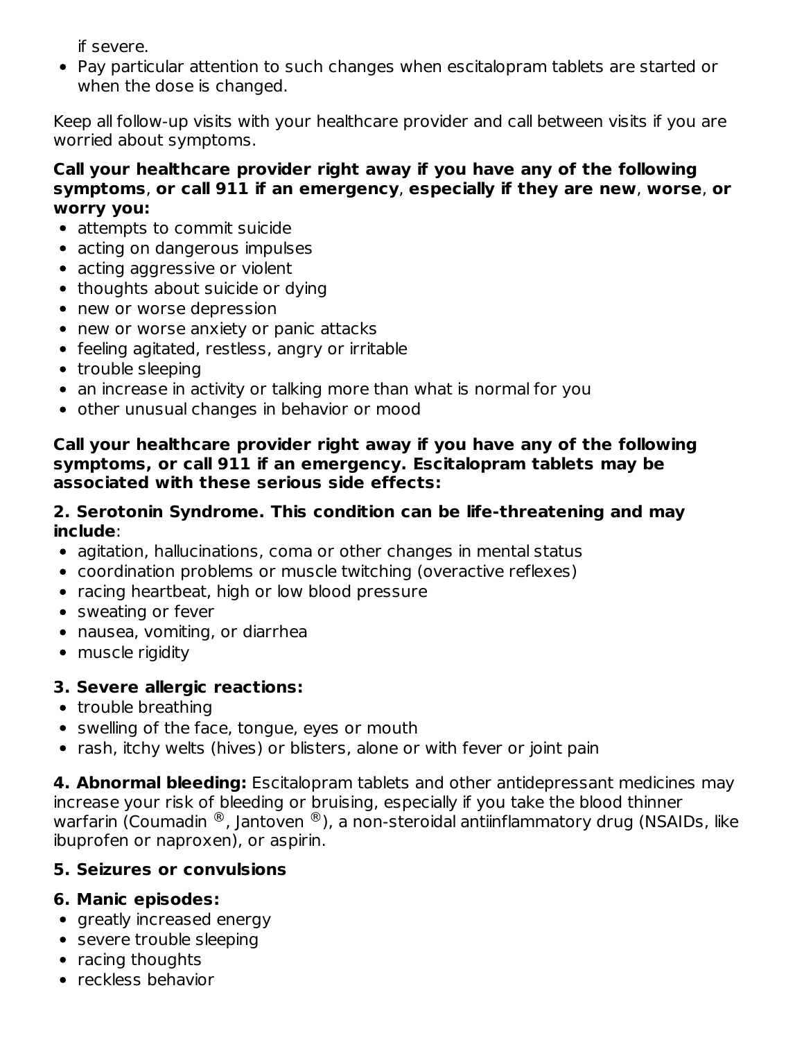if severe.

- Pay particular attention to such changes when escitalopram tablets are started or when the dose is changed.

Keep all follow-up visits with your healthcare provider and call between visits if you are worried about symptoms.

**Call your healthcare provider right away if you have any of the following symptoms, or call 911 if an emergency, especially if they are new, worse, or worry you:**

- attempts to commit suicide
- acting on dangerous impulses
- acting aggressive or violent
- thoughts about suicide or dying
- new or worse depression
- new or worse anxiety or panic attacks
- feeling agitated, restless, angry or irritable
- trouble sleeping
- an increase in activity or talking more than what is normal for you
- other unusual changes in behavior or mood

**Call your healthcare provider right away if you have any of the following symptoms, or call 911 if an emergency. Escitalopram tablets may be associated with these serious side effects:**

**2. Serotonin Syndrome. This condition can be life-threatening and may include**:

- agitation, hallucinations, coma or other changes in mental status
- coordination problems or muscle twitching (overactive reflexes)
- racing heartbeat, high or low blood pressure
- sweating or fever
- nausea, vomiting, or diarrhea
- muscle rigidity

**3. Severe allergic reactions:**

- trouble breathing
- swelling of the face, tongue, eyes or mouth
- rash, itchy welts (hives) or blisters, alone or with fever or joint pain

**4. Abnormal bleeding:** Escitalopram tablets and other antidepressant medicines may increase your risk of bleeding or bruising, especially if you take the blood thinner warfarin (Coumadin ®, Jantoven ®), a non-steroidal antiinflammatory drug (NSAIDs, like ibuprofen or naproxen), or aspirin.

**5. Seizures or convulsions**

**6. Manic episodes:**

- greatly increased energy
- severe trouble sleeping
- racing thoughts
- reckless behavior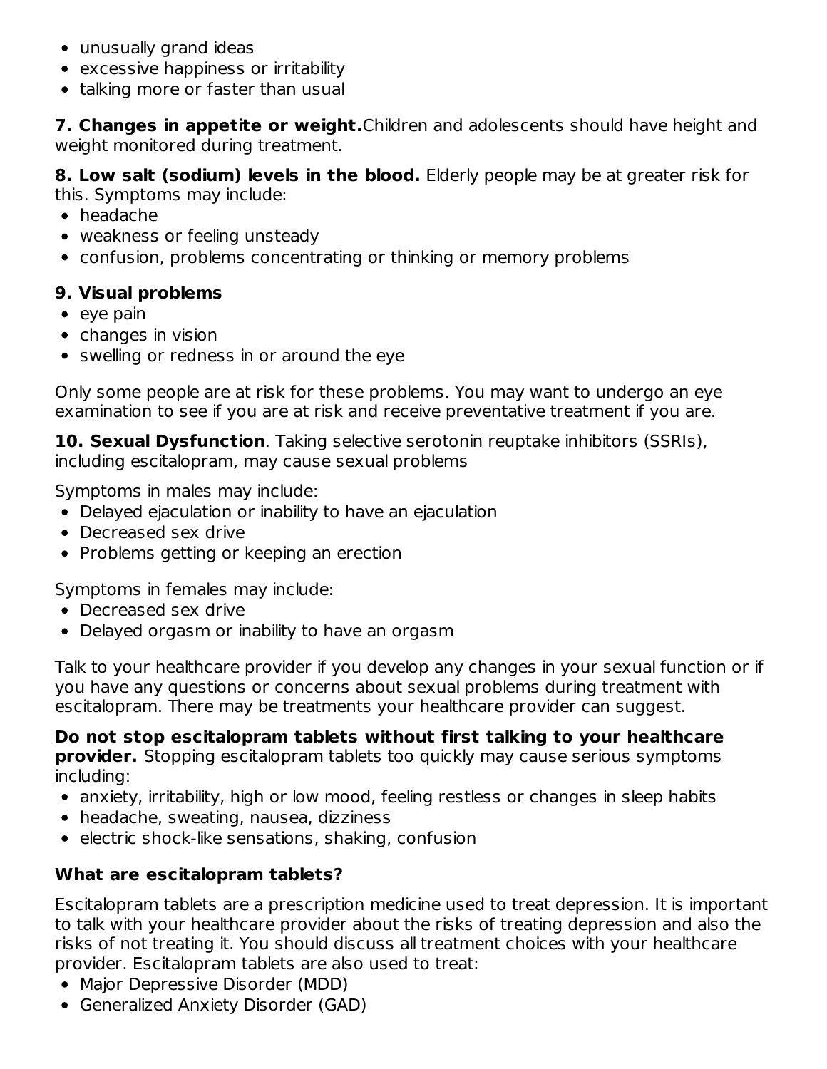- unusually grand ideas
- excessive happiness or irritability
- talking more or faster than usual

**7. Changes in appetite or weight.** Children and adolescents should have height and weight monitored during treatment.

**8. Low salt (sodium) levels in the blood.** Elderly people may be at greater risk for this. Symptoms may include:

- headache
- weakness or feeling unsteady
- confusion, problems concentrating or thinking or memory problems

**9. Visual problems**

- eye pain
- changes in vision
- swelling or redness in or around the eye

Only some people are at risk for these problems. You may want to undergo an eye examination to see if you are at risk and receive preventative treatment if you are.

**10. Sexual Dysfunction**. Taking selective serotonin reuptake inhibitors (SSRIs), including escitalopram, may cause sexual problems

Symptoms in males may include:

- Delayed ejaculation or inability to have an ejaculation
- Decreased sex drive
- Problems getting or keeping an erection

Symptoms in females may include:

- Decreased sex drive
- Delayed orgasm or inability to have an orgasm

Talk to your healthcare provider if you develop any changes in your sexual function or if you have any questions or concerns about sexual problems during treatment with escitalopram. There may be treatments your healthcare provider can suggest.

**Do not stop escitalopram tablets without first talking to your healthcare provider.** Stopping escitalopram tablets too quickly may cause serious symptoms including:

- anxiety, irritability, high or low mood, feeling restless or changes in sleep habits
- headache, sweating, nausea, dizziness
- electric shock-like sensations, shaking, confusion

**What are escitalopram tablets?**

Escitalopram tablets are a prescription medicine used to treat depression. It is important to talk with your healthcare provider about the risks of treating depression and also the risks of not treating it. You should discuss all treatment choices with your healthcare provider. Escitalopram tablets are also used to treat:

- Major Depressive Disorder (MDD)
- Generalized Anxiety Disorder (GAD)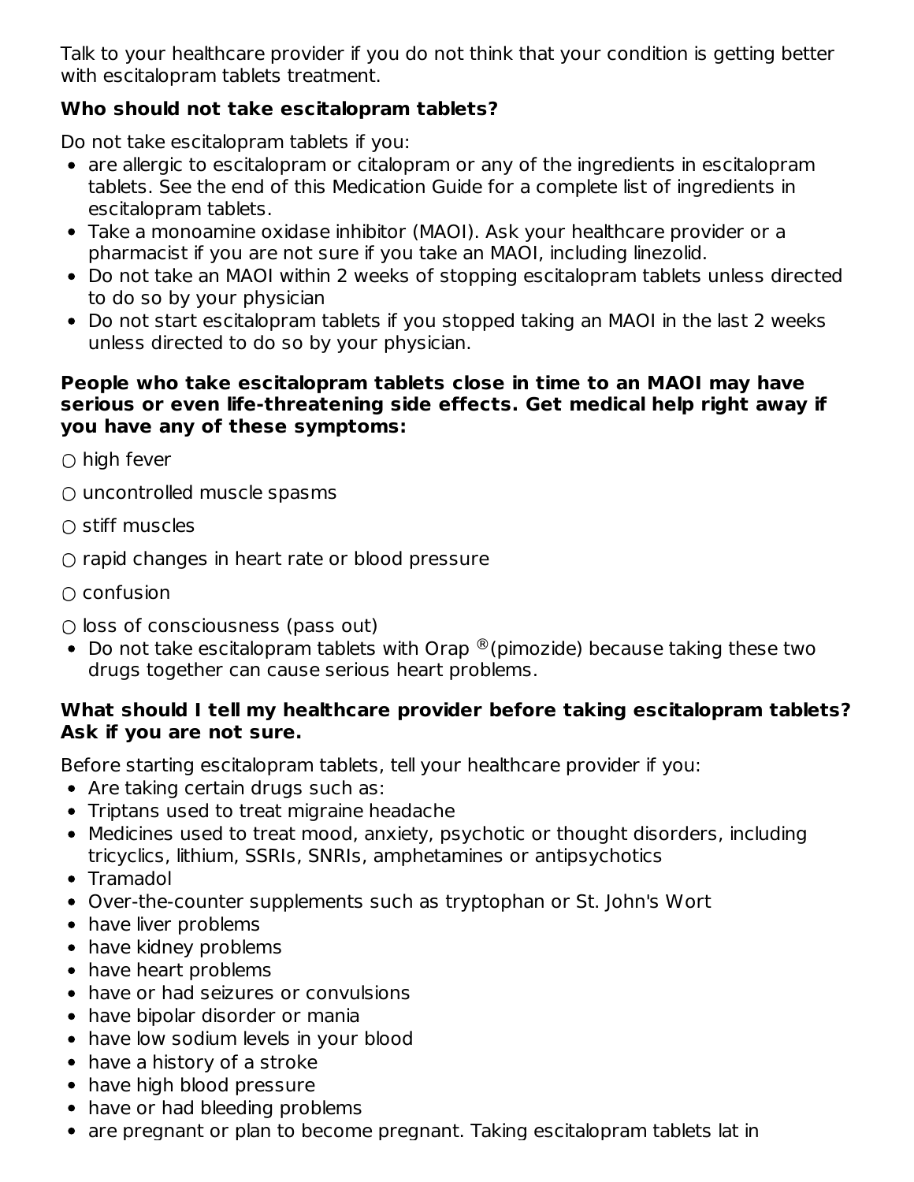Talk to your healthcare provider if you do not think that your condition is getting better with escitalopram tablets treatment.

### Who should not take escitalopram tablets?

Do not take escitalopram tablets if you:

- are allergic to escitalopram or citalopram or any of the ingredients in escitalopram tablets. See the end of this Medication Guide for a complete list of ingredients in escitalopram tablets.
- Take a monoamine oxidase inhibitor (MAOI). Ask your healthcare provider or a pharmacist if you are not sure if you take an MAOI, including linezolid.
- Do not take an MAOI within 2 weeks of stopping escitalopram tablets unless directed to do so by your physician
- Do not start escitalopram tablets if you stopped taking an MAOI in the last 2 weeks unless directed to do so by your physician.

**People who take escitalopram tablets close in time to an MAOI may have serious or even life-threatening side effects. Get medical help right away if you have any of these symptoms:**

○ high fever

○ uncontrolled muscle spasms

○ stiff muscles

○ rapid changes in heart rate or blood pressure

○ confusion

○ loss of consciousness (pass out)

- Do not take escitalopram tablets with Orap ®(pimozide) because taking these two drugs together can cause serious heart problems.

### What should I tell my healthcare provider before taking escitalopram tablets? Ask if you are not sure.

Before starting escitalopram tablets, tell your healthcare provider if you:

- Are taking certain drugs such as:
- Triptans used to treat migraine headache
- Medicines used to treat mood, anxiety, psychotic or thought disorders, including tricyclics, lithium, SSRIs, SNRIs, amphetamines or antipsychotics
- Tramadol
- Over-the-counter supplements such as tryptophan or St. John's Wort
- have liver problems
- have kidney problems
- have heart problems
- have or had seizures or convulsions
- have bipolar disorder or mania
- have low sodium levels in your blood
- have a history of a stroke
- have high blood pressure
- have or had bleeding problems
- are pregnant or plan to become pregnant. Taking escitalopram tablets lat in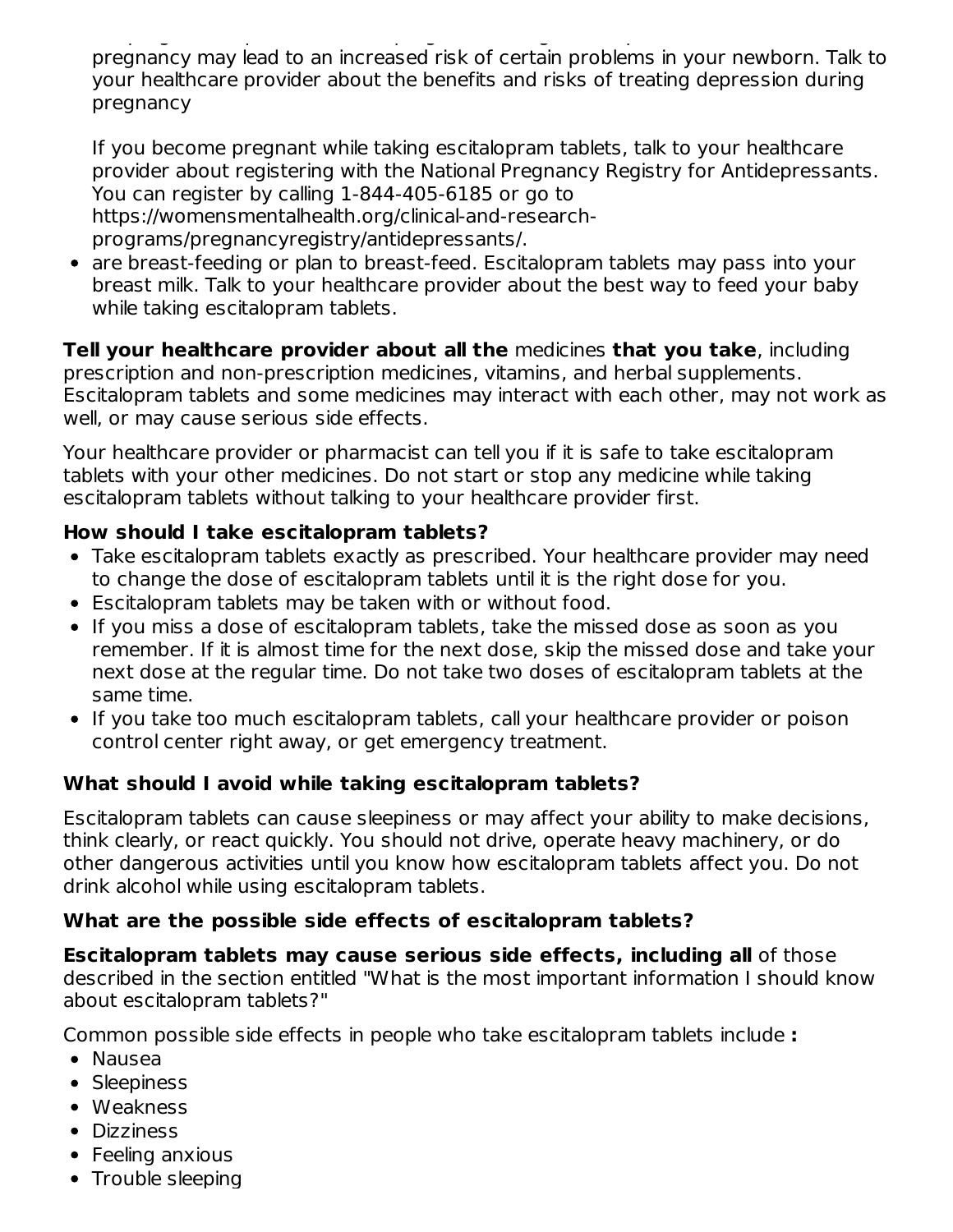pregnancy may lead to an increased risk of certain problems in your newborn. Talk to your healthcare provider about the benefits and risks of treating depression during pregnancy

If you become pregnant while taking escitalopram tablets, talk to your healthcare provider about registering with the National Pregnancy Registry for Antidepressants. You can register by calling 1-844-405-6185 or go to https://womensmentalhealth.org/clinical-and-research-programs/pregnancyregistry/antidepressants/.

- are breast-feeding or plan to breast-feed. Escitalopram tablets may pass into your breast milk. Talk to your healthcare provider about the best way to feed your baby while taking escitalopram tablets.

**Tell your healthcare provider about all the** medicines **that you take**, including prescription and non-prescription medicines, vitamins, and herbal supplements. Escitalopram tablets and some medicines may interact with each other, may not work as well, or may cause serious side effects.

Your healthcare provider or pharmacist can tell you if it is safe to take escitalopram tablets with your other medicines. Do not start or stop any medicine while taking escitalopram tablets without talking to your healthcare provider first.

**How should I take escitalopram tablets?**

- Take escitalopram tablets exactly as prescribed. Your healthcare provider may need to change the dose of escitalopram tablets until it is the right dose for you.
- Escitalopram tablets may be taken with or without food.
- If you miss a dose of escitalopram tablets, take the missed dose as soon as you remember. If it is almost time for the next dose, skip the missed dose and take your next dose at the regular time. Do not take two doses of escitalopram tablets at the same time.
- If you take too much escitalopram tablets, call your healthcare provider or poison control center right away, or get emergency treatment.

**What should I avoid while taking escitalopram tablets?**

Escitalopram tablets can cause sleepiness or may affect your ability to make decisions, think clearly, or react quickly. You should not drive, operate heavy machinery, or do other dangerous activities until you know how escitalopram tablets affect you. Do not drink alcohol while using escitalopram tablets.

**What are the possible side effects of escitalopram tablets?**

**Escitalopram tablets may cause serious side effects, including all** of those described in the section entitled "What is the most important information I should know about escitalopram tablets?"

Common possible side effects in people who take escitalopram tablets include **:**

- Nausea
- Sleepiness
- Weakness
- Dizziness
- Feeling anxious
- Trouble sleeping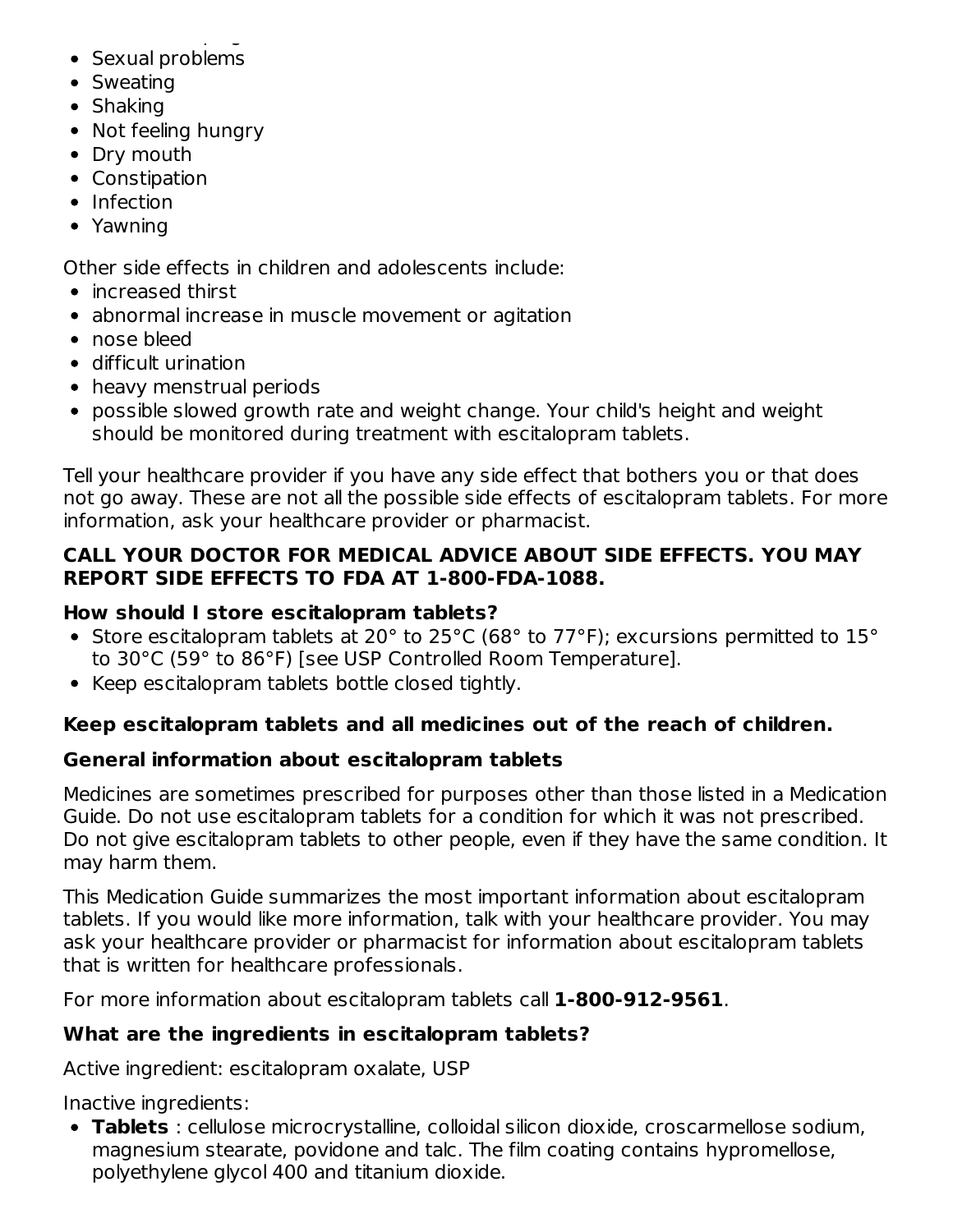- Sexual problems
- Sweating
- Shaking
- Not feeling hungry
- Dry mouth
- Constipation
- Infection
- Yawning

Other side effects in children and adolescents include:

- increased thirst
- abnormal increase in muscle movement or agitation
- nose bleed
- difficult urination
- heavy menstrual periods
- possible slowed growth rate and weight change. Your child's height and weight should be monitored during treatment with escitalopram tablets.

Tell your healthcare provider if you have any side effect that bothers you or that does not go away. These are not all the possible side effects of escitalopram tablets. For more information, ask your healthcare provider or pharmacist.

**CALL YOUR DOCTOR FOR MEDICAL ADVICE ABOUT SIDE EFFECTS. YOU MAY REPORT SIDE EFFECTS TO FDA AT 1-800-FDA-1088.**

**How should I store escitalopram tablets?**

- Store escitalopram tablets at 20° to 25°C (68° to 77°F); excursions permitted to 15° to 30°C (59° to 86°F) [see USP Controlled Room Temperature].
- Keep escitalopram tablets bottle closed tightly.

**Keep escitalopram tablets and all medicines out of the reach of children.**

**General information about escitalopram tablets**

Medicines are sometimes prescribed for purposes other than those listed in a Medication Guide. Do not use escitalopram tablets for a condition for which it was not prescribed. Do not give escitalopram tablets to other people, even if they have the same condition. It may harm them.

This Medication Guide summarizes the most important information about escitalopram tablets. If you would like more information, talk with your healthcare provider. You may ask your healthcare provider or pharmacist for information about escitalopram tablets that is written for healthcare professionals.

For more information about escitalopram tablets call **1-800-912-9561**.

**What are the ingredients in escitalopram tablets?**

Active ingredient: escitalopram oxalate, USP

Inactive ingredients:

- **Tablets** : cellulose microcrystalline, colloidal silicon dioxide, croscarmellose sodium, magnesium stearate, povidone and talc. The film coating contains hypromellose, polyethylene glycol 400 and titanium dioxide.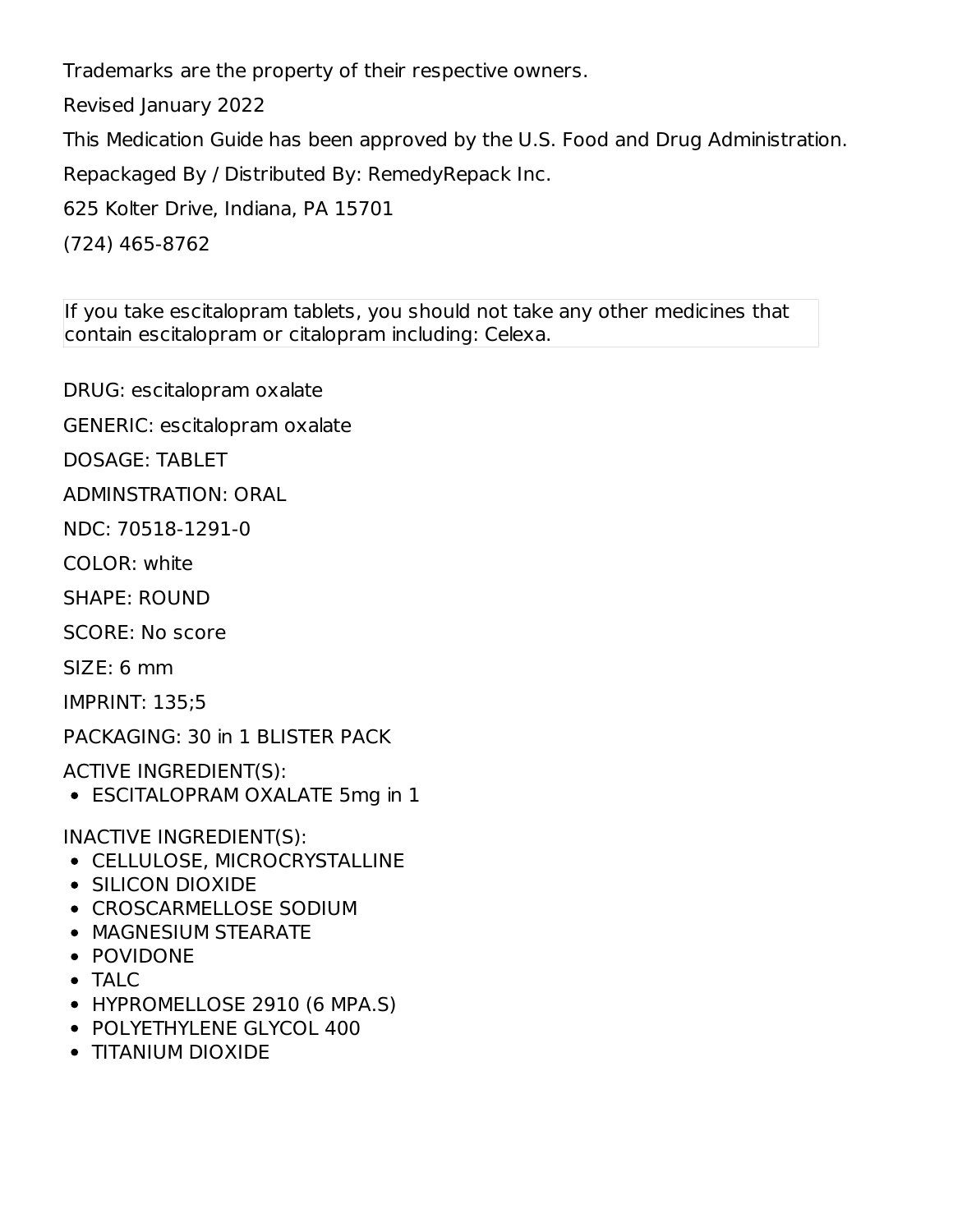Trademarks are the property of their respective owners.

Revised January 2022

This Medication Guide has been approved by the U.S. Food and Drug Administration.

Repackaged By / Distributed By: RemedyRepack Inc.

625 Kolter Drive, Indiana, PA 15701

(724) 465-8762

| If you take escitalopram tablets, you should not take any other medicines that contain escitalopram or citalopram including: Celexa. |
| --- |

DRUG: escitalopram oxalate

GENERIC: escitalopram oxalate

DOSAGE: TABLET

ADMINSTRATION: ORAL

NDC: 70518-1291-0

COLOR: white

SHAPE: ROUND

SCORE: No score

SIZE: 6 mm

IMPRINT: 135;5

PACKAGING: 30 in 1 BLISTER PACK

ACTIVE INGREDIENT(S):

- ESCITALOPRAM OXALATE 5mg in 1

INACTIVE INGREDIENT(S):

- CELLULOSE, MICROCRYSTALLINE
- SILICON DIOXIDE
- CROSCARMELLOSE SODIUM
- MAGNESIUM STEARATE
- POVIDONE
- TALC
- HYPROMELLOSE 2910 (6 MPA.S)
- POLYETHYLENE GLYCOL 400
- TITANIUM DIOXIDE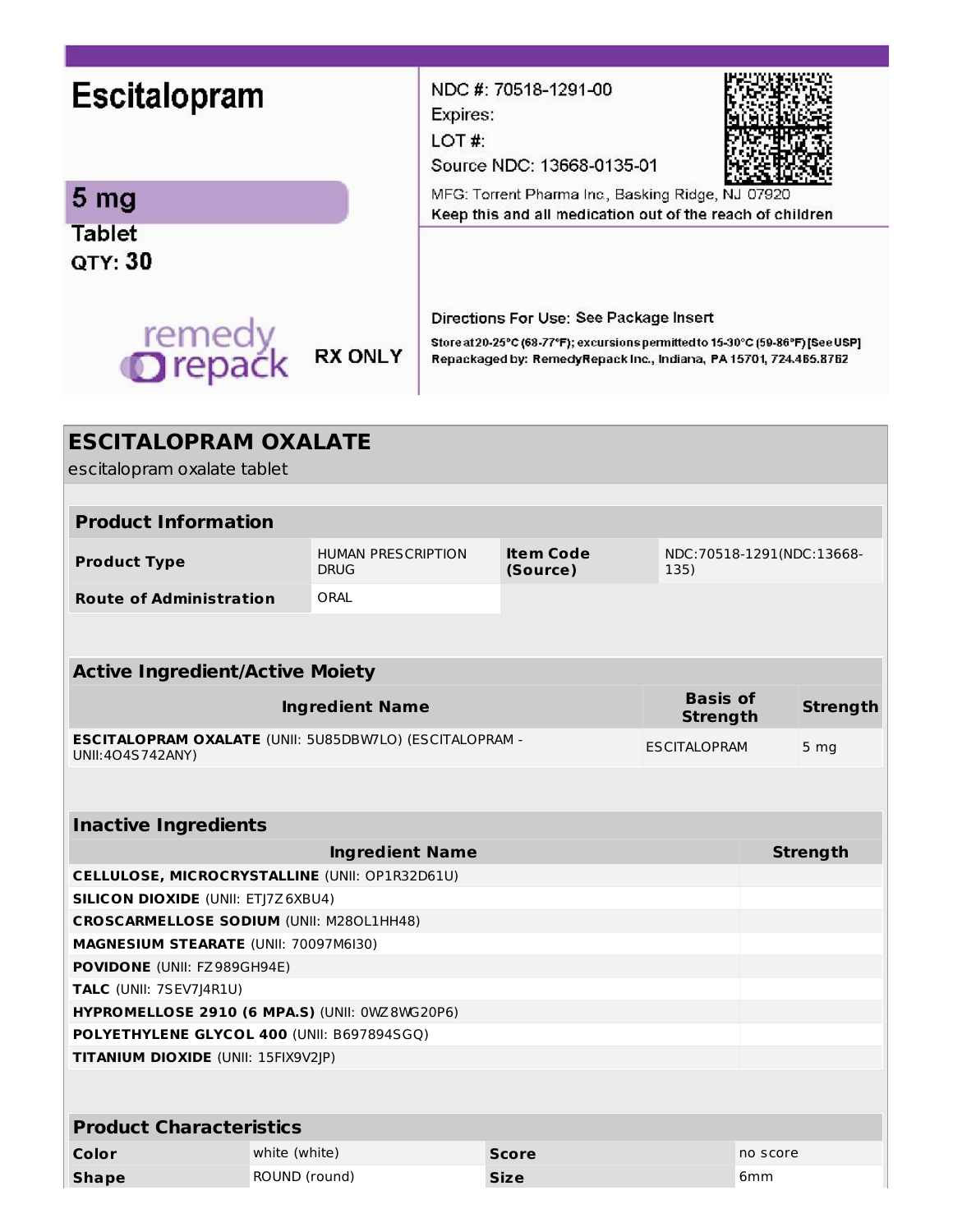**Escitalopram**

**5 mg**

**Tablet**

**QTY: 30**

remedy repack

RX ONLY

NDC #: 70518-1291-00

Expires:

LOT #:

Source NDC: 13668-0135-01

MFG: Torrent Pharma Inc., Basking Ridge, NJ 07920

**Keep this and all medication out of the reach of children**

Directions For Use: See Package Insert

**Store at 20-25°C (68-77°F); excursions permitted to 15-30°C (59-86°F) [See USP]**

**Repackaged by: RemedyRepack Inc., Indiana, PA 15701, 724.465.8762**

## ESCITALOPRAM OXALATE

escitalopram oxalate tablet

| **Product Information** | | | |
|---|---|---|---|
| **Product Type** | HUMAN PRESCRIPTION DRUG | **Item Code (Source)** | NDC:70518-1291(NDC:13668-135) |
| **Route of Administration** | ORAL | | |

| **Active Ingredient/Active Moiety** | | |
|---|---|---|
| **Ingredient Name** | **Basis of Strength** | **Strength** |
| **ESCITALOPRAM OXALATE** (UNII: 5U85DBW7LO) (ESCITALOPRAM - UNII:4O4S742ANY) | ESCITALOPRAM | 5 mg |

| **Inactive Ingredients** | |
|---|---|
| **Ingredient Name** | **Strength** |
| **CELLULOSE, MICROCRYSTALLINE** (UNII: OP1R32D61U) | |
| **SILICON DIOXIDE** (UNII: ETJ7Z6XBU4) | |
| **CROSCARMELLOSE SODIUM** (UNII: M28OL1HH48) | |
| **MAGNESIUM STEARATE** (UNII: 70097M6I30) | |
| **POVIDONE** (UNII: FZ989GH94E) | |
| **TALC** (UNII: 7SEV7J4R1U) | |
| **HYPROMELLOSE 2910 (6 MPA.S)** (UNII: 0WZ8WG20P6) | |
| **POLYETHYLENE GLYCOL 400** (UNII: B697894SGQ) | |
| **TITANIUM DIOXIDE** (UNII: 15FIX9V2JP) | |

| **Product Characteristics** | | | |
|---|---|---|---|
| **Color** | white (white) | **Score** | no score |
| **Shape** | ROUND (round) | **Size** | 6mm |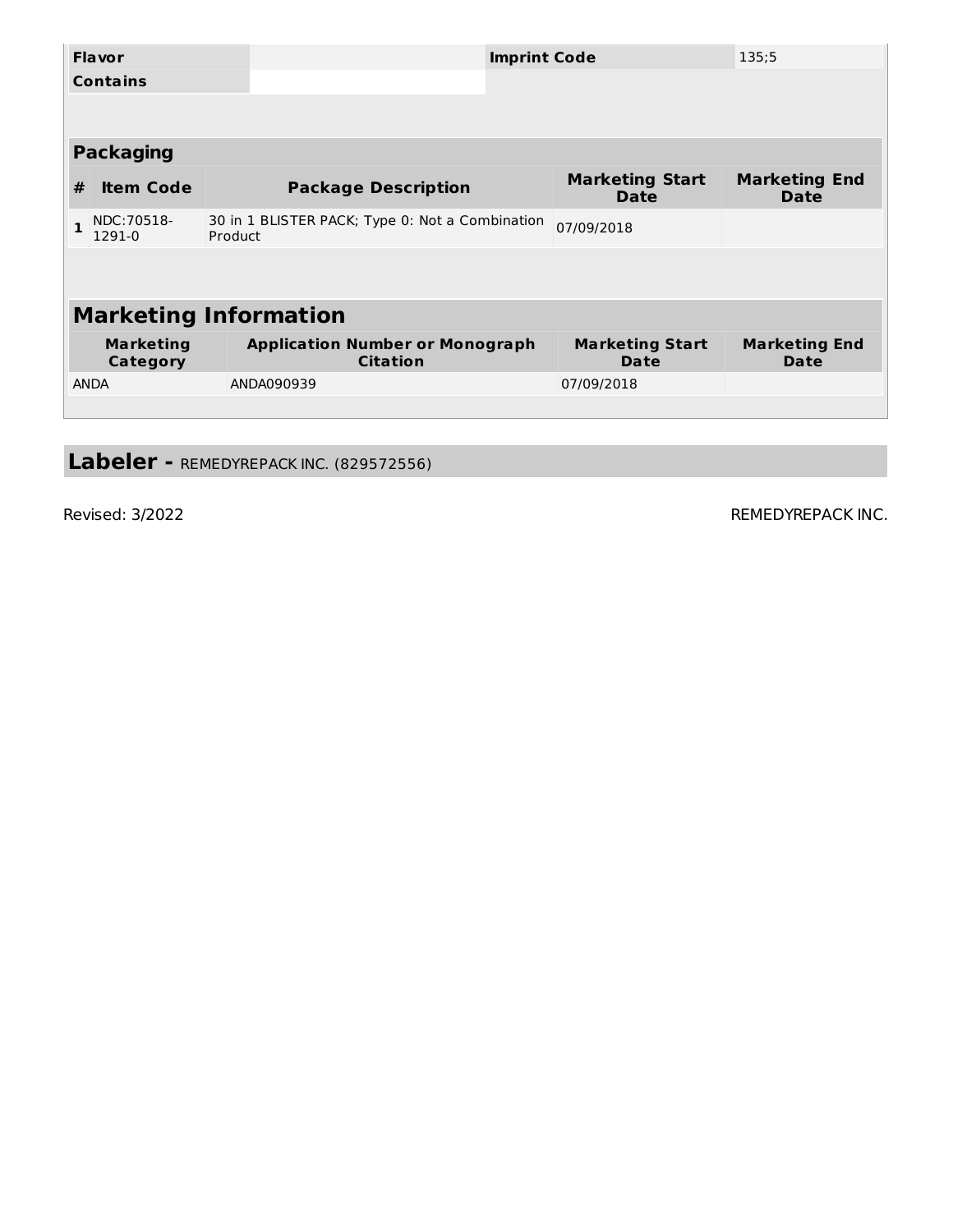| | | | |
|---|---|---|---|
| **Flavor** | | **Imprint Code** | 135;5 |
| **Contains** | | | |

## Packaging

| # | Item Code | Package Description | Marketing Start Date | Marketing End Date |
|---|---|---|---|---|
| 1 | NDC:70518-1291-0 | 30 in 1 BLISTER PACK; Type 0: Not a Combination Product | 07/09/2018 | |

## Marketing Information

| Marketing Category | Application Number or Monograph Citation | Marketing Start Date | Marketing End Date |
|---|---|---|---|
| ANDA | ANDA090939 | 07/09/2018 | |

## Labeler - REMEDYREPACK INC. (829572556)

Revised: 3/2022

REMEDYREPACK INC.